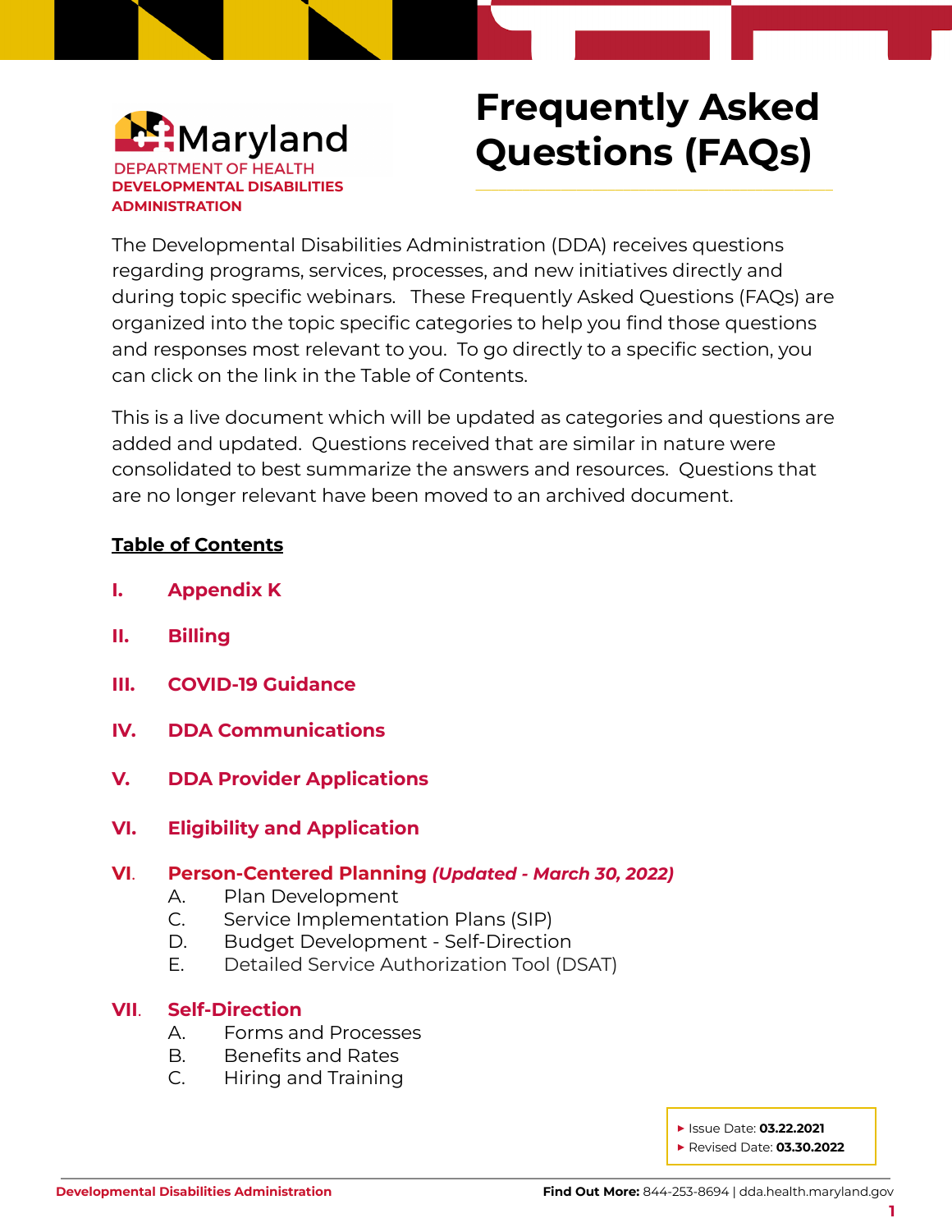Maryland
DEPARTMENT OF HEALTH
**DEVELOPMENTAL DISABILITIES ADMINISTRATION**

# Frequently Asked Questions (FAQs)

The Developmental Disabilities Administration (DDA) receives questions regarding programs, services, processes, and new initiatives directly and during topic specific webinars. These Frequently Asked Questions (FAQs) are organized into the topic specific categories to help you find those questions and responses most relevant to you. To go directly to a specific section, you can click on the link in the Table of Contents.

This is a live document which will be updated as categories and questions are added and updated. Questions received that are similar in nature were consolidated to best summarize the answers and resources. Questions that are no longer relevant have been moved to an archived document.

## Table of Contents

**I. Appendix K**

**II. Billing**

**III. COVID-19 Guidance**

**IV. DDA Communications**

**V. DDA Provider Applications**

**VI. Eligibility and Application**

**VI. Person-Centered Planning** ***(Updated - March 30, 2022)***
- A. Plan Development
- C. Service Implementation Plans (SIP)
- D. Budget Development - Self-Direction
- E. Detailed Service Authorization Tool (DSAT)

**VII. Self-Direction**
- A. Forms and Processes
- B. Benefits and Rates
- C. Hiring and Training

- Issue Date: **03.22.2021**
- Revised Date: **03.30.2022**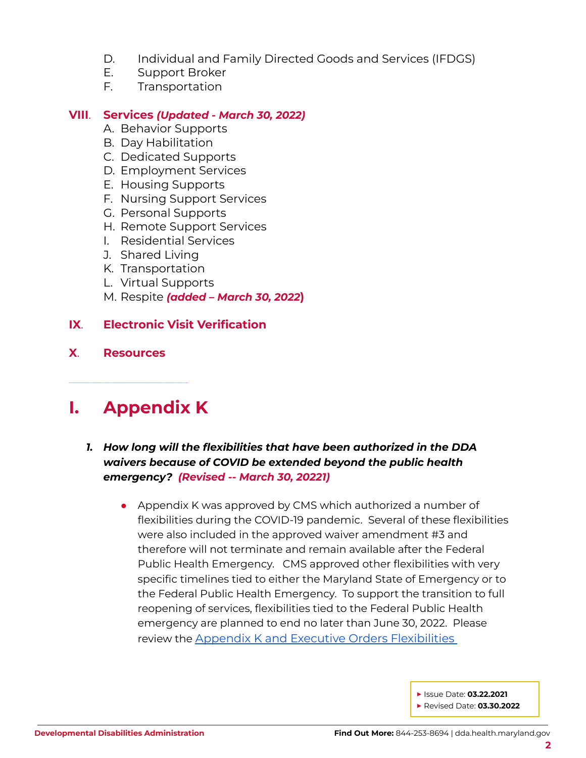D. Individual and Family Directed Goods and Services (IFDGS)
E. Support Broker
F. Transportation

**VIII. Services *(Updated - March 30, 2022)***

A. Behavior Supports
B. Day Habilitation
C. Dedicated Supports
D. Employment Services
E. Housing Supports
F. Nursing Support Services
G. Personal Supports
H. Remote Support Services
I. Residential Services
J. Shared Living
K. Transportation
L. Virtual Supports
M. Respite ***(added – March 30, 2022)***

**IX. Electronic Visit Verification**

**X. Resources**

---

# I. Appendix K

1. ***How long will the flexibilities that have been authorized in the DDA waivers because of COVID be extended beyond the public health emergency? (Revised -- March 30, 20221)***

   - Appendix K was approved by CMS which authorized a number of flexibilities during the COVID-19 pandemic. Several of these flexibilities were also included in the approved waiver amendment #3 and therefore will not terminate and remain available after the Federal Public Health Emergency. CMS approved other flexibilities with very specific timelines tied to either the Maryland State of Emergency or to the Federal Public Health Emergency. To support the transition to full reopening of services, flexibilities tied to the Federal Public Health emergency are planned to end no later than June 30, 2022. Please review the Appendix K and Executive Orders Flexibilities

- Issue Date: **03.22.2021**
- Revised Date: **03.30.2022**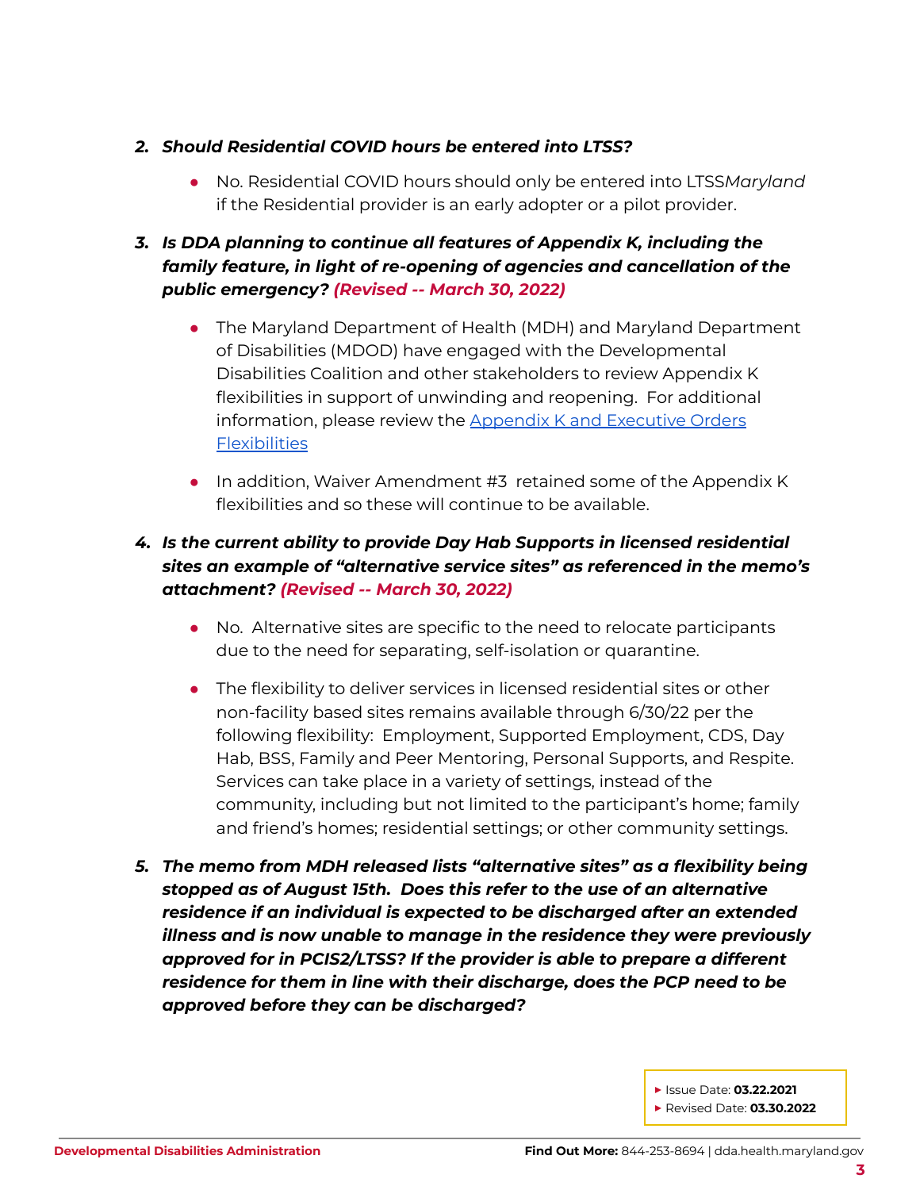2. ***Should Residential COVID hours be entered into LTSS?***

    - No. Residential COVID hours should only be entered into LTSS*Maryland* if the Residential provider is an early adopter or a pilot provider.

3. ***Is DDA planning to continue all features of Appendix K, including the family feature, in light of re-opening of agencies and cancellation of the public emergency? (Revised -- March 30, 2022)***

    - The Maryland Department of Health (MDH) and Maryland Department of Disabilities (MDOD) have engaged with the Developmental Disabilities Coalition and other stakeholders to review Appendix K flexibilities in support of unwinding and reopening. For additional information, please review the [Appendix K and Executive Orders Flexibilities]
    - In addition, Waiver Amendment #3 retained some of the Appendix K flexibilities and so these will continue to be available.

4. ***Is the current ability to provide Day Hab Supports in licensed residential sites an example of "alternative service sites" as referenced in the memo's attachment? (Revised -- March 30, 2022)***

    - No. Alternative sites are specific to the need to relocate participants due to the need for separating, self-isolation or quarantine.
    - The flexibility to deliver services in licensed residential sites or other non-facility based sites remains available through 6/30/22 per the following flexibility: Employment, Supported Employment, CDS, Day Hab, BSS, Family and Peer Mentoring, Personal Supports, and Respite. Services can take place in a variety of settings, instead of the community, including but not limited to the participant's home; family and friend's homes; residential settings; or other community settings.

5. ***The memo from MDH released lists "alternative sites" as a flexibility being stopped as of August 15th. Does this refer to the use of an alternative residence if an individual is expected to be discharged after an extended illness and is now unable to manage in the residence they were previously approved for in PCIS2/LTSS? If the provider is able to prepare a different residence for them in line with their discharge, does the PCP need to be approved before they can be discharged?***

- Issue Date: **03.22.2021**
- Revised Date: **03.30.2022**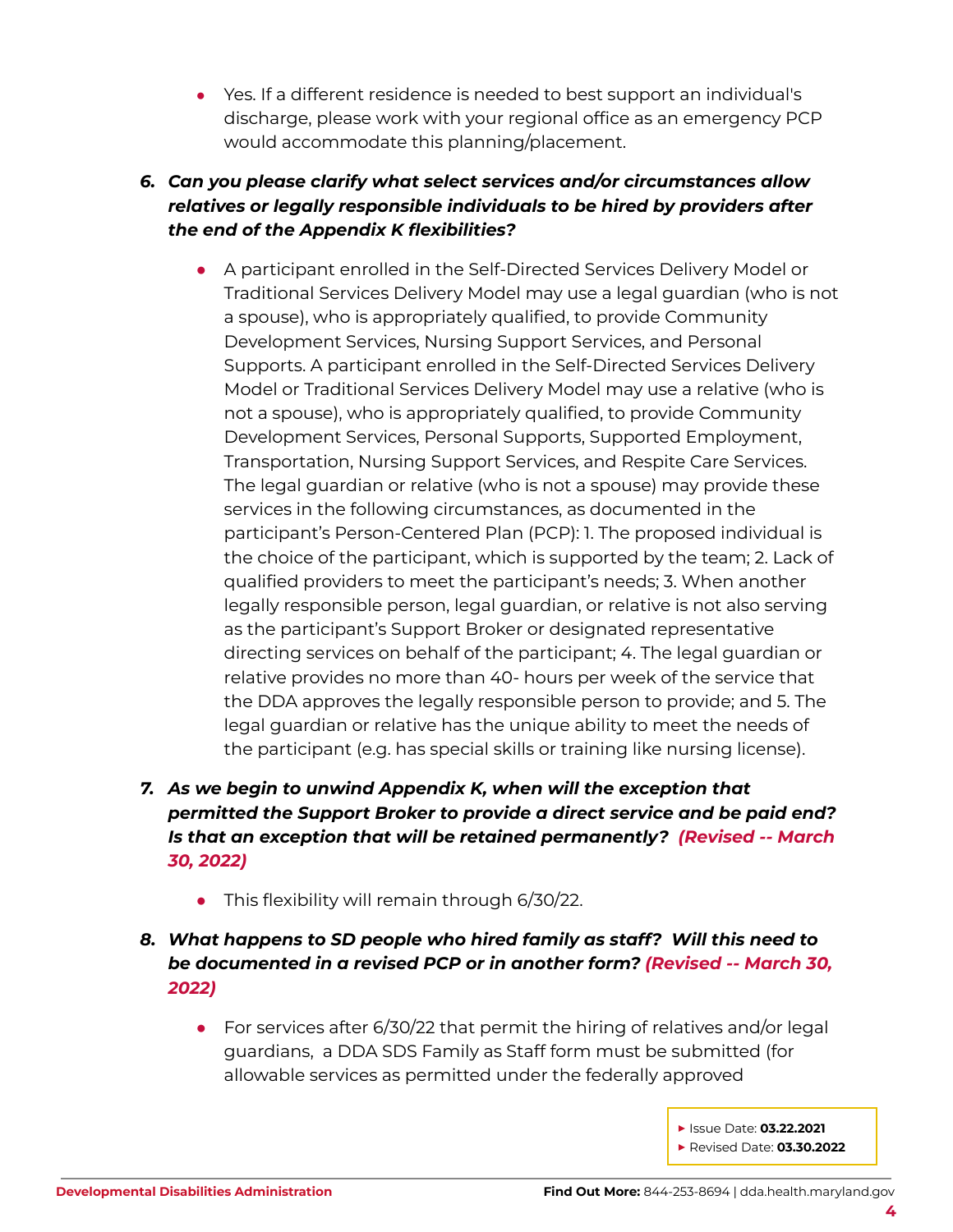- Yes. If a different residence is needed to best support an individual's discharge, please work with your regional office as an emergency PCP would accommodate this planning/placement.

6. ***Can you please clarify what select services and/or circumstances allow relatives or legally responsible individuals to be hired by providers after the end of the Appendix K flexibilities?***

   - A participant enrolled in the Self-Directed Services Delivery Model or Traditional Services Delivery Model may use a legal guardian (who is not a spouse), who is appropriately qualified, to provide Community Development Services, Nursing Support Services, and Personal Supports. A participant enrolled in the Self-Directed Services Delivery Model or Traditional Services Delivery Model may use a relative (who is not a spouse), who is appropriately qualified, to provide Community Development Services, Personal Supports, Supported Employment, Transportation, Nursing Support Services, and Respite Care Services. The legal guardian or relative (who is not a spouse) may provide these services in the following circumstances, as documented in the participant's Person-Centered Plan (PCP): 1. The proposed individual is the choice of the participant, which is supported by the team; 2. Lack of qualified providers to meet the participant's needs; 3. When another legally responsible person, legal guardian, or relative is not also serving as the participant's Support Broker or designated representative directing services on behalf of the participant; 4. The legal guardian or relative provides no more than 40- hours per week of the service that the DDA approves the legally responsible person to provide; and 5. The legal guardian or relative has the unique ability to meet the needs of the participant (e.g. has special skills or training like nursing license).

7. ***As we begin to unwind Appendix K, when will the exception that permitted the Support Broker to provide a direct service and be paid end? Is that an exception that will be retained permanently? (Revised -- March 30, 2022)***

   - This flexibility will remain through 6/30/22.

8. ***What happens to SD people who hired family as staff? Will this need to be documented in a revised PCP or in another form? (Revised -- March 30, 2022)***

   - For services after 6/30/22 that permit the hiring of relatives and/or legal guardians, a DDA SDS Family as Staff form must be submitted (for allowable services as permitted under the federally approved

▸ Issue Date: **03.22.2021**
▸ Revised Date: **03.30.2022**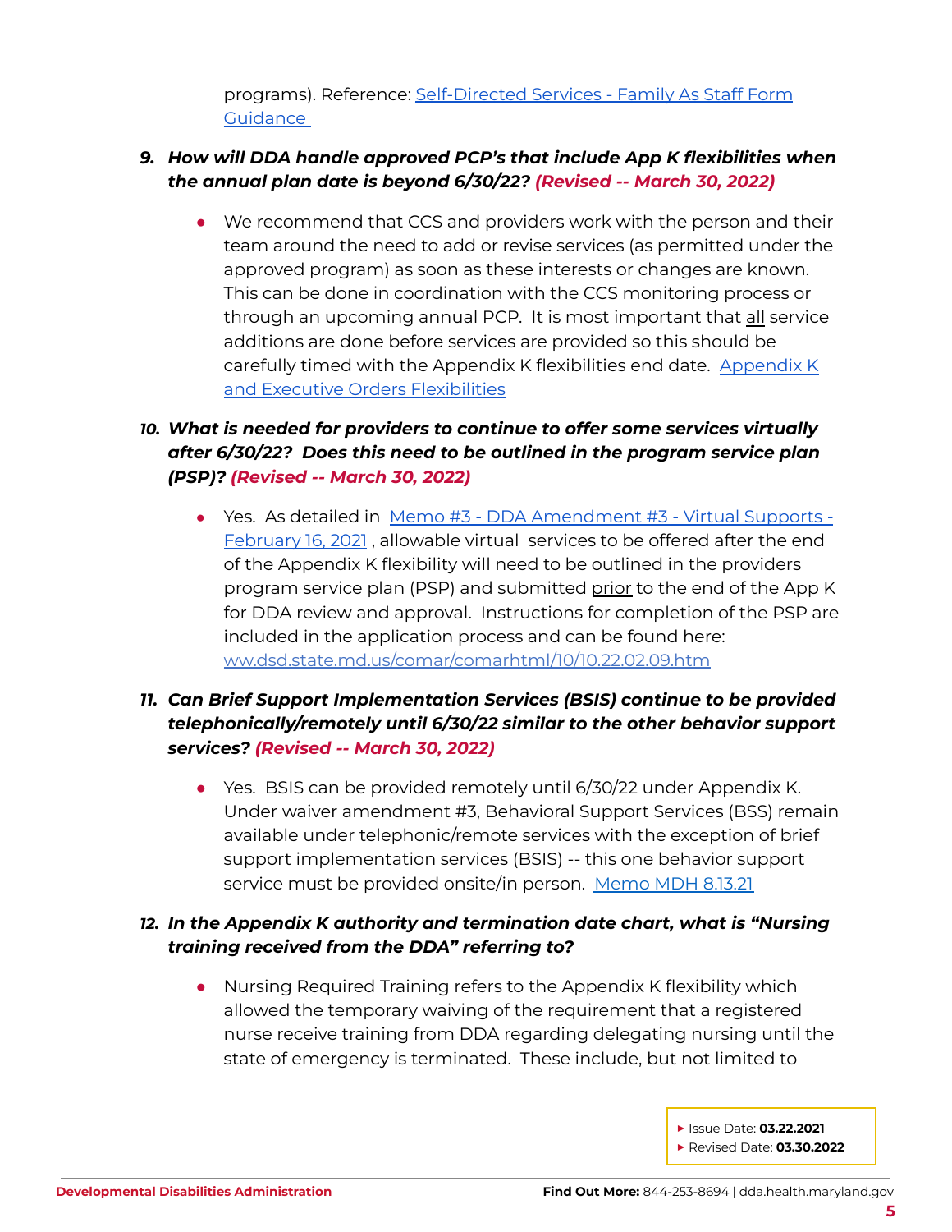programs). Reference: [Self-Directed Services - Family As Staff Form Guidance](#)

9. ***How will DDA handle approved PCP's that include App K flexibilities when the annual plan date is beyond 6/30/22? (Revised -- March 30, 2022)***

   - We recommend that CCS and providers work with the person and their team around the need to add or revise services (as permitted under the approved program) as soon as these interests or changes are known. This can be done in coordination with the CCS monitoring process or through an upcoming annual PCP. It is most important that <u>all</u> service additions are done before services are provided so this should be carefully timed with the Appendix K flexibilities end date. [Appendix K and Executive Orders Flexibilities](#)

10. ***What is needed for providers to continue to offer some services virtually after 6/30/22? Does this need to be outlined in the program service plan (PSP)? (Revised -- March 30, 2022)***

    - Yes. As detailed in [Memo #3 - DDA Amendment #3 - Virtual Supports - February 16, 2021](#) , allowable virtual services to be offered after the end of the Appendix K flexibility will need to be outlined in the providers program service plan (PSP) and submitted <u>prior</u> to the end of the App K for DDA review and approval. Instructions for completion of the PSP are included in the application process and can be found here: [ww.dsd.state.md.us/comar/comarhtml/10/10.22.02.09.htm](#)

11. ***Can Brief Support Implementation Services (BSIS) continue to be provided telephonically/remotely until 6/30/22 similar to the other behavior support services? (Revised -- March 30, 2022)***

    - Yes. BSIS can be provided remotely until 6/30/22 under Appendix K. Under waiver amendment #3, Behavioral Support Services (BSS) remain available under telephonic/remote services with the exception of brief support implementation services (BSIS) -- this one behavior support service must be provided onsite/in person. [Memo MDH 8.13.21](#)

12. ***In the Appendix K authority and termination date chart, what is "Nursing training received from the DDA" referring to?***

    - Nursing Required Training refers to the Appendix K flexibility which allowed the temporary waiving of the requirement that a registered nurse receive training from DDA regarding delegating nursing until the state of emergency is terminated. These include, but not limited to

▸ Issue Date: **03.22.2021**
▸ Revised Date: **03.30.2022**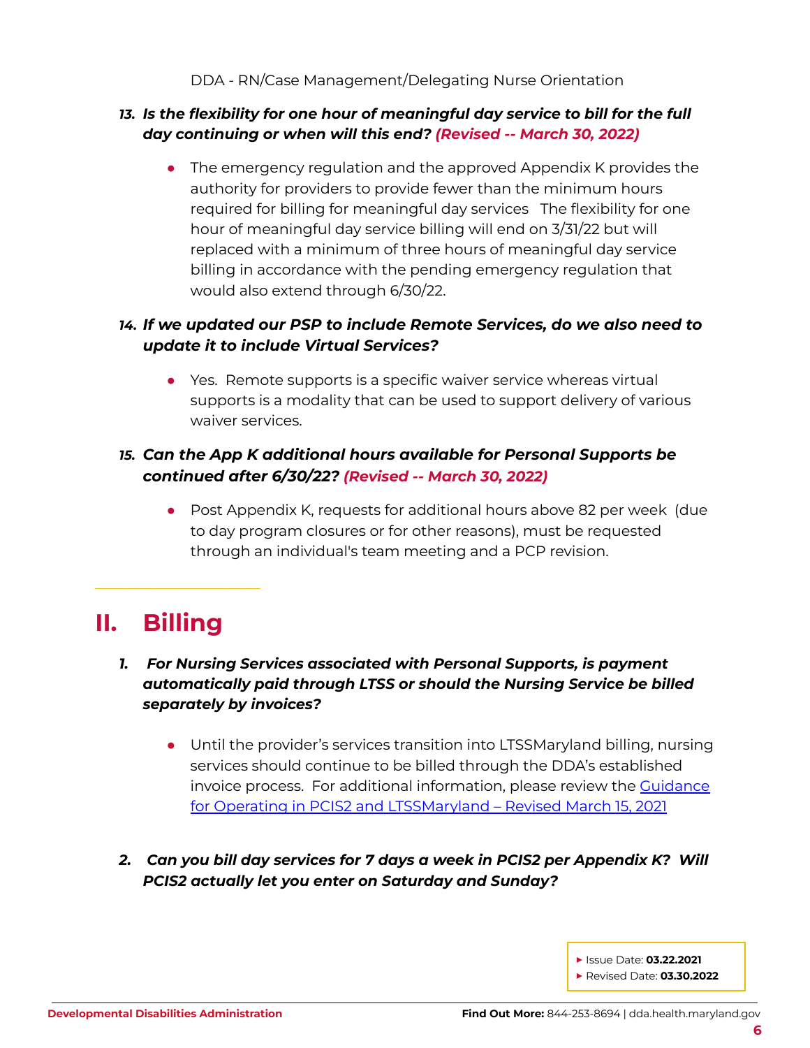DDA - RN/Case Management/Delegating Nurse Orientation

13. ***Is the flexibility for one hour of meaningful day service to bill for the full day continuing or when will this end? (Revised -- March 30, 2022)***

    - The emergency regulation and the approved Appendix K provides the authority for providers to provide fewer than the minimum hours required for billing for meaningful day services   The flexibility for one hour of meaningful day service billing will end on 3/31/22 but will replaced with a minimum of three hours of meaningful day service billing in accordance with the pending emergency regulation that would also extend through 6/30/22.

14. ***If we updated our PSP to include Remote Services, do we also need to update it to include Virtual Services?***

    - Yes.  Remote supports is a specific waiver service whereas virtual supports is a modality that can be used to support delivery of various waiver services.

15. ***Can the App K additional hours available for Personal Supports be continued after 6/30/22? (Revised -- March 30, 2022)***

    - Post Appendix K, requests for additional hours above 82 per week  (due to day program closures or for other reasons), must be requested through an individual's team meeting and a PCP revision.

## II. Billing

1. ***For Nursing Services associated with Personal Supports, is payment automatically paid through LTSS or should the Nursing Service be billed separately by invoices?***

    - Until the provider's services transition into LTSSMaryland billing, nursing services should continue to be billed through the DDA's established invoice process.  For additional information, please review the Guidance for Operating in PCIS2 and LTSSMaryland – Revised March 15, 2021

2. ***Can you bill day services for 7 days a week in PCIS2 per Appendix K?  Will PCIS2 actually let you enter on Saturday and Sunday?***

- Issue Date: **03.22.2021**
- Revised Date: **03.30.2022**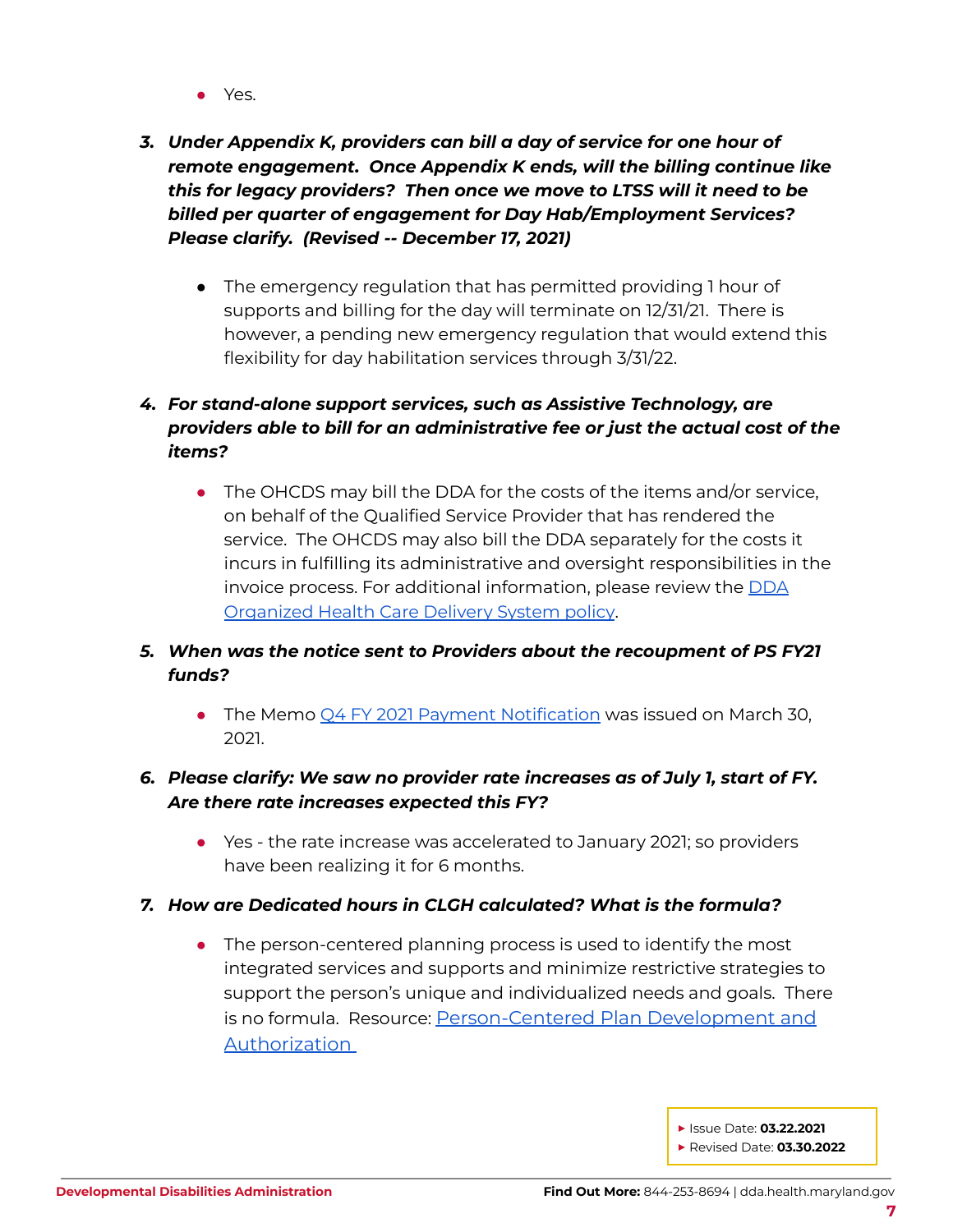- Yes.

3. ***Under Appendix K, providers can bill a day of service for one hour of remote engagement. Once Appendix K ends, will the billing continue like this for legacy providers? Then once we move to LTSS will it need to be billed per quarter of engagement for Day Hab/Employment Services? Please clarify. (Revised -- December 17, 2021)***

   - The emergency regulation that has permitted providing 1 hour of supports and billing for the day will terminate on 12/31/21. There is however, a pending new emergency regulation that would extend this flexibility for day habilitation services through 3/31/22.

4. ***For stand-alone support services, such as Assistive Technology, are providers able to bill for an administrative fee or just the actual cost of the items?***

   - The OHCDS may bill the DDA for the costs of the items and/or service, on behalf of the Qualified Service Provider that has rendered the service. The OHCDS may also bill the DDA separately for the costs it incurs in fulfilling its administrative and oversight responsibilities in the invoice process. For additional information, please review the DDA Organized Health Care Delivery System policy.

5. ***When was the notice sent to Providers about the recoupment of PS FY21 funds?***

   - The Memo Q4 FY 2021 Payment Notification was issued on March 30, 2021.

6. ***Please clarify: We saw no provider rate increases as of July 1, start of FY. Are there rate increases expected this FY?***

   - Yes - the rate increase was accelerated to January 2021; so providers have been realizing it for 6 months.

7. ***How are Dedicated hours in CLGH calculated? What is the formula?***

   - The person-centered planning process is used to identify the most integrated services and supports and minimize restrictive strategies to support the person's unique and individualized needs and goals. There is no formula. Resource: Person-Centered Plan Development and Authorization

- Issue Date: **03.22.2021**
- Revised Date: **03.30.2022**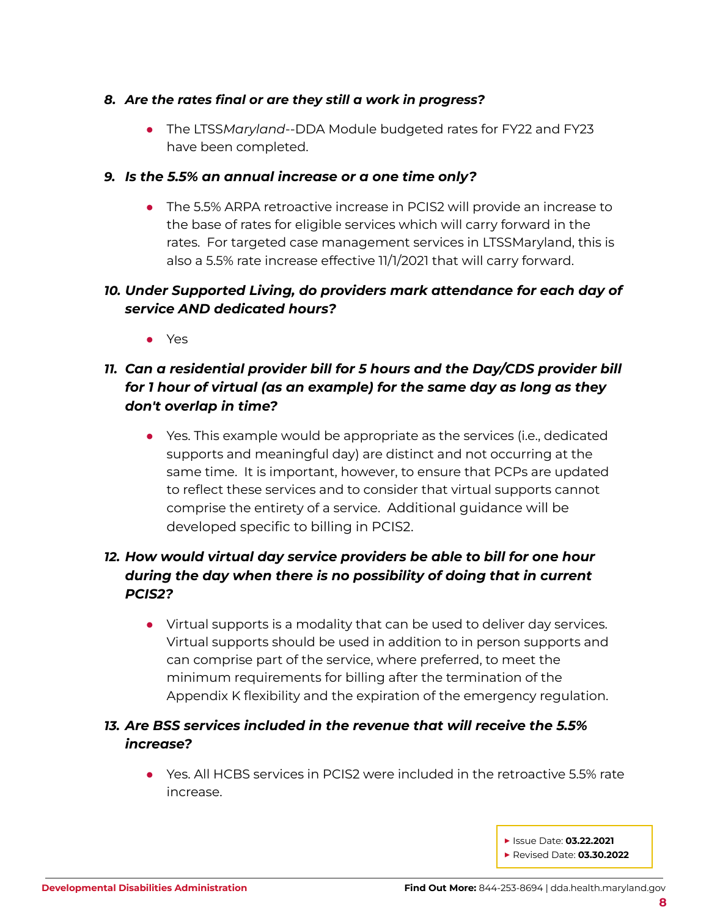8. ***Are the rates final or are they still a work in progress?***

   - The LTSS*Maryland*--DDA Module budgeted rates for FY22 and FY23 have been completed.

9. ***Is the 5.5% an annual increase or a one time only?***

   - The 5.5% ARPA retroactive increase in PCIS2 will provide an increase to the base of rates for eligible services which will carry forward in the rates. For targeted case management services in LTSSMaryland, this is also a 5.5% rate increase effective 11/1/2021 that will carry forward.

10. ***Under Supported Living, do providers mark attendance for each day of service AND dedicated hours?***

    - Yes

11. ***Can a residential provider bill for 5 hours and the Day/CDS provider bill for 1 hour of virtual (as an example) for the same day as long as they don't overlap in time?***

    - Yes. This example would be appropriate as the services (i.e., dedicated supports and meaningful day) are distinct and not occurring at the same time. It is important, however, to ensure that PCPs are updated to reflect these services and to consider that virtual supports cannot comprise the entirety of a service. Additional guidance will be developed specific to billing in PCIS2.

12. ***How would virtual day service providers be able to bill for one hour during the day when there is no possibility of doing that in current PCIS2?***

    - Virtual supports is a modality that can be used to deliver day services. Virtual supports should be used in addition to in person supports and can comprise part of the service, where preferred, to meet the minimum requirements for billing after the termination of the Appendix K flexibility and the expiration of the emergency regulation.

13. ***Are BSS services included in the revenue that will receive the 5.5% increase?***

    - Yes. All HCBS services in PCIS2 were included in the retroactive 5.5% rate increase.

- Issue Date: **03.22.2021**
- Revised Date: **03.30.2022**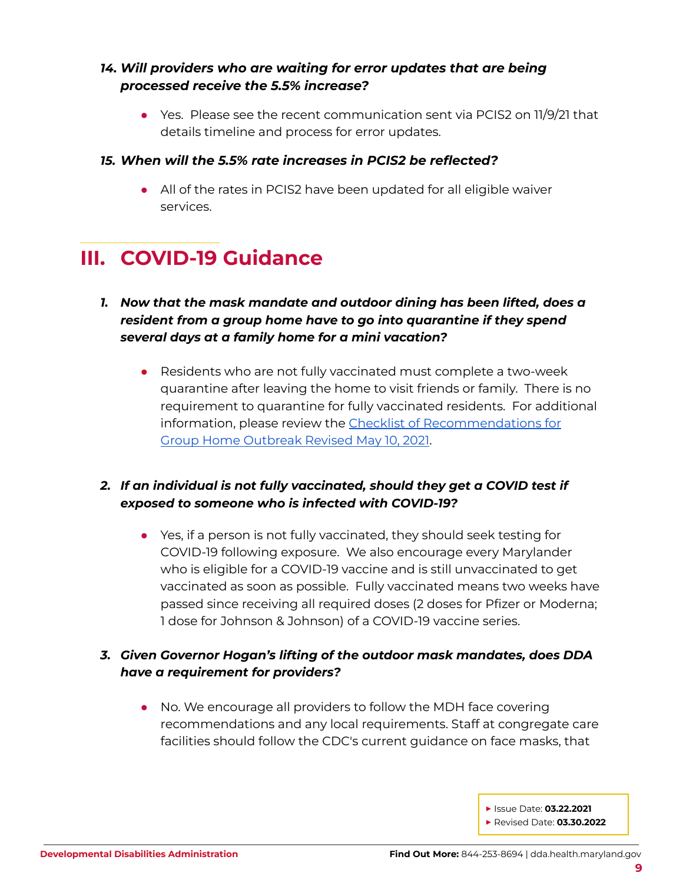***14. Will providers who are waiting for error updates that are being processed receive the 5.5% increase?***

- Yes. Please see the recent communication sent via PCIS2 on 11/9/21 that details timeline and process for error updates.

***15. When will the 5.5% rate increases in PCIS2 be reflected?***

- All of the rates in PCIS2 have been updated for all eligible waiver services.

## III. COVID-19 Guidance

***1. Now that the mask mandate and outdoor dining has been lifted, does a resident from a group home have to go into quarantine if they spend several days at a family home for a mini vacation?***

- Residents who are not fully vaccinated must complete a two-week quarantine after leaving the home to visit friends or family. There is no requirement to quarantine for fully vaccinated residents. For additional information, please review the Checklist of Recommendations for Group Home Outbreak Revised May 10, 2021.

***2. If an individual is not fully vaccinated, should they get a COVID test if exposed to someone who is infected with COVID-19?***

- Yes, if a person is not fully vaccinated, they should seek testing for COVID-19 following exposure. We also encourage every Marylander who is eligible for a COVID-19 vaccine and is still unvaccinated to get vaccinated as soon as possible. Fully vaccinated means two weeks have passed since receiving all required doses (2 doses for Pfizer or Moderna; 1 dose for Johnson & Johnson) of a COVID-19 vaccine series.

***3. Given Governor Hogan's lifting of the outdoor mask mandates, does DDA have a requirement for providers?***

- No. We encourage all providers to follow the MDH face covering recommendations and any local requirements. Staff at congregate care facilities should follow the CDC's current guidance on face masks, that

▸ Issue Date: **03.22.2021**
▸ Revised Date: **03.30.2022**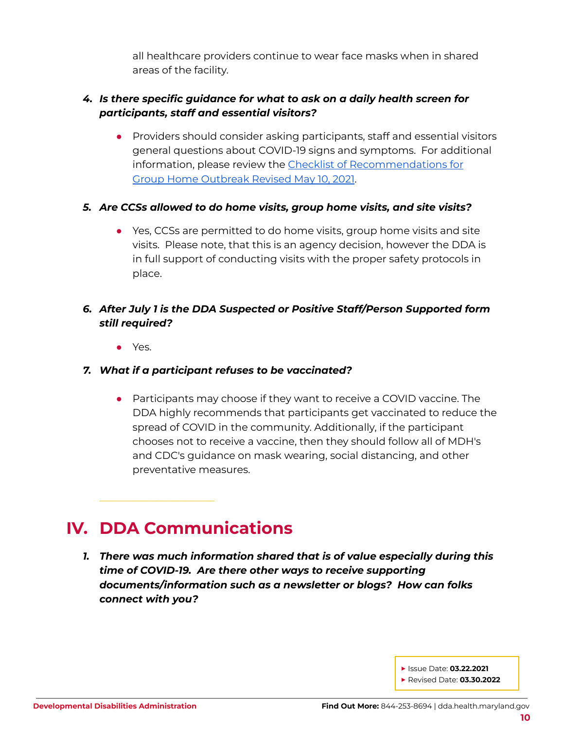all healthcare providers continue to wear face masks when in shared areas of the facility.

4. ***Is there specific guidance for what to ask on a daily health screen for participants, staff and essential visitors?***

   - Providers should consider asking participants, staff and essential visitors general questions about COVID-19 signs and symptoms. For additional information, please review the [Checklist of Recommendations for Group Home Outbreak Revised May 10, 2021]().

5. ***Are CCSs allowed to do home visits, group home visits, and site visits?***

   - Yes, CCSs are permitted to do home visits, group home visits and site visits. Please note, that this is an agency decision, however the DDA is in full support of conducting visits with the proper safety protocols in place.

6. ***After July 1 is the DDA Suspected or Positive Staff/Person Supported form still required?***

   - Yes.

7. ***What if a participant refuses to be vaccinated?***

   - Participants may choose if they want to receive a COVID vaccine. The DDA highly recommends that participants get vaccinated to reduce the spread of COVID in the community. Additionally, if the participant chooses not to receive a vaccine, then they should follow all of MDH's and CDC's guidance on mask wearing, social distancing, and other preventative measures.

---

# IV. DDA Communications

1. ***There was much information shared that is of value especially during this time of COVID-19. Are there other ways to receive supporting documents/information such as a newsletter or blogs? How can folks connect with you?***

- Issue Date: **03.22.2021**
- Revised Date: **03.30.2022**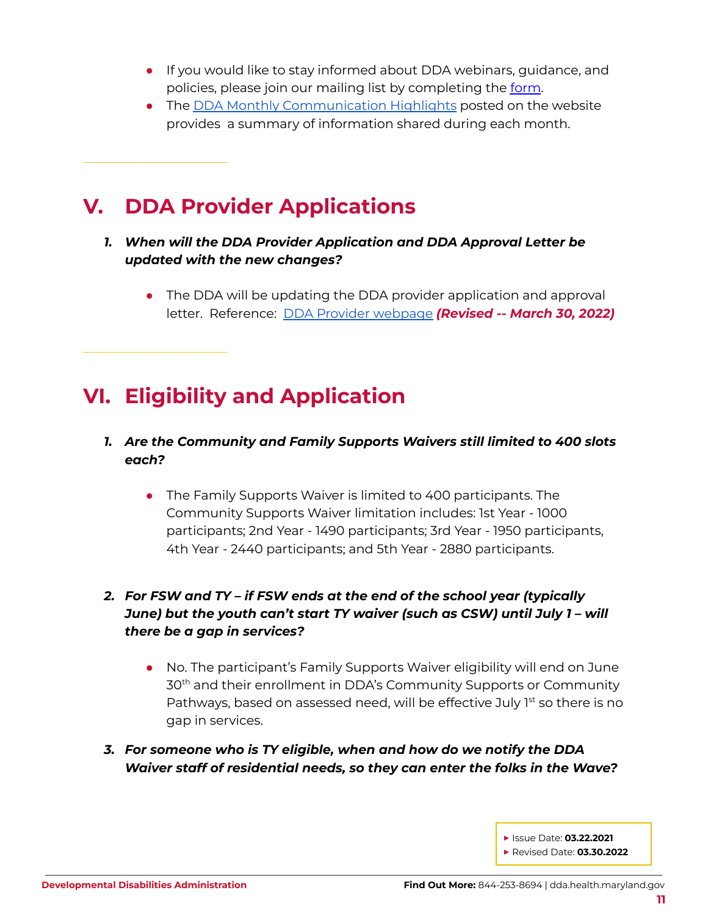- If you would like to stay informed about DDA webinars, guidance, and policies, please join our mailing list by completing the form.
- The DDA Monthly Communication Highlights posted on the website provides a summary of information shared during each month.

## V. DDA Provider Applications

1. ***When will the DDA Provider Application and DDA Approval Letter be updated with the new changes?***

    - The DDA will be updating the DDA provider application and approval letter. Reference: DDA Provider webpage ***(Revised -- March 30, 2022)***

## VI. Eligibility and Application

1. ***Are the Community and Family Supports Waivers still limited to 400 slots each?***

    - The Family Supports Waiver is limited to 400 participants. The Community Supports Waiver limitation includes: 1st Year - 1000 participants; 2nd Year - 1490 participants; 3rd Year - 1950 participants, 4th Year - 2440 participants; and 5th Year - 2880 participants.

2. ***For FSW and TY – if FSW ends at the end of the school year (typically June) but the youth can't start TY waiver (such as CSW) until July 1 – will there be a gap in services?***

    - No. The participant's Family Supports Waiver eligibility will end on June 30th and their enrollment in DDA's Community Supports or Community Pathways, based on assessed need, will be effective July 1st so there is no gap in services.

3. ***For someone who is TY eligible, when and how do we notify the DDA Waiver staff of residential needs, so they can enter the folks in the Wave?***

- Issue Date: **03.22.2021**
- Revised Date: **03.30.2022**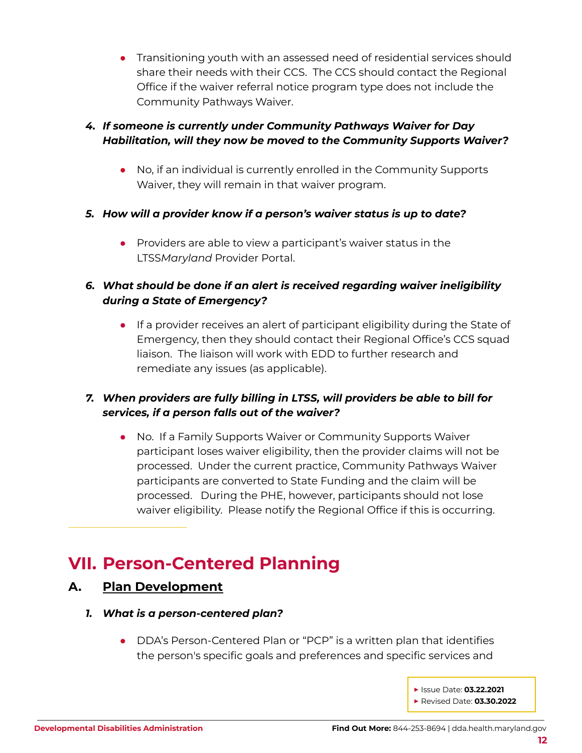- Transitioning youth with an assessed need of residential services should share their needs with their CCS. The CCS should contact the Regional Office if the waiver referral notice program type does not include the Community Pathways Waiver.

4. ***If someone is currently under Community Pathways Waiver for Day Habilitation, will they now be moved to the Community Supports Waiver?***

   - No, if an individual is currently enrolled in the Community Supports Waiver, they will remain in that waiver program.

5. ***How will a provider know if a person's waiver status is up to date?***

   - Providers are able to view a participant's waiver status in the LTSS*Maryland* Provider Portal.

6. ***What should be done if an alert is received regarding waiver ineligibility during a State of Emergency?***

   - If a provider receives an alert of participant eligibility during the State of Emergency, then they should contact their Regional Office's CCS squad liaison. The liaison will work with EDD to further research and remediate any issues (as applicable).

7. ***When providers are fully billing in LTSS, will providers be able to bill for services, if a person falls out of the waiver?***

   - No. If a Family Supports Waiver or Community Supports Waiver participant loses waiver eligibility, then the provider claims will not be processed. Under the current practice, Community Pathways Waiver participants are converted to State Funding and the claim will be processed. During the PHE, however, participants should not lose waiver eligibility. Please notify the Regional Office if this is occurring.

# VII. Person-Centered Planning

## A. Plan Development

1. ***What is a person-centered plan?***

   - DDA's Person-Centered Plan or "PCP" is a written plan that identifies the person's specific goals and preferences and specific services and

▸ Issue Date: **03.22.2021**
▸ Revised Date: **03.30.2022**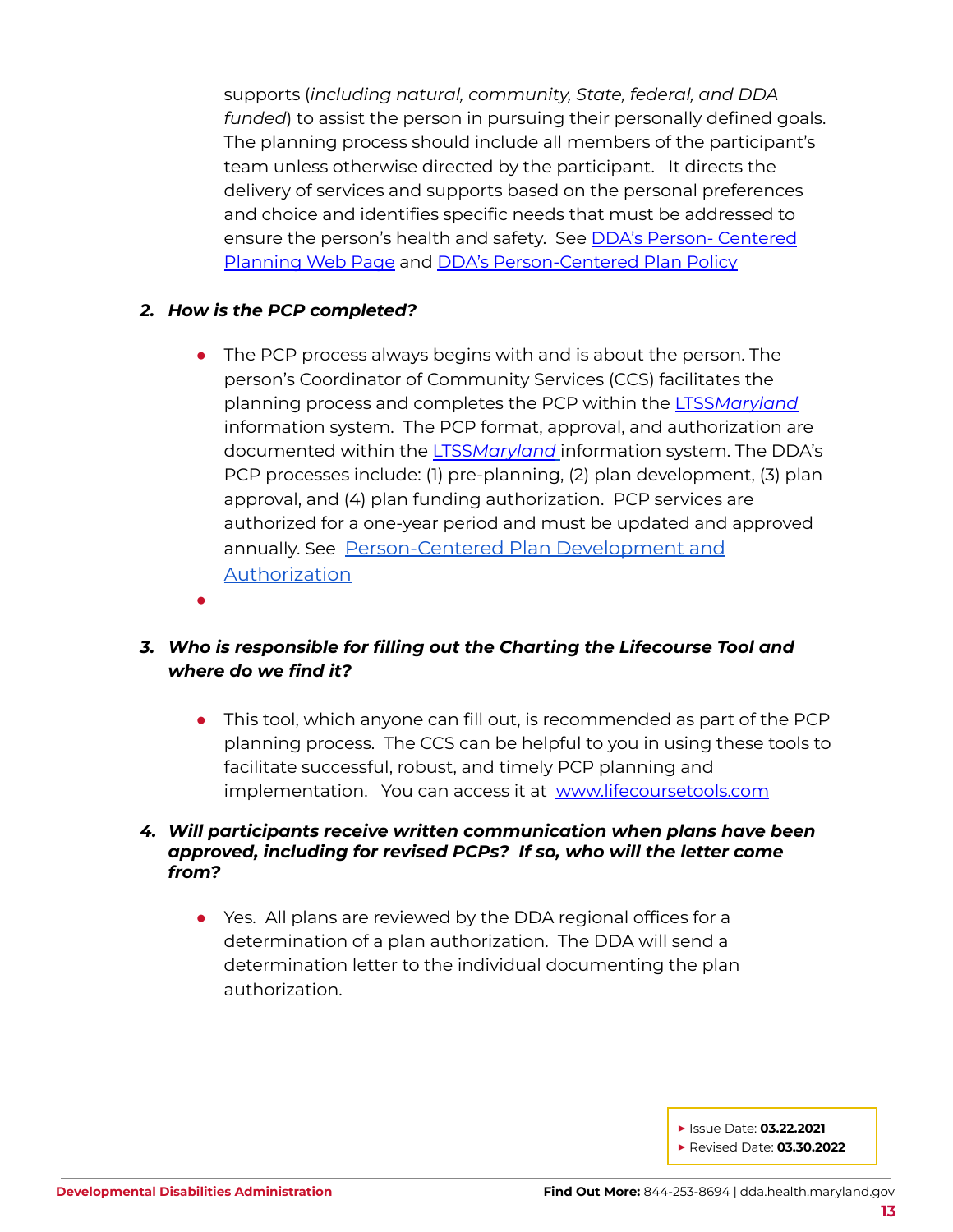supports (*including natural, community, State, federal, and DDA funded*) to assist the person in pursuing their personally defined goals. The planning process should include all members of the participant's team unless otherwise directed by the participant. It directs the delivery of services and supports based on the personal preferences and choice and identifies specific needs that must be addressed to ensure the person's health and safety. See [DDA's Person- Centered Planning Web Page]() and [DDA's Person-Centered Plan Policy]()

2. ***How is the PCP completed?***

   - The PCP process always begins with and is about the person. The person's Coordinator of Community Services (CCS) facilitates the planning process and completes the PCP within the [LTSS*Maryland*]() information system. The PCP format, approval, and authorization are documented within the [LTSS*Maryland*]() information system. The DDA's PCP processes include: (1) pre-planning, (2) plan development, (3) plan approval, and (4) plan funding authorization. PCP services are authorized for a one-year period and must be updated and approved annually. See [Person-Centered Plan Development and Authorization]()
   - 

3. ***Who is responsible for filling out the Charting the Lifecourse Tool and where do we find it?***

   - This tool, which anyone can fill out, is recommended as part of the PCP planning process. The CCS can be helpful to you in using these tools to facilitate successful, robust, and timely PCP planning and implementation. You can access it at [www.lifecoursetools.com]()

4. ***Will participants receive written communication when plans have been approved, including for revised PCPs? If so, who will the letter come from?***

   - Yes. All plans are reviewed by the DDA regional offices for a determination of a plan authorization. The DDA will send a determination letter to the individual documenting the plan authorization.

▸ Issue Date: **03.22.2021**
▸ Revised Date: **03.30.2022**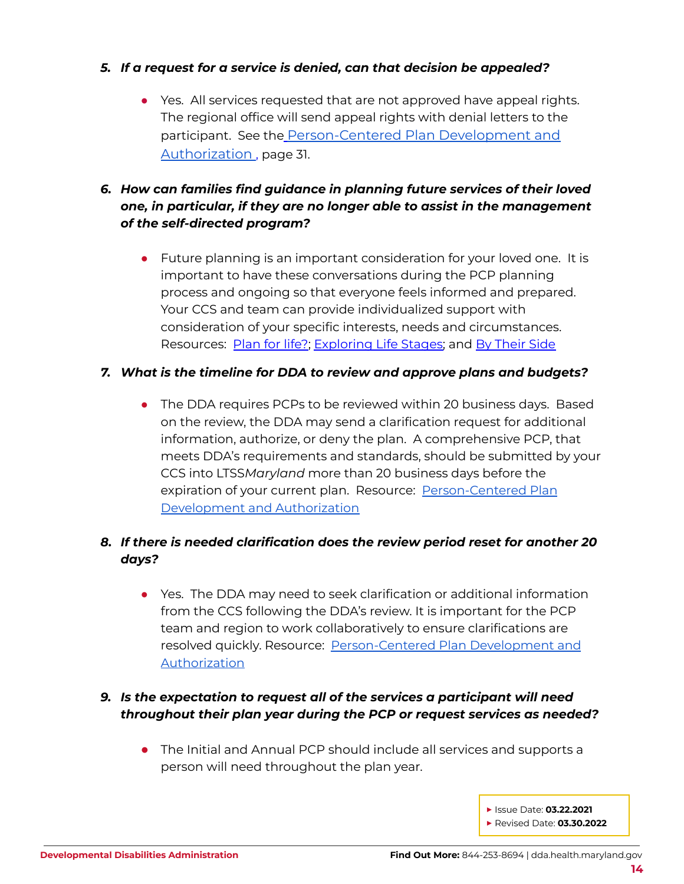5. ***If a request for a service is denied, can that decision be appealed?***

   - Yes. All services requested that are not approved have appeal rights. The regional office will send appeal rights with denial letters to the participant. See the [Person-Centered Plan Development and Authorization](), page 31.

6. ***How can families find guidance in planning future services of their loved one, in particular, if they are no longer able to assist in the management of the self-directed program?***

   - Future planning is an important consideration for your loved one. It is important to have these conversations during the PCP planning process and ongoing so that everyone feels informed and prepared. Your CCS and team can provide individualized support with consideration of your specific interests, needs and circumstances. Resources: [Plan for life?](); [Exploring Life Stages](); and [By Their Side]()

7. ***What is the timeline for DDA to review and approve plans and budgets?***

   - The DDA requires PCPs to be reviewed within 20 business days. Based on the review, the DDA may send a clarification request for additional information, authorize, or deny the plan. A comprehensive PCP, that meets DDA's requirements and standards, should be submitted by your CCS into LTSS*Maryland* more than 20 business days before the expiration of your current plan. Resource: [Person-Centered Plan Development and Authorization]()

8. ***If there is needed clarification does the review period reset for another 20 days?***

   - Yes. The DDA may need to seek clarification or additional information from the CCS following the DDA's review. It is important for the PCP team and region to work collaboratively to ensure clarifications are resolved quickly. Resource: [Person-Centered Plan Development and Authorization]()

9. ***Is the expectation to request all of the services a participant will need throughout their plan year during the PCP or request services as needed?***

   - The Initial and Annual PCP should include all services and supports a person will need throughout the plan year.

- Issue Date: **03.22.2021**
- Revised Date: **03.30.2022**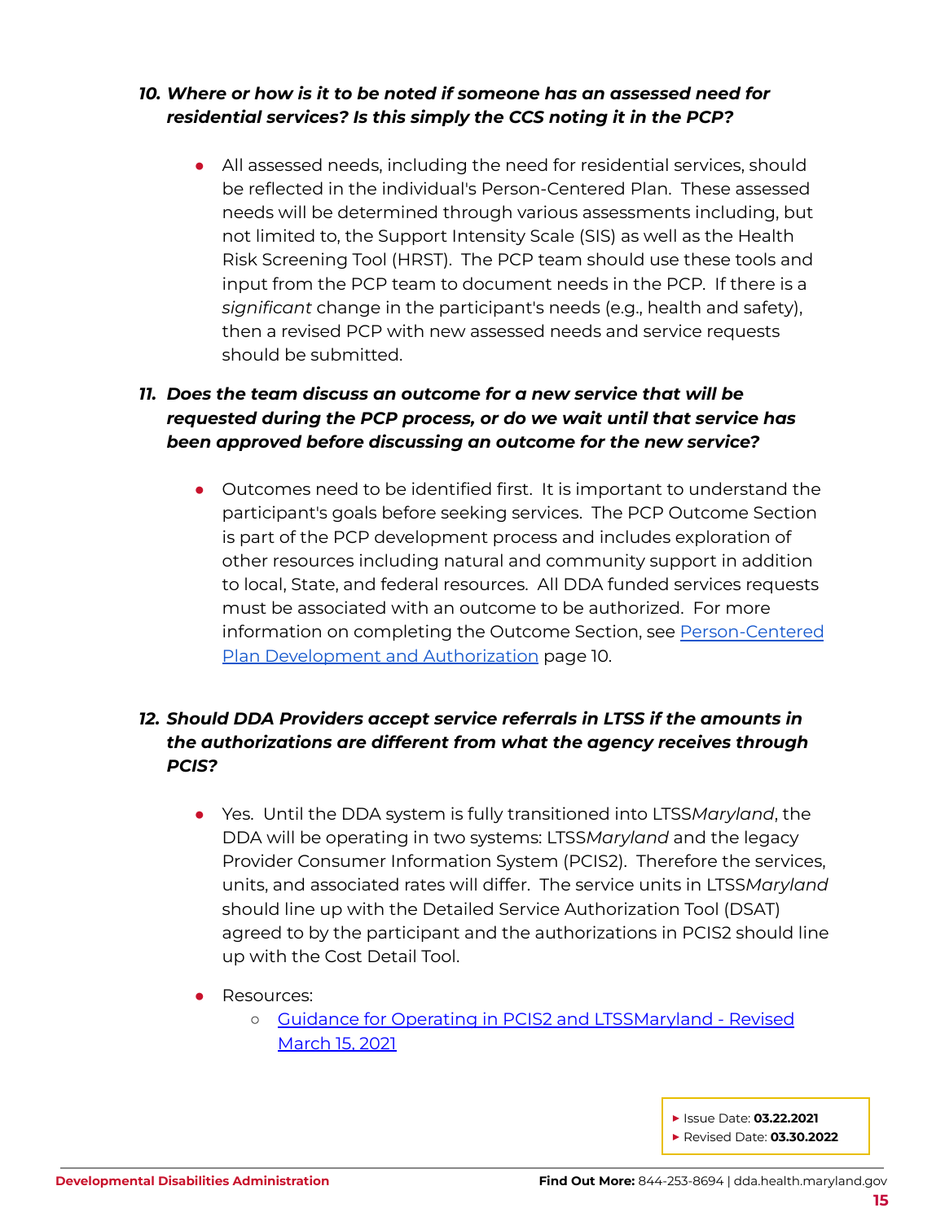***10. Where or how is it to be noted if someone has an assessed need for residential services? Is this simply the CCS noting it in the PCP?***

- All assessed needs, including the need for residential services, should be reflected in the individual's Person-Centered Plan. These assessed needs will be determined through various assessments including, but not limited to, the Support Intensity Scale (SIS) as well as the Health Risk Screening Tool (HRST). The PCP team should use these tools and input from the PCP team to document needs in the PCP. If there is a *significant* change in the participant's needs (e.g., health and safety), then a revised PCP with new assessed needs and service requests should be submitted.

***11. Does the team discuss an outcome for a new service that will be requested during the PCP process, or do we wait until that service has been approved before discussing an outcome for the new service?***

- Outcomes need to be identified first. It is important to understand the participant's goals before seeking services. The PCP Outcome Section is part of the PCP development process and includes exploration of other resources including natural and community support in addition to local, State, and federal resources. All DDA funded services requests must be associated with an outcome to be authorized. For more information on completing the Outcome Section, see Person-Centered Plan Development and Authorization page 10.

***12. Should DDA Providers accept service referrals in LTSS if the amounts in the authorizations are different from what the agency receives through PCIS?***

- Yes. Until the DDA system is fully transitioned into LTSS*Maryland*, the DDA will be operating in two systems: LTSS*Maryland* and the legacy Provider Consumer Information System (PCIS2). Therefore the services, units, and associated rates will differ. The service units in LTSS*Maryland* should line up with the Detailed Service Authorization Tool (DSAT) agreed to by the participant and the authorizations in PCIS2 should line up with the Cost Detail Tool.

- Resources:
  - Guidance for Operating in PCIS2 and LTSSMaryland - Revised March 15, 2021

- Issue Date: **03.22.2021**
- Revised Date: **03.30.2022**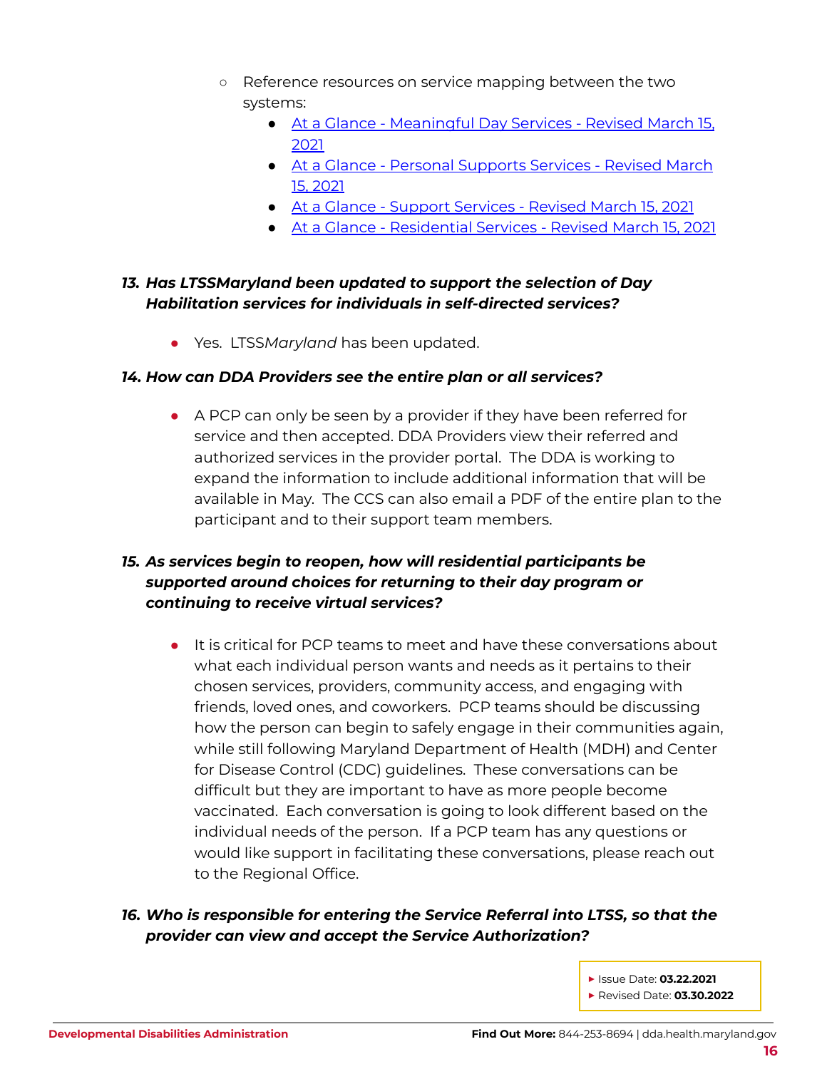- Reference resources on service mapping between the two systems:
  - At a Glance - Meaningful Day Services - Revised March 15, 2021
  - At a Glance - Personal Supports Services - Revised March 15, 2021
  - At a Glance - Support Services - Revised March 15, 2021
  - At a Glance - Residential Services - Revised March 15, 2021

***13. Has LTSSMaryland been updated to support the selection of Day Habilitation services for individuals in self-directed services?***

- Yes. LTSS*Maryland* has been updated.

***14. How can DDA Providers see the entire plan or all services?***

- A PCP can only be seen by a provider if they have been referred for service and then accepted. DDA Providers view their referred and authorized services in the provider portal. The DDA is working to expand the information to include additional information that will be available in May. The CCS can also email a PDF of the entire plan to the participant and to their support team members.

***15. As services begin to reopen, how will residential participants be supported around choices for returning to their day program or continuing to receive virtual services?***

- It is critical for PCP teams to meet and have these conversations about what each individual person wants and needs as it pertains to their chosen services, providers, community access, and engaging with friends, loved ones, and coworkers. PCP teams should be discussing how the person can begin to safely engage in their communities again, while still following Maryland Department of Health (MDH) and Center for Disease Control (CDC) guidelines. These conversations can be difficult but they are important to have as more people become vaccinated. Each conversation is going to look different based on the individual needs of the person. If a PCP team has any questions or would like support in facilitating these conversations, please reach out to the Regional Office.

***16. Who is responsible for entering the Service Referral into LTSS, so that the provider can view and accept the Service Authorization?***

- Issue Date: **03.22.2021**
- Revised Date: **03.30.2022**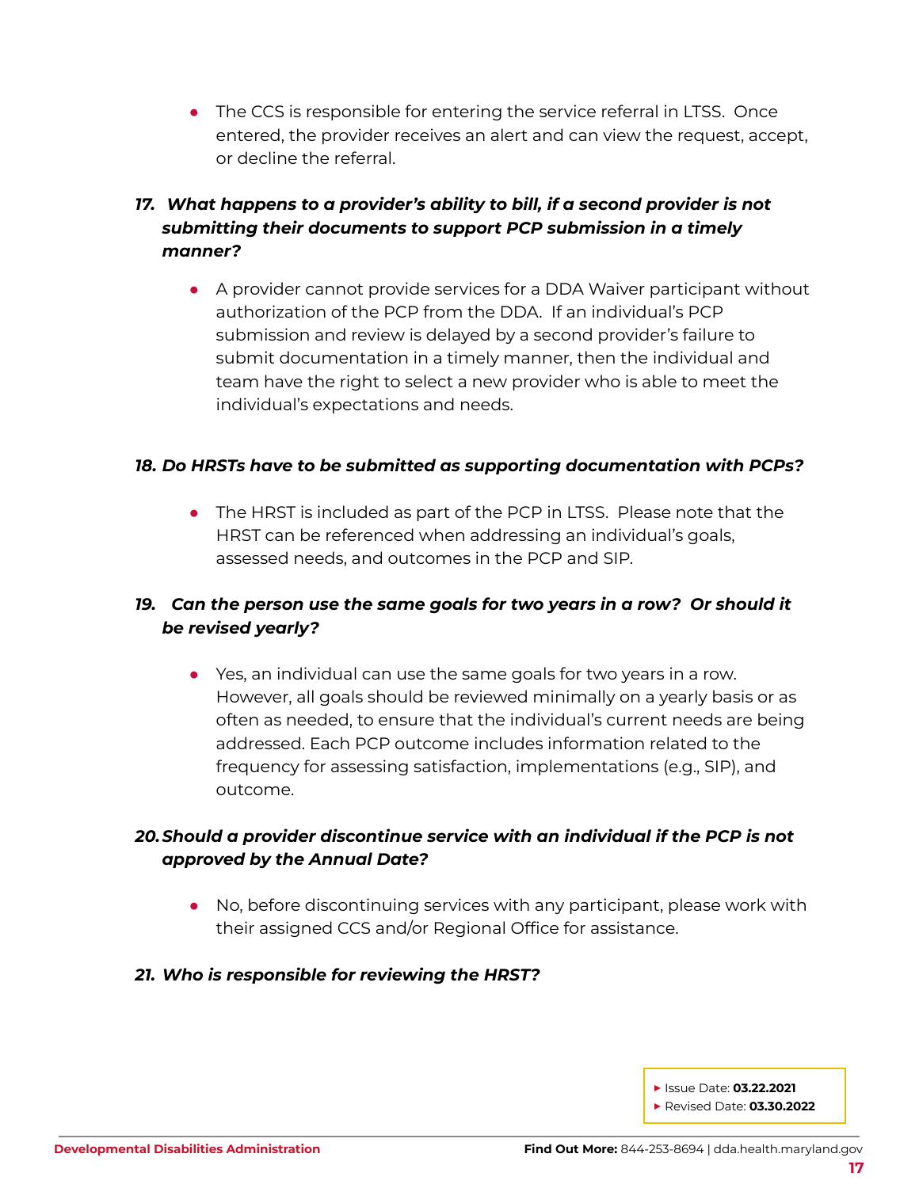- The CCS is responsible for entering the service referral in LTSS. Once entered, the provider receives an alert and can view the request, accept, or decline the referral.

17. ***What happens to a provider's ability to bill, if a second provider is not submitting their documents to support PCP submission in a timely manner?***

    - A provider cannot provide services for a DDA Waiver participant without authorization of the PCP from the DDA. If an individual's PCP submission and review is delayed by a second provider's failure to submit documentation in a timely manner, then the individual and team have the right to select a new provider who is able to meet the individual's expectations and needs.

18. ***Do HRSTs have to be submitted as supporting documentation with PCPs?***

    - The HRST is included as part of the PCP in LTSS. Please note that the HRST can be referenced when addressing an individual's goals, assessed needs, and outcomes in the PCP and SIP.

19. ***Can the person use the same goals for two years in a row? Or should it be revised yearly?***

    - Yes, an individual can use the same goals for two years in a row. However, all goals should be reviewed minimally on a yearly basis or as often as needed, to ensure that the individual's current needs are being addressed. Each PCP outcome includes information related to the frequency for assessing satisfaction, implementations (e.g., SIP), and outcome.

20. ***Should a provider discontinue service with an individual if the PCP is not approved by the Annual Date?***

    - No, before discontinuing services with any participant, please work with their assigned CCS and/or Regional Office for assistance.

21. ***Who is responsible for reviewing the HRST?***

- Issue Date: **03.22.2021**
- Revised Date: **03.30.2022**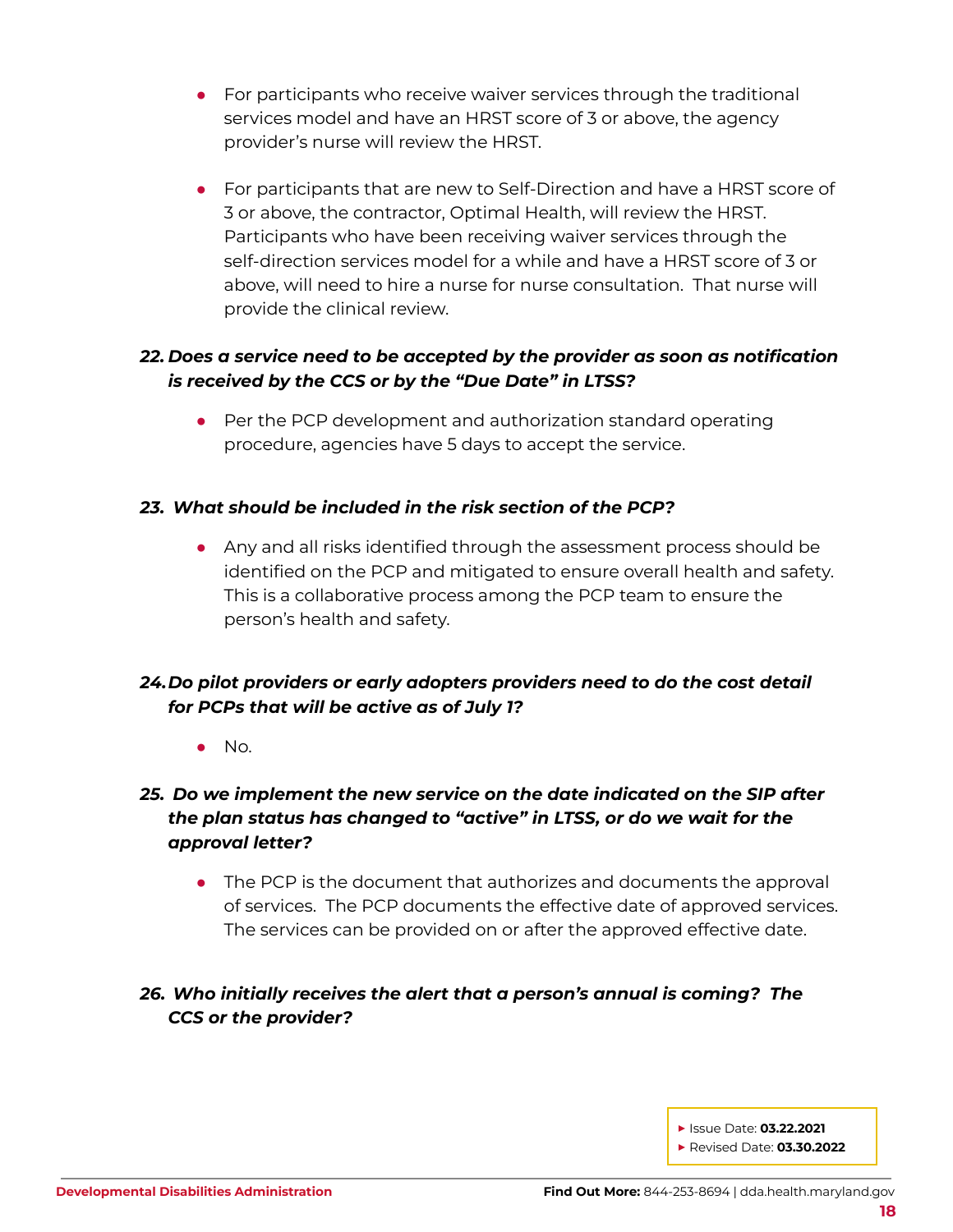- For participants who receive waiver services through the traditional services model and have an HRST score of 3 or above, the agency provider's nurse will review the HRST.

- For participants that are new to Self-Direction and have a HRST score of 3 or above, the contractor, Optimal Health, will review the HRST. Participants who have been receiving waiver services through the self-direction services model for a while and have a HRST score of 3 or above, will need to hire a nurse for nurse consultation. That nurse will provide the clinical review.

**22. *Does a service need to be accepted by the provider as soon as notification is received by the CCS or by the "Due Date" in LTSS?***

- Per the PCP development and authorization standard operating procedure, agencies have 5 days to accept the service.

**23. *What should be included in the risk section of the PCP?***

- Any and all risks identified through the assessment process should be identified on the PCP and mitigated to ensure overall health and safety. This is a collaborative process among the PCP team to ensure the person's health and safety.

**24. *Do pilot providers or early adopters providers need to do the cost detail for PCPs that will be active as of July 1?***

- No.

**25. *Do we implement the new service on the date indicated on the SIP after the plan status has changed to "active" in LTSS, or do we wait for the approval letter?***

- The PCP is the document that authorizes and documents the approval of services. The PCP documents the effective date of approved services. The services can be provided on or after the approved effective date.

**26. *Who initially receives the alert that a person's annual is coming? The CCS or the provider?***

- Issue Date: **03.22.2021**
- Revised Date: **03.30.2022**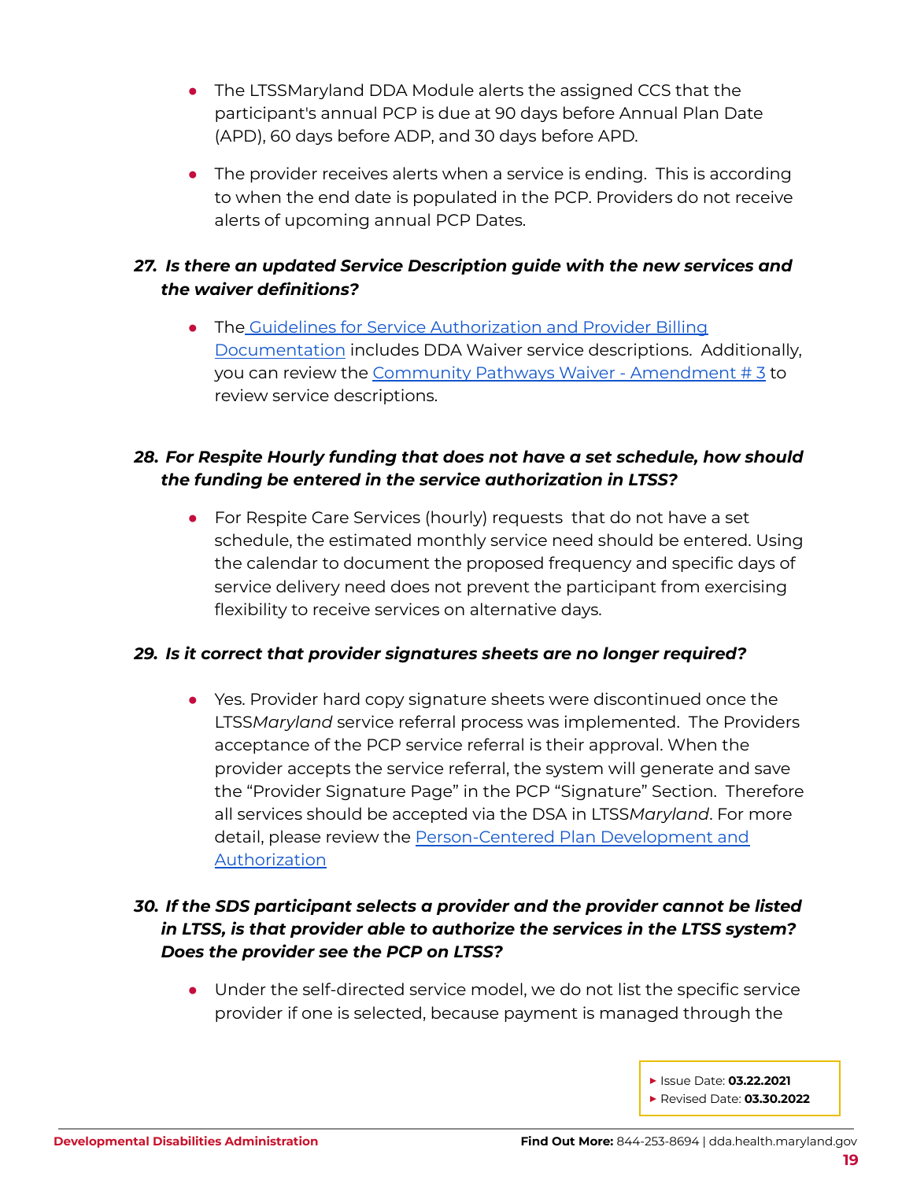- The LTSSMaryland DDA Module alerts the assigned CCS that the participant's annual PCP is due at 90 days before Annual Plan Date (APD), 60 days before ADP, and 30 days before APD.

- The provider receives alerts when a service is ending. This is according to when the end date is populated in the PCP. Providers do not receive alerts of upcoming annual PCP Dates.

***27. Is there an updated Service Description guide with the new services and the waiver definitions?***

- The Guidelines for Service Authorization and Provider Billing Documentation includes DDA Waiver service descriptions. Additionally, you can review the Community Pathways Waiver - Amendment # 3 to review service descriptions.

***28. For Respite Hourly funding that does not have a set schedule, how should the funding be entered in the service authorization in LTSS?***

- For Respite Care Services (hourly) requests that do not have a set schedule, the estimated monthly service need should be entered. Using the calendar to document the proposed frequency and specific days of service delivery need does not prevent the participant from exercising flexibility to receive services on alternative days.

***29. Is it correct that provider signatures sheets are no longer required?***

- Yes. Provider hard copy signature sheets were discontinued once the LTSS*Maryland* service referral process was implemented. The Providers acceptance of the PCP service referral is their approval. When the provider accepts the service referral, the system will generate and save the "Provider Signature Page" in the PCP "Signature" Section. Therefore all services should be accepted via the DSA in LTSS*Maryland*. For more detail, please review the Person-Centered Plan Development and Authorization

***30. If the SDS participant selects a provider and the provider cannot be listed in LTSS, is that provider able to authorize the services in the LTSS system? Does the provider see the PCP on LTSS?***

- Under the self-directed service model, we do not list the specific service provider if one is selected, because payment is managed through the

- Issue Date: **03.22.2021**
- Revised Date: **03.30.2022**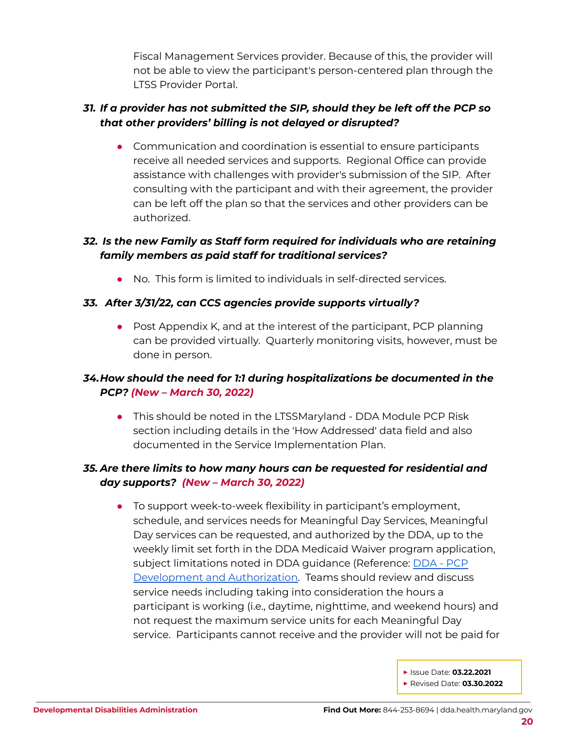Fiscal Management Services provider. Because of this, the provider will not be able to view the participant's person-centered plan through the LTSS Provider Portal.

### *31. If a provider has not submitted the SIP, should they be left off the PCP so that other providers' billing is not delayed or disrupted?*

- Communication and coordination is essential to ensure participants receive all needed services and supports. Regional Office can provide assistance with challenges with provider's submission of the SIP. After consulting with the participant and with their agreement, the provider can be left off the plan so that the services and other providers can be authorized.

### *32. Is the new Family as Staff form required for individuals who are retaining family members as paid staff for traditional services?*

- No. This form is limited to individuals in self-directed services.

### *33. After 3/31/22, can CCS agencies provide supports virtually?*

- Post Appendix K, and at the interest of the participant, PCP planning can be provided virtually. Quarterly monitoring visits, however, must be done in person.

### *34. How should the need for 1:1 during hospitalizations be documented in the PCP? (New – March 30, 2022)*

- This should be noted in the LTSSMaryland - DDA Module PCP Risk section including details in the 'How Addressed' data field and also documented in the Service Implementation Plan.

### *35. Are there limits to how many hours can be requested for residential and day supports? (New – March 30, 2022)*

- To support week-to-week flexibility in participant's employment, schedule, and services needs for Meaningful Day Services, Meaningful Day services can be requested, and authorized by the DDA, up to the weekly limit set forth in the DDA Medicaid Waiver program application, subject limitations noted in DDA guidance (Reference: [DDA - PCP Development and Authorization](). Teams should review and discuss service needs including taking into consideration the hours a participant is working (i.e., daytime, nighttime, and weekend hours) and not request the maximum service units for each Meaningful Day service. Participants cannot receive and the provider will not be paid for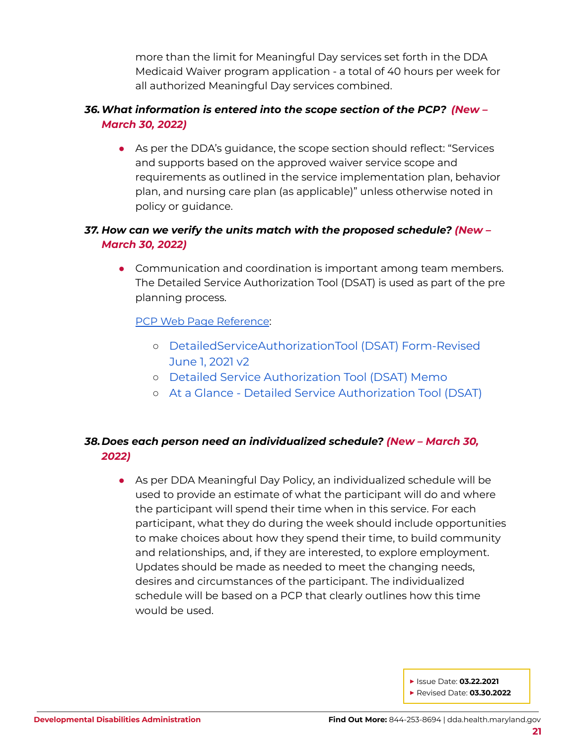more than the limit for Meaningful Day services set forth in the DDA Medicaid Waiver program application - a total of 40 hours per week for all authorized Meaningful Day services combined.

### 36. *What information is entered into the scope section of the PCP? (New – March 30, 2022)*

- As per the DDA's guidance, the scope section should reflect: "Services and supports based on the approved waiver service scope and requirements as outlined in the service implementation plan, behavior plan, and nursing care plan (as applicable)" unless otherwise noted in policy or guidance.

### 37. *How can we verify the units match with the proposed schedule? (New – March 30, 2022)*

- Communication and coordination is important among team members. The Detailed Service Authorization Tool (DSAT) is used as part of the pre planning process.

  PCP Web Page Reference:

  - DetailedServiceAuthorizationTool (DSAT) Form-Revised June 1, 2021 v2
  - Detailed Service Authorization Tool (DSAT) Memo
  - At a Glance - Detailed Service Authorization Tool (DSAT)

### 38. *Does each person need an individualized schedule? (New – March 30, 2022)*

- As per DDA Meaningful Day Policy, an individualized schedule will be used to provide an estimate of what the participant will do and where the participant will spend their time when in this service. For each participant, what they do during the week should include opportunities to make choices about how they spend their time, to build community and relationships, and, if they are interested, to explore employment. Updates should be made as needed to meet the changing needs, desires and circumstances of the participant. The individualized schedule will be based on a PCP that clearly outlines how this time would be used.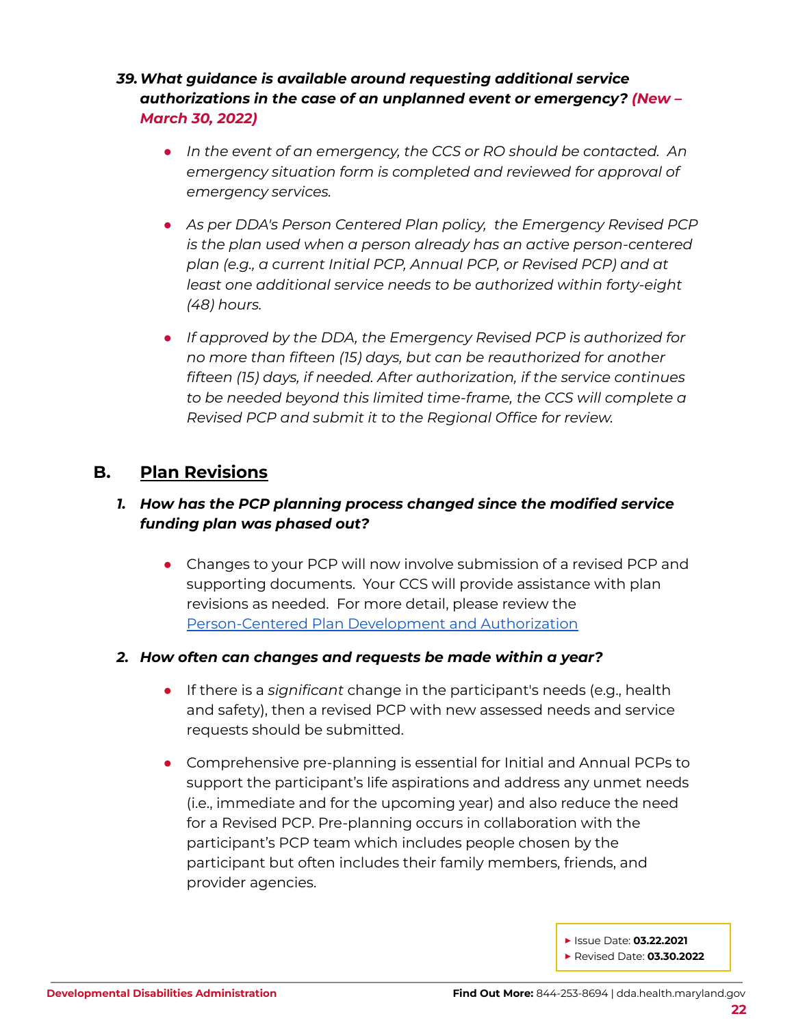39. ***What guidance is available around requesting additional service authorizations in the case of an unplanned event or emergency? (New – March 30, 2022)***

    - *In the event of an emergency, the CCS or RO should be contacted. An emergency situation form is completed and reviewed for approval of emergency services.*
    - *As per DDA's Person Centered Plan policy, the Emergency Revised PCP is the plan used when a person already has an active person-centered plan (e.g., a current Initial PCP, Annual PCP, or Revised PCP) and at least one additional service needs to be authorized within forty-eight (48) hours.*
    - *If approved by the DDA, the Emergency Revised PCP is authorized for no more than fifteen (15) days, but can be reauthorized for another fifteen (15) days, if needed. After authorization, if the service continues to be needed beyond this limited time-frame, the CCS will complete a Revised PCP and submit it to the Regional Office for review.*

## B. Plan Revisions

1. ***How has the PCP planning process changed since the modified service funding plan was phased out?***

    - Changes to your PCP will now involve submission of a revised PCP and supporting documents. Your CCS will provide assistance with plan revisions as needed. For more detail, please review the Person-Centered Plan Development and Authorization

2. ***How often can changes and requests be made within a year?***

    - If there is a *significant* change in the participant's needs (e.g., health and safety), then a revised PCP with new assessed needs and service requests should be submitted.
    - Comprehensive pre-planning is essential for Initial and Annual PCPs to support the participant's life aspirations and address any unmet needs (i.e., immediate and for the upcoming year) and also reduce the need for a Revised PCP. Pre-planning occurs in collaboration with the participant's PCP team which includes people chosen by the participant but often includes their family members, friends, and provider agencies.

- Issue Date: **03.22.2021**
- Revised Date: **03.30.2022**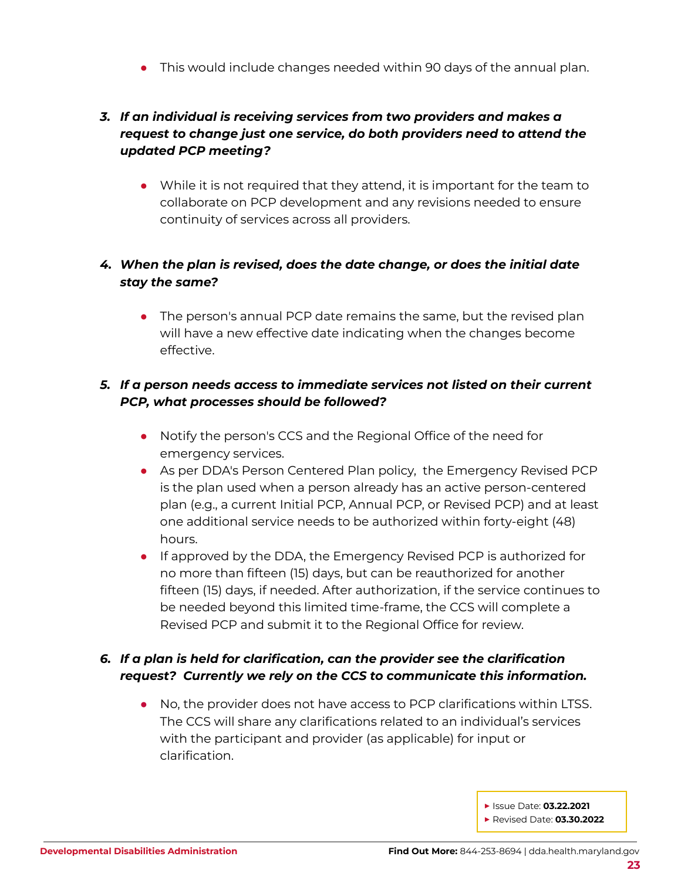- This would include changes needed within 90 days of the annual plan.

3. ***If an individual is receiving services from two providers and makes a request to change just one service, do both providers need to attend the updated PCP meeting?***

   - While it is not required that they attend, it is important for the team to collaborate on PCP development and any revisions needed to ensure continuity of services across all providers.

4. ***When the plan is revised, does the date change, or does the initial date stay the same?***

   - The person's annual PCP date remains the same, but the revised plan will have a new effective date indicating when the changes become effective.

5. ***If a person needs access to immediate services not listed on their current PCP, what processes should be followed?***

   - Notify the person's CCS and the Regional Office of the need for emergency services.
   - As per DDA's Person Centered Plan policy, the Emergency Revised PCP is the plan used when a person already has an active person-centered plan (e.g., a current Initial PCP, Annual PCP, or Revised PCP) and at least one additional service needs to be authorized within forty-eight (48) hours.
   - If approved by the DDA, the Emergency Revised PCP is authorized for no more than fifteen (15) days, but can be reauthorized for another fifteen (15) days, if needed. After authorization, if the service continues to be needed beyond this limited time-frame, the CCS will complete a Revised PCP and submit it to the Regional Office for review.

6. ***If a plan is held for clarification, can the provider see the clarification request? Currently we rely on the CCS to communicate this information.***

   - No, the provider does not have access to PCP clarifications within LTSS. The CCS will share any clarifications related to an individual's services with the participant and provider (as applicable) for input or clarification.

- Issue Date: **03.22.2021**
- Revised Date: **03.30.2022**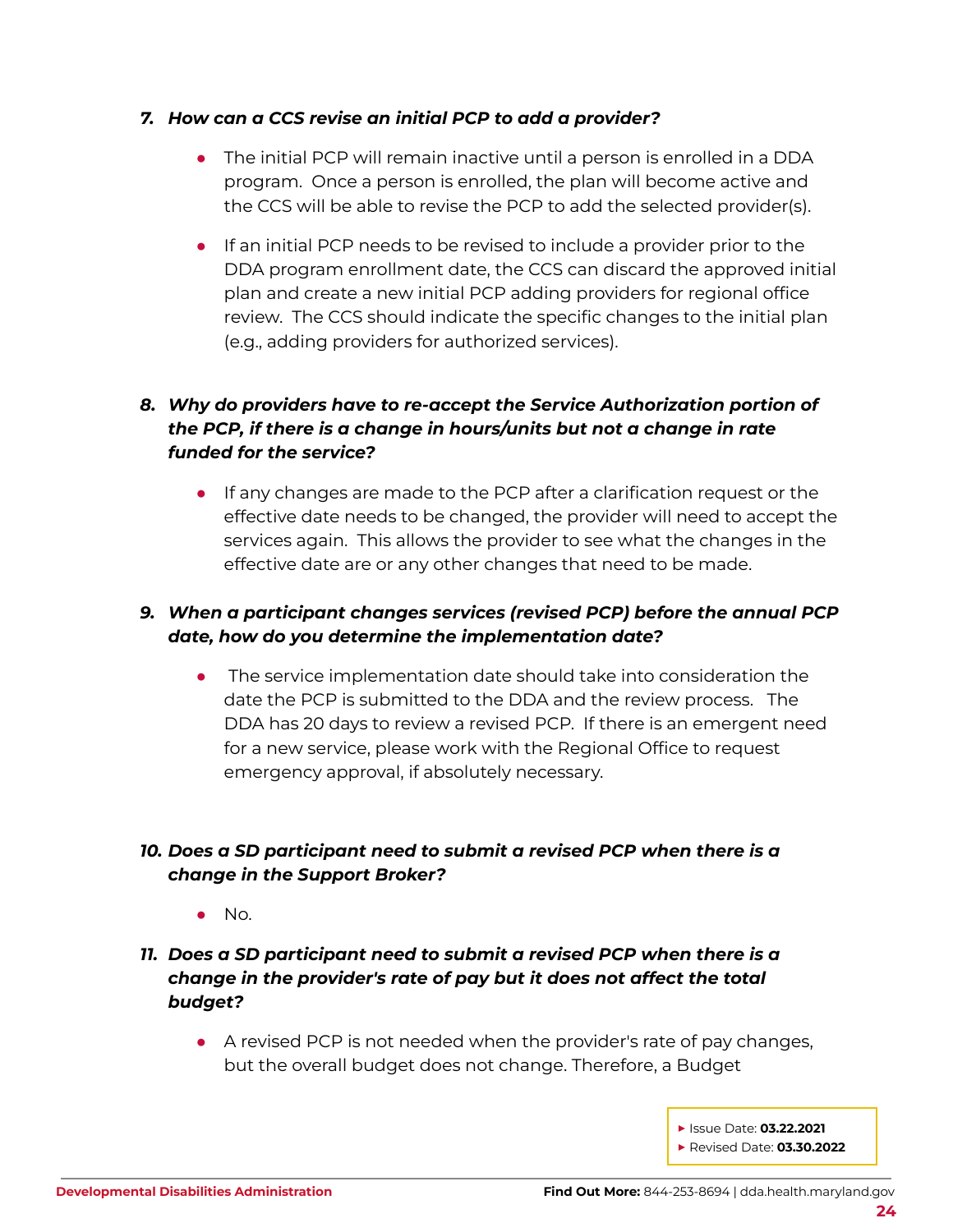7. ***How can a CCS revise an initial PCP to add a provider?***

    - The initial PCP will remain inactive until a person is enrolled in a DDA program. Once a person is enrolled, the plan will become active and the CCS will be able to revise the PCP to add the selected provider(s).

    - If an initial PCP needs to be revised to include a provider prior to the DDA program enrollment date, the CCS can discard the approved initial plan and create a new initial PCP adding providers for regional office review. The CCS should indicate the specific changes to the initial plan (e.g., adding providers for authorized services).

8. ***Why do providers have to re-accept the Service Authorization portion of the PCP, if there is a change in hours/units but not a change in rate funded for the service?***

    - If any changes are made to the PCP after a clarification request or the effective date needs to be changed, the provider will need to accept the services again. This allows the provider to see what the changes in the effective date are or any other changes that need to be made.

9. ***When a participant changes services (revised PCP) before the annual PCP date, how do you determine the implementation date?***

    - The service implementation date should take into consideration the date the PCP is submitted to the DDA and the review process. The DDA has 20 days to review a revised PCP. If there is an emergent need for a new service, please work with the Regional Office to request emergency approval, if absolutely necessary.

10. ***Does a SD participant need to submit a revised PCP when there is a change in the Support Broker?***

    - No.

11. ***Does a SD participant need to submit a revised PCP when there is a change in the provider's rate of pay but it does not affect the total budget?***

    - A revised PCP is not needed when the provider's rate of pay changes, but the overall budget does not change. Therefore, a Budget

- Issue Date: **03.22.2021**
- Revised Date: **03.30.2022**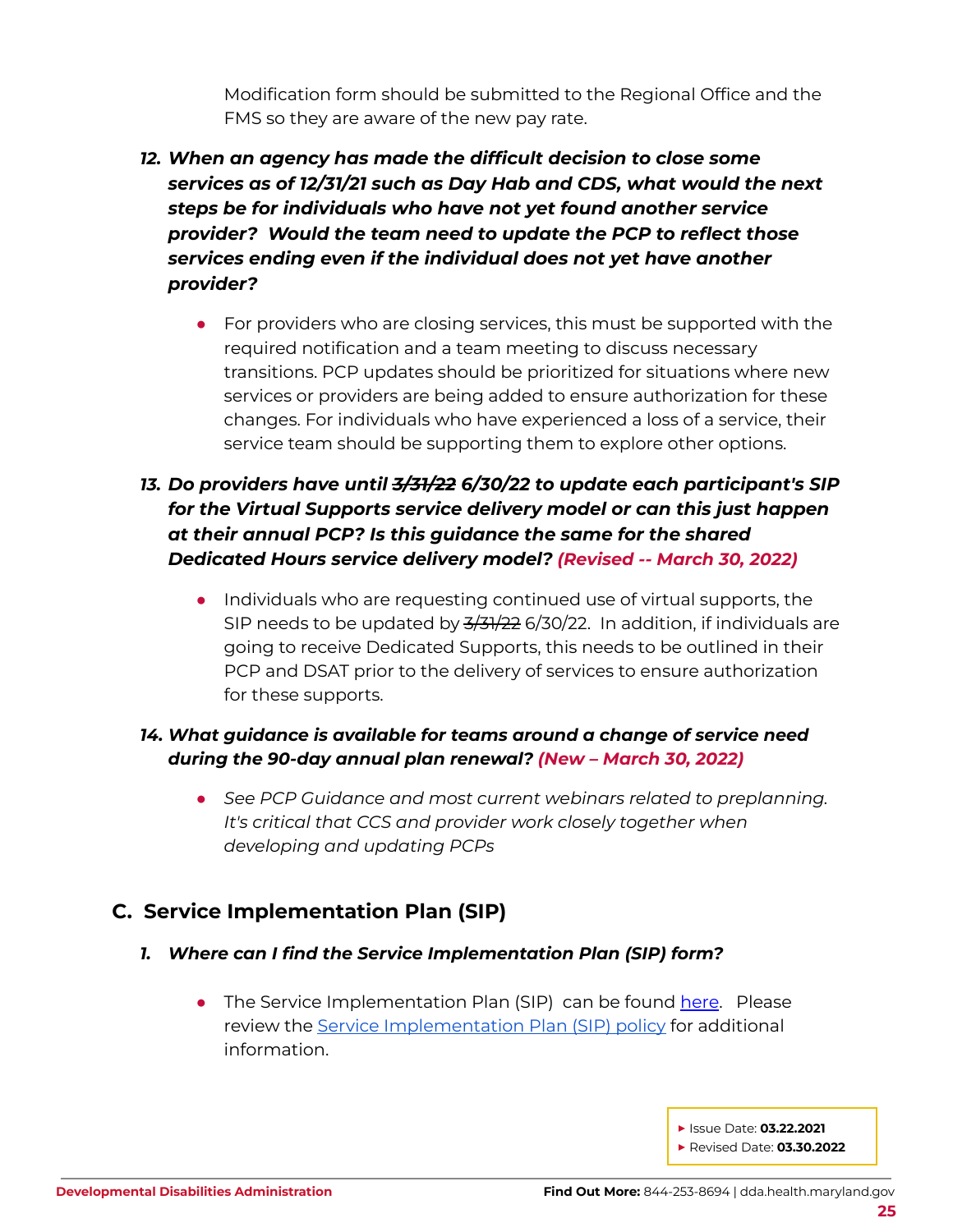Modification form should be submitted to the Regional Office and the FMS so they are aware of the new pay rate.

12. ***When an agency has made the difficult decision to close some services as of 12/31/21 such as Day Hab and CDS, what would the next steps be for individuals who have not yet found another service provider? Would the team need to update the PCP to reflect those services ending even if the individual does not yet have another provider?***

    - For providers who are closing services, this must be supported with the required notification and a team meeting to discuss necessary transitions. PCP updates should be prioritized for situations where new services or providers are being added to ensure authorization for these changes. For individuals who have experienced a loss of a service, their service team should be supporting them to explore other options.

13. ***Do providers have until ~~3/31/22~~ 6/30/22 to update each participant's SIP for the Virtual Supports service delivery model or can this just happen at their annual PCP? Is this guidance the same for the shared Dedicated Hours service delivery model? (Revised -- March 30, 2022)***

    - Individuals who are requesting continued use of virtual supports, the SIP needs to be updated by ~~3/31/22~~ 6/30/22. In addition, if individuals are going to receive Dedicated Supports, this needs to be outlined in their PCP and DSAT prior to the delivery of services to ensure authorization for these supports.

14. ***What guidance is available for teams around a change of service need during the 90-day annual plan renewal? (New – March 30, 2022)***

    - *See PCP Guidance and most current webinars related to preplanning. It's critical that CCS and provider work closely together when developing and updating PCPs*

## C. Service Implementation Plan (SIP)

1. ***Where can I find the Service Implementation Plan (SIP) form?***

    - The Service Implementation Plan (SIP) can be found here. Please review the Service Implementation Plan (SIP) policy for additional information.

▸ Issue Date: **03.22.2021**
▸ Revised Date: **03.30.2022**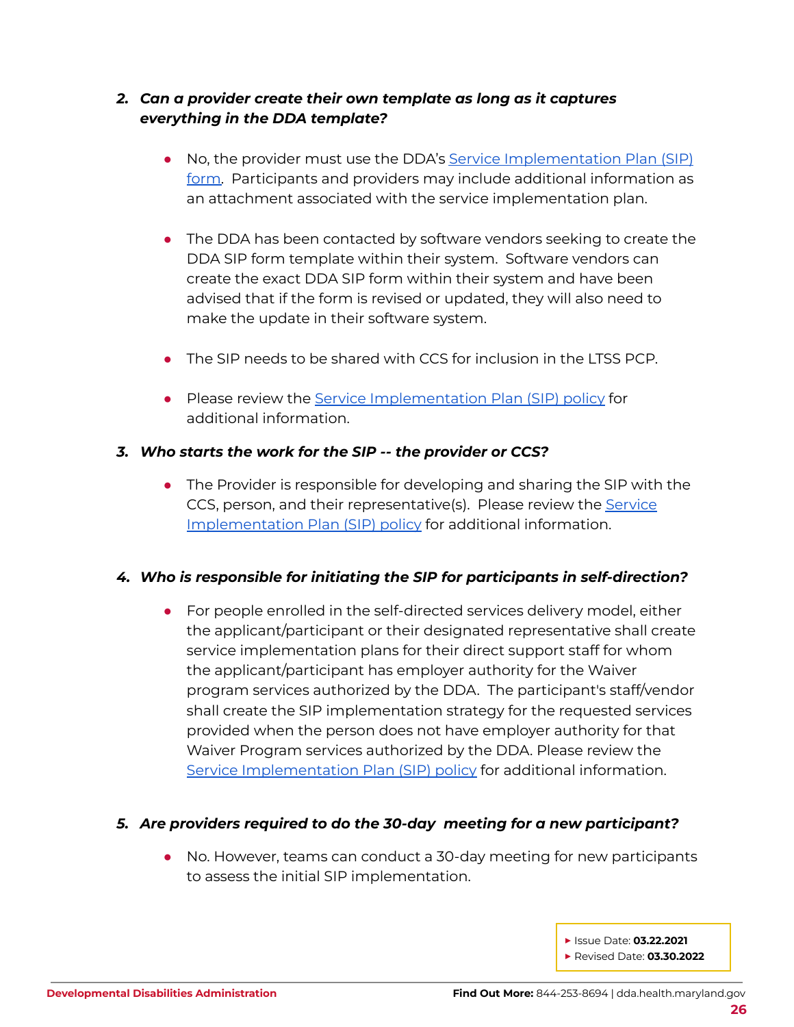2. ***Can a provider create their own template as long as it captures everything in the DDA template?***

    - No, the provider must use the DDA's Service Implementation Plan (SIP) form. Participants and providers may include additional information as an attachment associated with the service implementation plan.

    - The DDA has been contacted by software vendors seeking to create the DDA SIP form template within their system. Software vendors can create the exact DDA SIP form within their system and have been advised that if the form is revised or updated, they will also need to make the update in their software system.

    - The SIP needs to be shared with CCS for inclusion in the LTSS PCP.

    - Please review the Service Implementation Plan (SIP) policy for additional information.

3. ***Who starts the work for the SIP -- the provider or CCS?***

    - The Provider is responsible for developing and sharing the SIP with the CCS, person, and their representative(s). Please review the Service Implementation Plan (SIP) policy for additional information.

4. ***Who is responsible for initiating the SIP for participants in self-direction?***

    - For people enrolled in the self-directed services delivery model, either the applicant/participant or their designated representative shall create service implementation plans for their direct support staff for whom the applicant/participant has employer authority for the Waiver program services authorized by the DDA. The participant's staff/vendor shall create the SIP implementation strategy for the requested services provided when the person does not have employer authority for that Waiver Program services authorized by the DDA. Please review the Service Implementation Plan (SIP) policy for additional information.

5. ***Are providers required to do the 30-day meeting for a new participant?***

    - No. However, teams can conduct a 30-day meeting for new participants to assess the initial SIP implementation.

- Issue Date: **03.22.2021**
- Revised Date: **03.30.2022**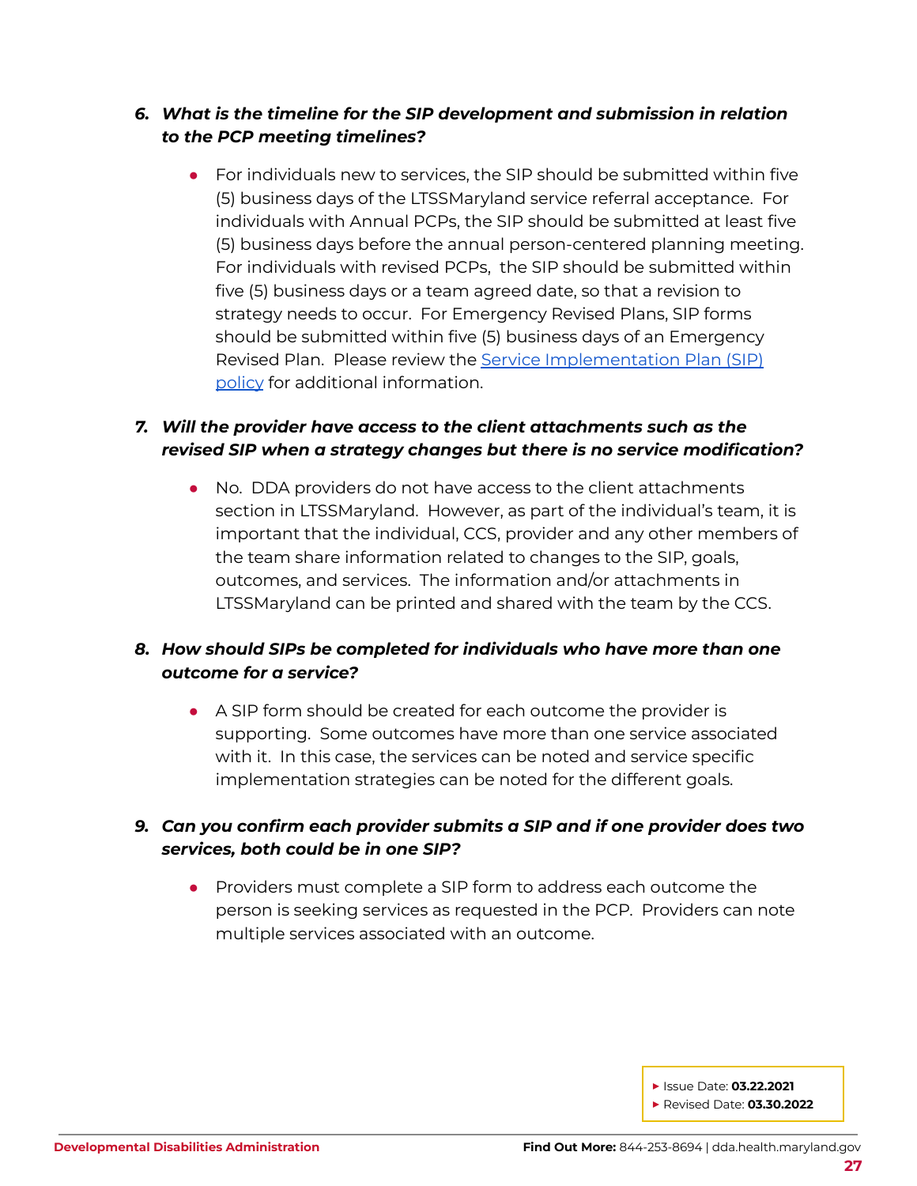6. ***What is the timeline for the SIP development and submission in relation to the PCP meeting timelines?***

    - For individuals new to services, the SIP should be submitted within five (5) business days of the LTSSMaryland service referral acceptance. For individuals with Annual PCPs, the SIP should be submitted at least five (5) business days before the annual person-centered planning meeting. For individuals with revised PCPs, the SIP should be submitted within five (5) business days or a team agreed date, so that a revision to strategy needs to occur. For Emergency Revised Plans, SIP forms should be submitted within five (5) business days of an Emergency Revised Plan. Please review the Service Implementation Plan (SIP) policy for additional information.

7. ***Will the provider have access to the client attachments such as the revised SIP when a strategy changes but there is no service modification?***

    - No. DDA providers do not have access to the client attachments section in LTSSMaryland. However, as part of the individual's team, it is important that the individual, CCS, provider and any other members of the team share information related to changes to the SIP, goals, outcomes, and services. The information and/or attachments in LTSSMaryland can be printed and shared with the team by the CCS.

8. ***How should SIPs be completed for individuals who have more than one outcome for a service?***

    - A SIP form should be created for each outcome the provider is supporting. Some outcomes have more than one service associated with it. In this case, the services can be noted and service specific implementation strategies can be noted for the different goals.

9. ***Can you confirm each provider submits a SIP and if one provider does two services, both could be in one SIP?***

    - Providers must complete a SIP form to address each outcome the person is seeking services as requested in the PCP. Providers can note multiple services associated with an outcome.

- Issue Date: **03.22.2021**
- Revised Date: **03.30.2022**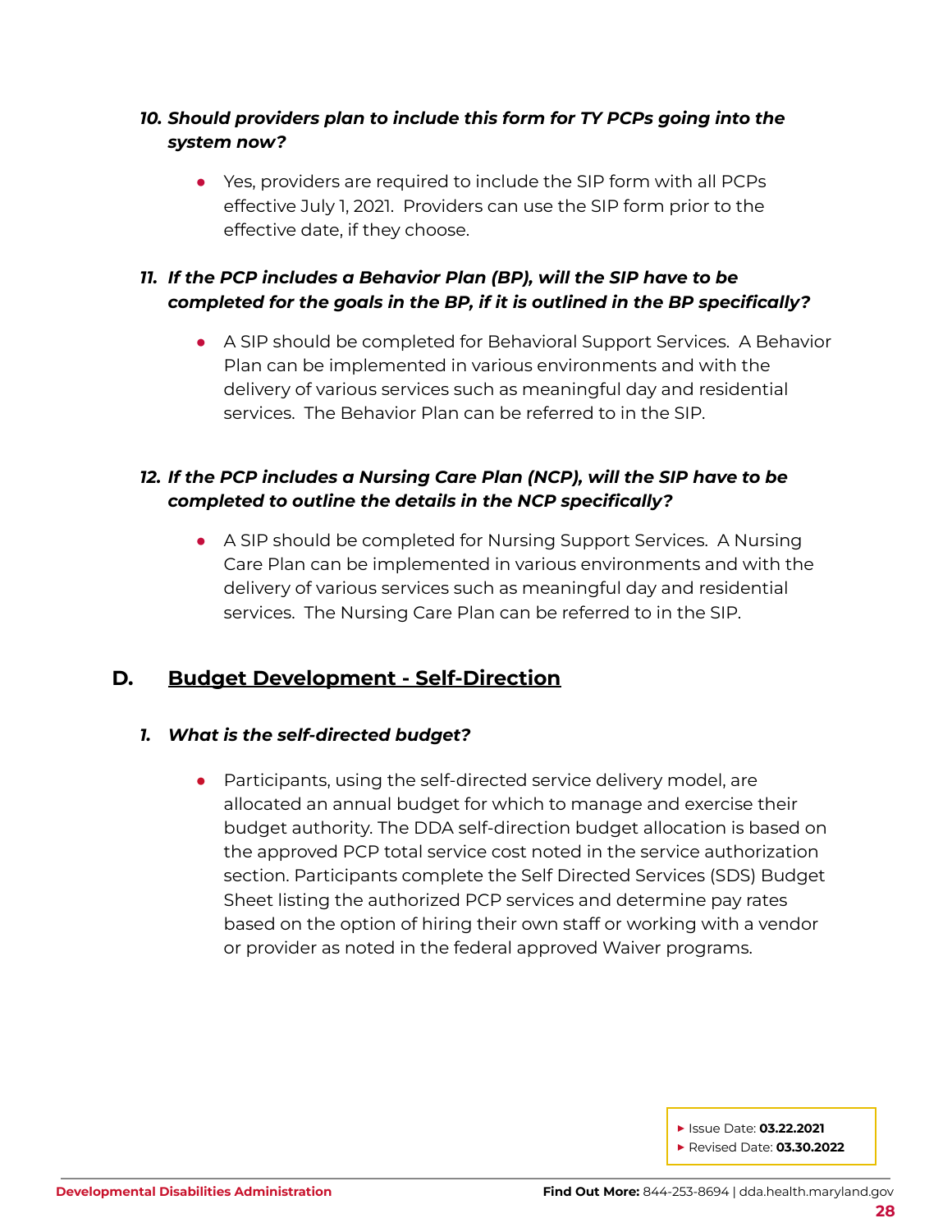***10. Should providers plan to include this form for TY PCPs going into the system now?***

- Yes, providers are required to include the SIP form with all PCPs effective July 1, 2021. Providers can use the SIP form prior to the effective date, if they choose.

***11. If the PCP includes a Behavior Plan (BP), will the SIP have to be completed for the goals in the BP, if it is outlined in the BP specifically?***

- A SIP should be completed for Behavioral Support Services. A Behavior Plan can be implemented in various environments and with the delivery of various services such as meaningful day and residential services. The Behavior Plan can be referred to in the SIP.

***12. If the PCP includes a Nursing Care Plan (NCP), will the SIP have to be completed to outline the details in the NCP specifically?***

- A SIP should be completed for Nursing Support Services. A Nursing Care Plan can be implemented in various environments and with the delivery of various services such as meaningful day and residential services. The Nursing Care Plan can be referred to in the SIP.

## D. Budget Development - Self-Direction

***1. What is the self-directed budget?***

- Participants, using the self-directed service delivery model, are allocated an annual budget for which to manage and exercise their budget authority. The DDA self-direction budget allocation is based on the approved PCP total service cost noted in the service authorization section. Participants complete the Self Directed Services (SDS) Budget Sheet listing the authorized PCP services and determine pay rates based on the option of hiring their own staff or working with a vendor or provider as noted in the federal approved Waiver programs.

▸ Issue Date: **03.22.2021**
▸ Revised Date: **03.30.2022**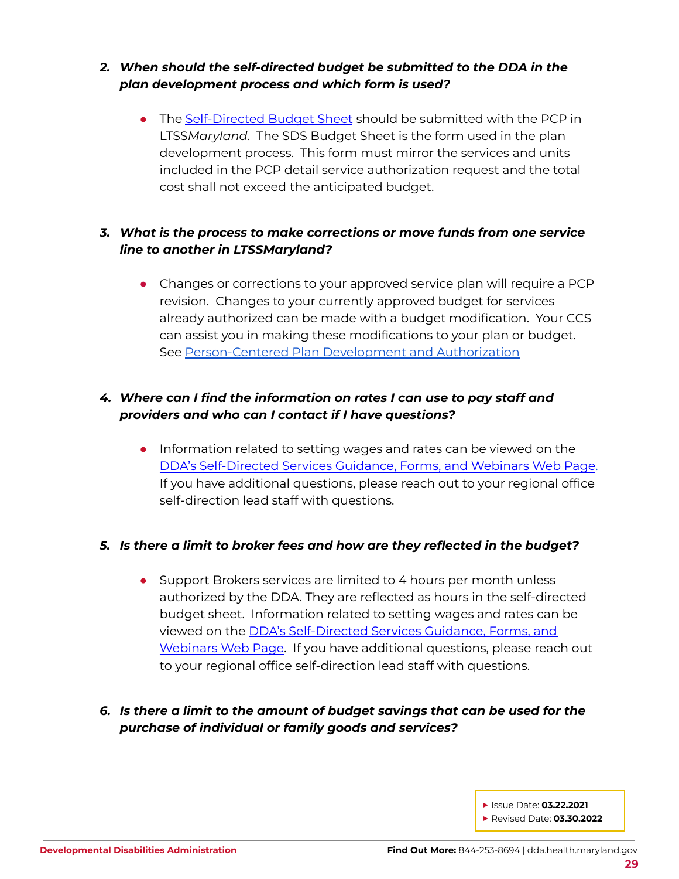2. ***When should the self-directed budget be submitted to the DDA in the plan development process and which form is used?***

   - The Self-Directed Budget Sheet should be submitted with the PCP in LTSS*Maryland*. The SDS Budget Sheet is the form used in the plan development process. This form must mirror the services and units included in the PCP detail service authorization request and the total cost shall not exceed the anticipated budget.

3. ***What is the process to make corrections or move funds from one service line to another in LTSSMaryland?***

   - Changes or corrections to your approved service plan will require a PCP revision. Changes to your currently approved budget for services already authorized can be made with a budget modification. Your CCS can assist you in making these modifications to your plan or budget. See Person-Centered Plan Development and Authorization

4. ***Where can I find the information on rates I can use to pay staff and providers and who can I contact if I have questions?***

   - Information related to setting wages and rates can be viewed on the DDA's Self-Directed Services Guidance, Forms, and Webinars Web Page. If you have additional questions, please reach out to your regional office self-direction lead staff with questions.

5. ***Is there a limit to broker fees and how are they reflected in the budget?***

   - Support Brokers services are limited to 4 hours per month unless authorized by the DDA. They are reflected as hours in the self-directed budget sheet. Information related to setting wages and rates can be viewed on the DDA's Self-Directed Services Guidance, Forms, and Webinars Web Page. If you have additional questions, please reach out to your regional office self-direction lead staff with questions.

6. ***Is there a limit to the amount of budget savings that can be used for the purchase of individual or family goods and services?***

- Issue Date: **03.22.2021**
- Revised Date: **03.30.2022**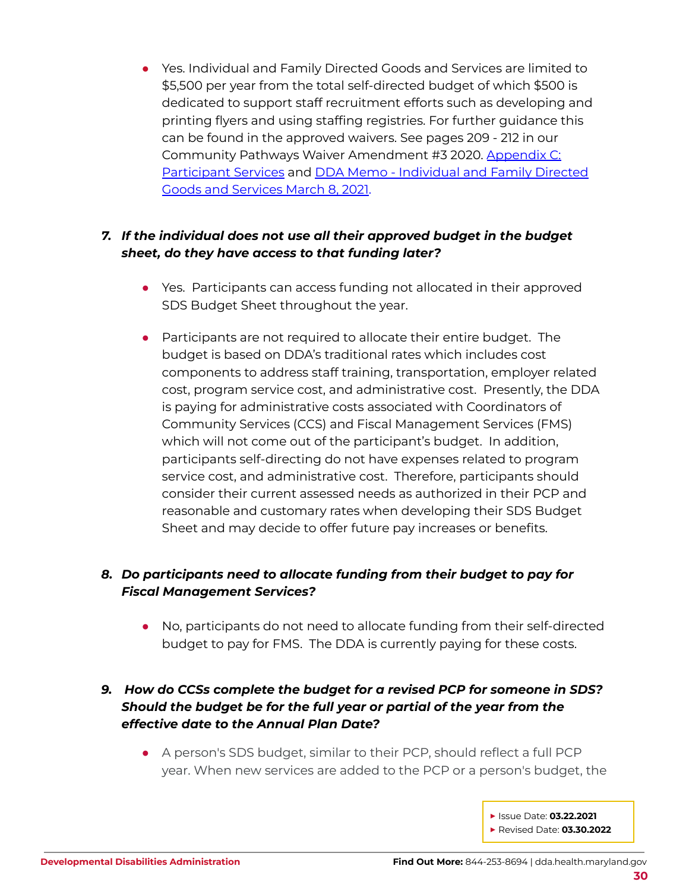- Yes. Individual and Family Directed Goods and Services are limited to $5,500 per year from the total self-directed budget of which $500 is dedicated to support staff recruitment efforts such as developing and printing flyers and using staffing registries. For further guidance this can be found in the approved waivers. See pages 209 - 212 in our Community Pathways Waiver Amendment #3 2020. Appendix C: Participant Services and DDA Memo - Individual and Family Directed Goods and Services March 8, 2021.

7. ***If the individual does not use all their approved budget in the budget sheet, do they have access to that funding later?***

   - Yes. Participants can access funding not allocated in their approved SDS Budget Sheet throughout the year.
   - Participants are not required to allocate their entire budget. The budget is based on DDA's traditional rates which includes cost components to address staff training, transportation, employer related cost, program service cost, and administrative cost. Presently, the DDA is paying for administrative costs associated with Coordinators of Community Services (CCS) and Fiscal Management Services (FMS) which will not come out of the participant's budget. In addition, participants self-directing do not have expenses related to program service cost, and administrative cost. Therefore, participants should consider their current assessed needs as authorized in their PCP and reasonable and customary rates when developing their SDS Budget Sheet and may decide to offer future pay increases or benefits.

8. ***Do participants need to allocate funding from their budget to pay for Fiscal Management Services?***

   - No, participants do not need to allocate funding from their self-directed budget to pay for FMS. The DDA is currently paying for these costs.

9. ***How do CCSs complete the budget for a revised PCP for someone in SDS? Should the budget be for the full year or partial of the year from the effective date to the Annual Plan Date?***

   - A person's SDS budget, similar to their PCP, should reflect a full PCP year. When new services are added to the PCP or a person's budget, the

- Issue Date: **03.22.2021**
- Revised Date: **03.30.2022**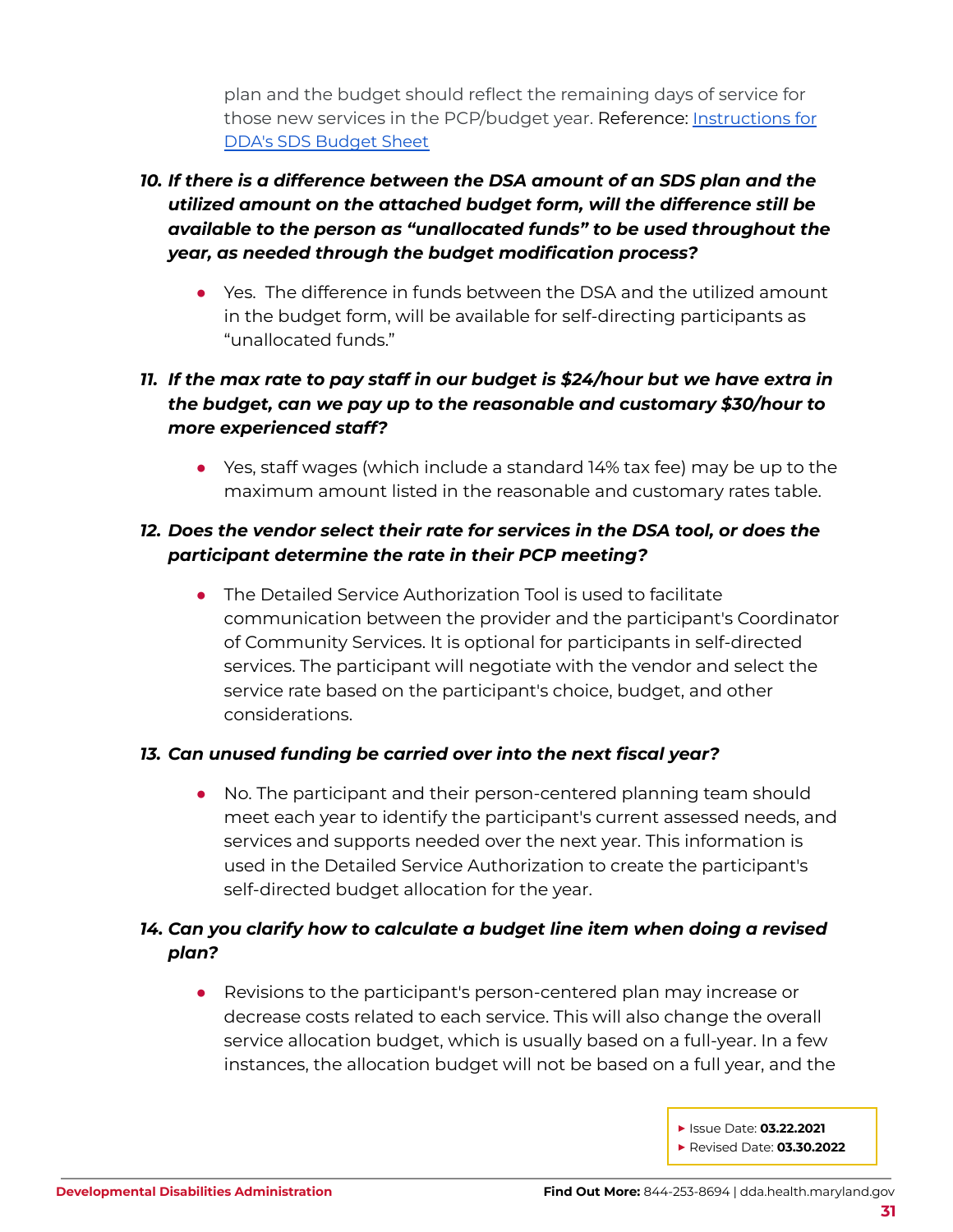plan and the budget should reflect the remaining days of service for those new services in the PCP/budget year. Reference: [Instructions for DDA's SDS Budget Sheet]

10. ***If there is a difference between the DSA amount of an SDS plan and the utilized amount on the attached budget form, will the difference still be available to the person as "unallocated funds" to be used throughout the year, as needed through the budget modification process?***

    - Yes. The difference in funds between the DSA and the utilized amount in the budget form, will be available for self-directing participants as "unallocated funds."

11. ***If the max rate to pay staff in our budget is $24/hour but we have extra in the budget, can we pay up to the reasonable and customary $30/hour to more experienced staff?***

    - Yes, staff wages (which include a standard 14% tax fee) may be up to the maximum amount listed in the reasonable and customary rates table.

12. ***Does the vendor select their rate for services in the DSA tool, or does the participant determine the rate in their PCP meeting?***

    - The Detailed Service Authorization Tool is used to facilitate communication between the provider and the participant's Coordinator of Community Services. It is optional for participants in self-directed services. The participant will negotiate with the vendor and select the service rate based on the participant's choice, budget, and other considerations.

13. ***Can unused funding be carried over into the next fiscal year?***

    - No. The participant and their person-centered planning team should meet each year to identify the participant's current assessed needs, and services and supports needed over the next year. This information is used in the Detailed Service Authorization to create the participant's self-directed budget allocation for the year.

14. ***Can you clarify how to calculate a budget line item when doing a revised plan?***

    - Revisions to the participant's person-centered plan may increase or decrease costs related to each service. This will also change the overall service allocation budget, which is usually based on a full-year. In a few instances, the allocation budget will not be based on a full year, and the

- Issue Date: **03.22.2021**
- Revised Date: **03.30.2022**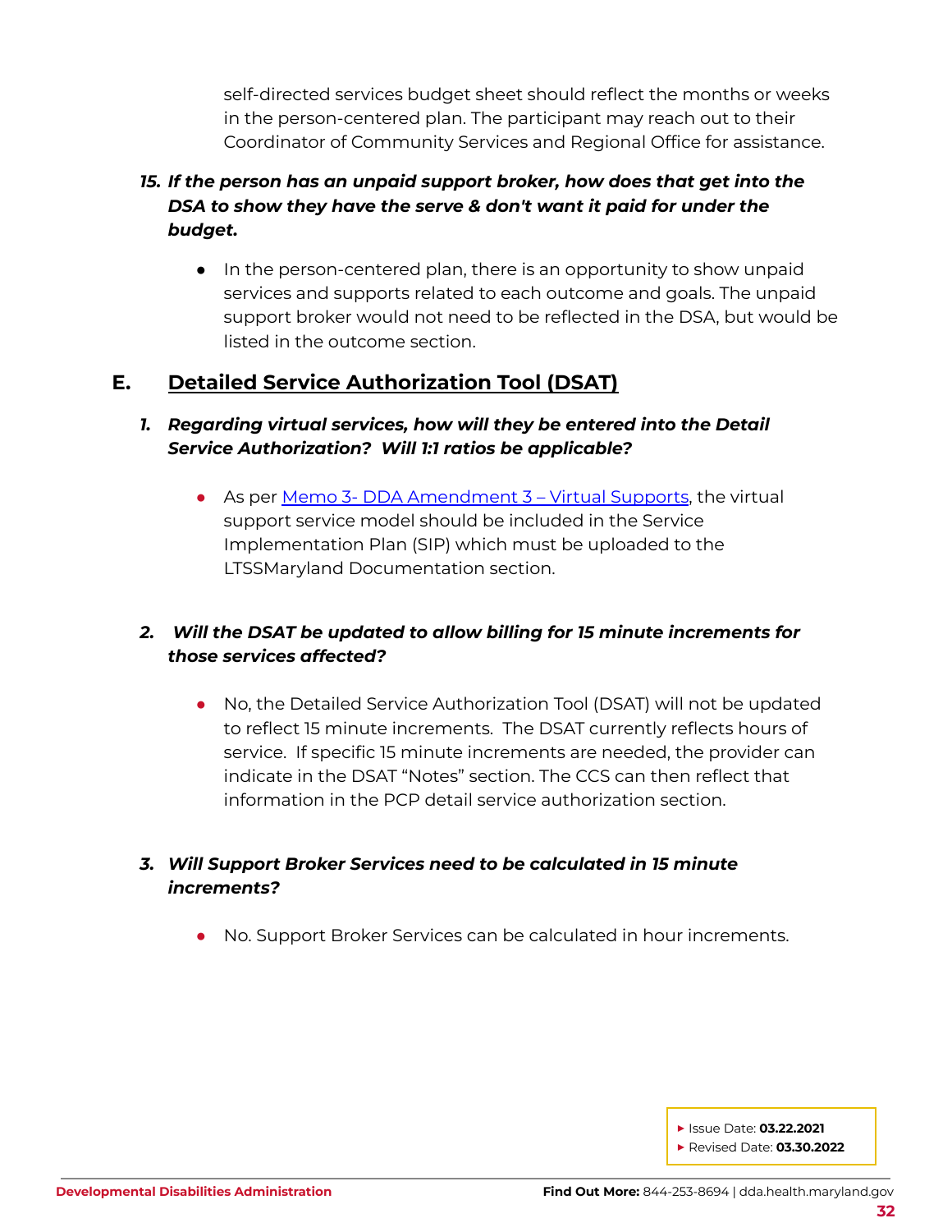self-directed services budget sheet should reflect the months or weeks in the person-centered plan. The participant may reach out to their Coordinator of Community Services and Regional Office for assistance.

15. ***If the person has an unpaid support broker, how does that get into the DSA to show they have the serve & don't want it paid for under the budget.***

    - In the person-centered plan, there is an opportunity to show unpaid services and supports related to each outcome and goals. The unpaid support broker would not need to be reflected in the DSA, but would be listed in the outcome section.

## E. Detailed Service Authorization Tool (DSAT)

1. ***Regarding virtual services, how will they be entered into the Detail Service Authorization? Will 1:1 ratios be applicable?***

    - As per Memo 3- DDA Amendment 3 – Virtual Supports, the virtual support service model should be included in the Service Implementation Plan (SIP) which must be uploaded to the LTSSMaryland Documentation section.

2. ***Will the DSAT be updated to allow billing for 15 minute increments for those services affected?***

    - No, the Detailed Service Authorization Tool (DSAT) will not be updated to reflect 15 minute increments. The DSAT currently reflects hours of service. If specific 15 minute increments are needed, the provider can indicate in the DSAT "Notes" section. The CCS can then reflect that information in the PCP detail service authorization section.

3. ***Will Support Broker Services need to be calculated in 15 minute increments?***

    - No. Support Broker Services can be calculated in hour increments.

- Issue Date: **03.22.2021**
- Revised Date: **03.30.2022**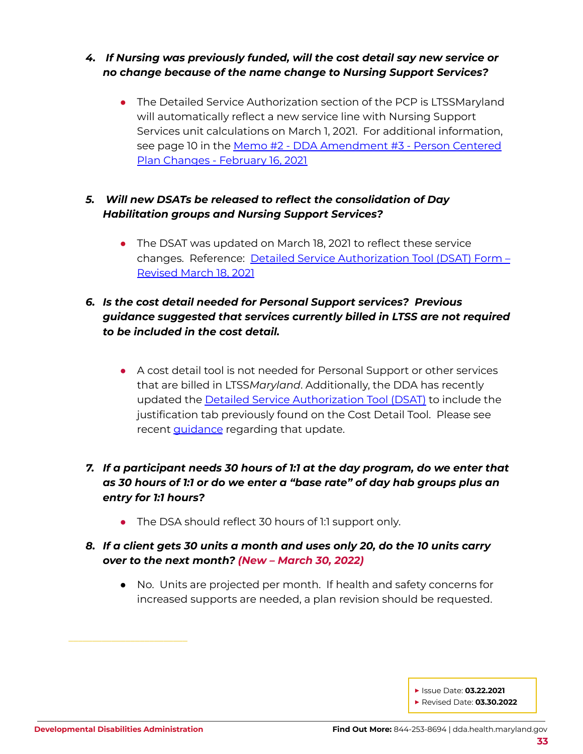4. ***If Nursing was previously funded, will the cost detail say new service or no change because of the name change to Nursing Support Services?***

   - The Detailed Service Authorization section of the PCP is LTSSMaryland will automatically reflect a new service line with Nursing Support Services unit calculations on March 1, 2021. For additional information, see page 10 in the Memo #2 - DDA Amendment #3 - Person Centered Plan Changes - February 16, 2021

5. ***Will new DSATs be released to reflect the consolidation of Day Habilitation groups and Nursing Support Services?***

   - The DSAT was updated on March 18, 2021 to reflect these service changes. Reference: Detailed Service Authorization Tool (DSAT) Form – Revised March 18, 2021

6. ***Is the cost detail needed for Personal Support services? Previous guidance suggested that services currently billed in LTSS are not required to be included in the cost detail.***

   - A cost detail tool is not needed for Personal Support or other services that are billed in LTSS*Maryland*. Additionally, the DDA has recently updated the Detailed Service Authorization Tool (DSAT) to include the justification tab previously found on the Cost Detail Tool. Please see recent guidance regarding that update.

7. ***If a participant needs 30 hours of 1:1 at the day program, do we enter that as 30 hours of 1:1 or do we enter a "base rate" of day hab groups plus an entry for 1:1 hours?***

   - The DSA should reflect 30 hours of 1:1 support only.

8. ***If a client gets 30 units a month and uses only 20, do the 10 units carry over to the next month? (New – March 30, 2022)***

   - No. Units are projected per month. If health and safety concerns for increased supports are needed, a plan revision should be requested.

▸ Issue Date: **03.22.2021**
▸ Revised Date: **03.30.2022**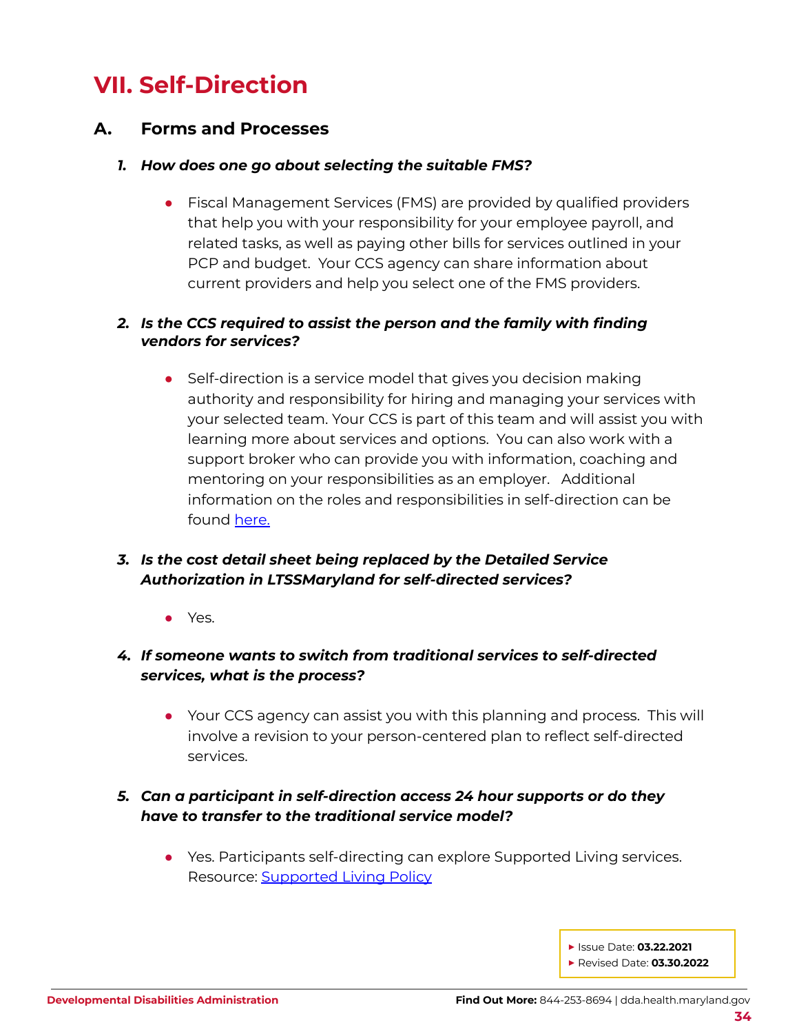# VII. Self-Direction

## A. Forms and Processes

### 1. *How does one go about selecting the suitable FMS?*

- Fiscal Management Services (FMS) are provided by qualified providers that help you with your responsibility for your employee payroll, and related tasks, as well as paying other bills for services outlined in your PCP and budget. Your CCS agency can share information about current providers and help you select one of the FMS providers.

### 2. *Is the CCS required to assist the person and the family with finding vendors for services?*

- Self-direction is a service model that gives you decision making authority and responsibility for hiring and managing your services with your selected team. Your CCS is part of this team and will assist you with learning more about services and options. You can also work with a support broker who can provide you with information, coaching and mentoring on your responsibilities as an employer. Additional information on the roles and responsibilities in self-direction can be found here.

### 3. *Is the cost detail sheet being replaced by the Detailed Service Authorization in LTSSMaryland for self-directed services?*

- Yes.

### 4. *If someone wants to switch from traditional services to self-directed services, what is the process?*

- Your CCS agency can assist you with this planning and process. This will involve a revision to your person-centered plan to reflect self-directed services.

### 5. *Can a participant in self-direction access 24 hour supports or do they have to transfer to the traditional service model?*

- Yes. Participants self-directing can explore Supported Living services. Resource: Supported Living Policy

- Issue Date: **03.22.2021**
- Revised Date: **03.30.2022**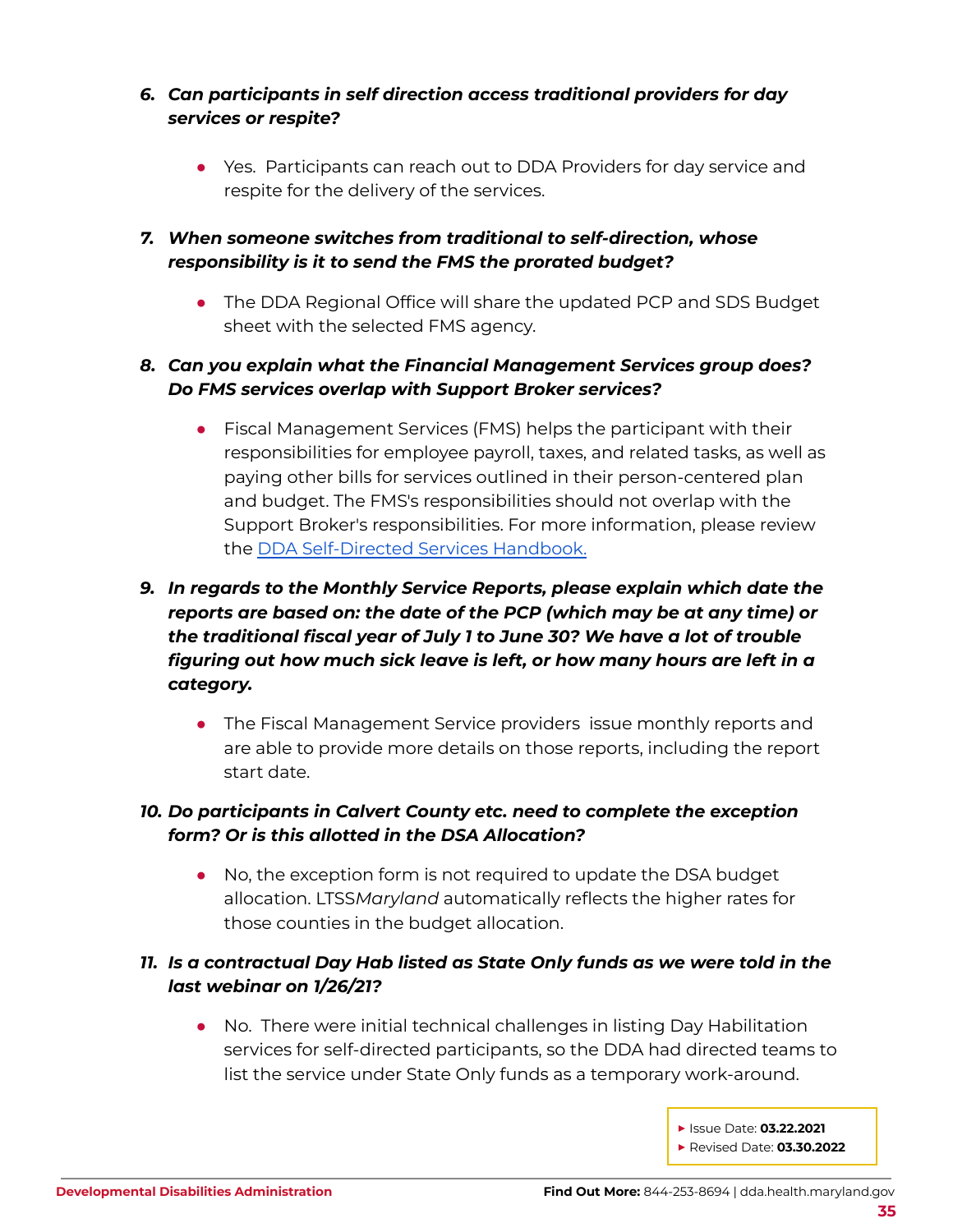6. ***Can participants in self direction access traditional providers for day services or respite?***

   - Yes. Participants can reach out to DDA Providers for day service and respite for the delivery of the services.

7. ***When someone switches from traditional to self-direction, whose responsibility is it to send the FMS the prorated budget?***

   - The DDA Regional Office will share the updated PCP and SDS Budget sheet with the selected FMS agency.

8. ***Can you explain what the Financial Management Services group does? Do FMS services overlap with Support Broker services?***

   - Fiscal Management Services (FMS) helps the participant with their responsibilities for employee payroll, taxes, and related tasks, as well as paying other bills for services outlined in their person-centered plan and budget. The FMS's responsibilities should not overlap with the Support Broker's responsibilities. For more information, please review the [DDA Self-Directed Services Handbook.]()

9. ***In regards to the Monthly Service Reports, please explain which date the reports are based on: the date of the PCP (which may be at any time) or the traditional fiscal year of July 1 to June 30? We have a lot of trouble figuring out how much sick leave is left, or how many hours are left in a category.***

   - The Fiscal Management Service providers issue monthly reports and are able to provide more details on those reports, including the report start date.

10. ***Do participants in Calvert County etc. need to complete the exception form? Or is this allotted in the DSA Allocation?***

    - No, the exception form is not required to update the DSA budget allocation. LTSS*Maryland* automatically reflects the higher rates for those counties in the budget allocation.

11. ***Is a contractual Day Hab listed as State Only funds as we were told in the last webinar on 1/26/21?***

    - No. There were initial technical challenges in listing Day Habilitation services for self-directed participants, so the DDA had directed teams to list the service under State Only funds as a temporary work-around.

- Issue Date: **03.22.2021**
- Revised Date: **03.30.2022**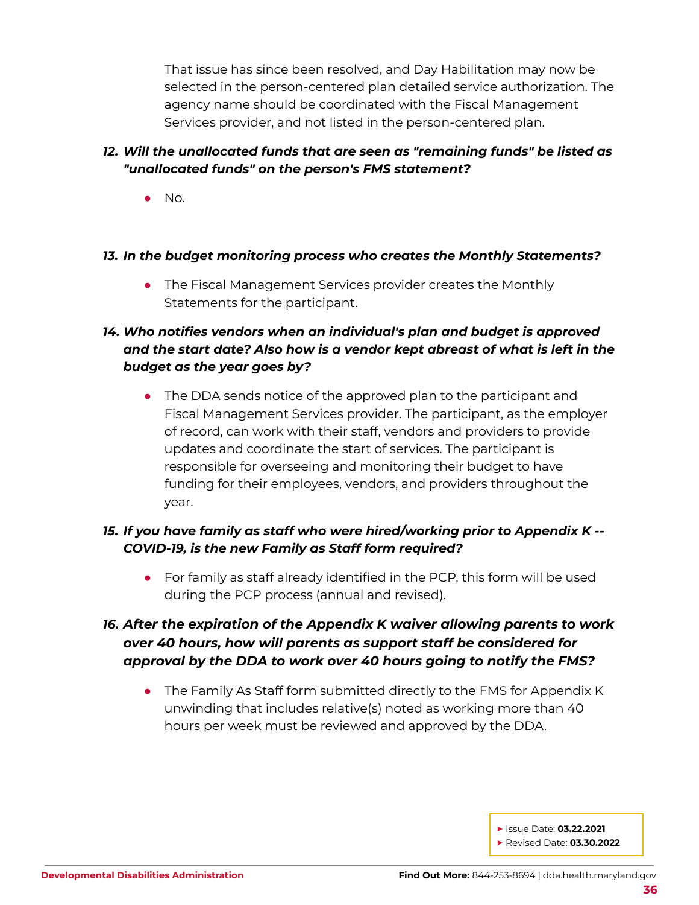That issue has since been resolved, and Day Habilitation may now be selected in the person-centered plan detailed service authorization. The agency name should be coordinated with the Fiscal Management Services provider, and not listed in the person-centered plan.

12. ***Will the unallocated funds that are seen as "remaining funds" be listed as "unallocated funds" on the person's FMS statement?***

    - No.

13. ***In the budget monitoring process who creates the Monthly Statements?***

    - The Fiscal Management Services provider creates the Monthly Statements for the participant.

14. ***Who notifies vendors when an individual's plan and budget is approved and the start date? Also how is a vendor kept abreast of what is left in the budget as the year goes by?***

    - The DDA sends notice of the approved plan to the participant and Fiscal Management Services provider. The participant, as the employer of record, can work with their staff, vendors and providers to provide updates and coordinate the start of services. The participant is responsible for overseeing and monitoring their budget to have funding for their employees, vendors, and providers throughout the year.

15. ***If you have family as staff who were hired/working prior to Appendix K -- COVID-19, is the new Family as Staff form required?***

    - For family as staff already identified in the PCP, this form will be used during the PCP process (annual and revised).

16. ***After the expiration of the Appendix K waiver allowing parents to work over 40 hours, how will parents as support staff be considered for approval by the DDA to work over 40 hours going to notify the FMS?***

    - The Family As Staff form submitted directly to the FMS for Appendix K unwinding that includes relative(s) noted as working more than 40 hours per week must be reviewed and approved by the DDA.

- Issue Date: **03.22.2021**
- Revised Date: **03.30.2022**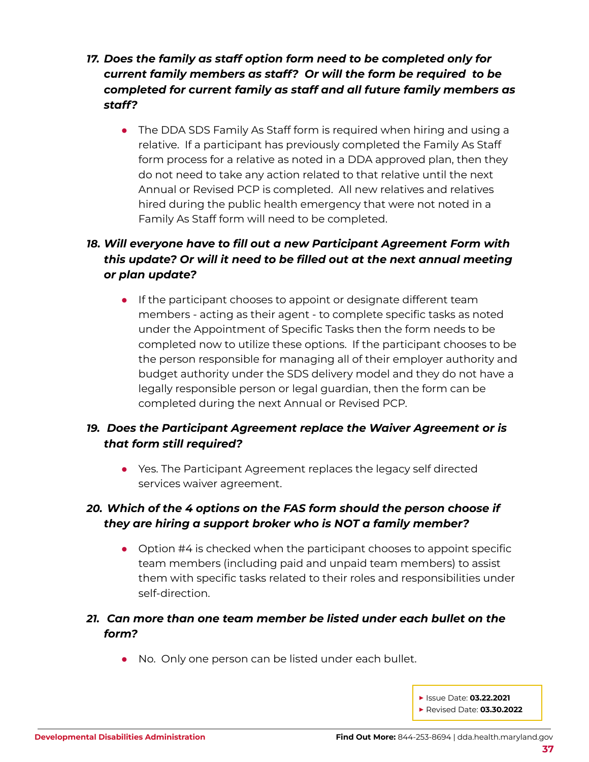### *17. Does the family as staff option form need to be completed only for current family members as staff? Or will the form be required to be completed for current family as staff and all future family members as staff?*

- The DDA SDS Family As Staff form is required when hiring and using a relative. If a participant has previously completed the Family As Staff form process for a relative as noted in a DDA approved plan, then they do not need to take any action related to that relative until the next Annual or Revised PCP is completed. All new relatives and relatives hired during the public health emergency that were not noted in a Family As Staff form will need to be completed.

### *18. Will everyone have to fill out a new Participant Agreement Form with this update? Or will it need to be filled out at the next annual meeting or plan update?*

- If the participant chooses to appoint or designate different team members - acting as their agent - to complete specific tasks as noted under the Appointment of Specific Tasks then the form needs to be completed now to utilize these options. If the participant chooses to be the person responsible for managing all of their employer authority and budget authority under the SDS delivery model and they do not have a legally responsible person or legal guardian, then the form can be completed during the next Annual or Revised PCP.

### *19. Does the Participant Agreement replace the Waiver Agreement or is that form still required?*

- Yes. The Participant Agreement replaces the legacy self directed services waiver agreement.

### *20. Which of the 4 options on the FAS form should the person choose if they are hiring a support broker who is NOT a family member?*

- Option #4 is checked when the participant chooses to appoint specific team members (including paid and unpaid team members) to assist them with specific tasks related to their roles and responsibilities under self-direction.

### *21. Can more than one team member be listed under each bullet on the form?*

- No. Only one person can be listed under each bullet.

- Issue Date: **03.22.2021**
- Revised Date: **03.30.2022**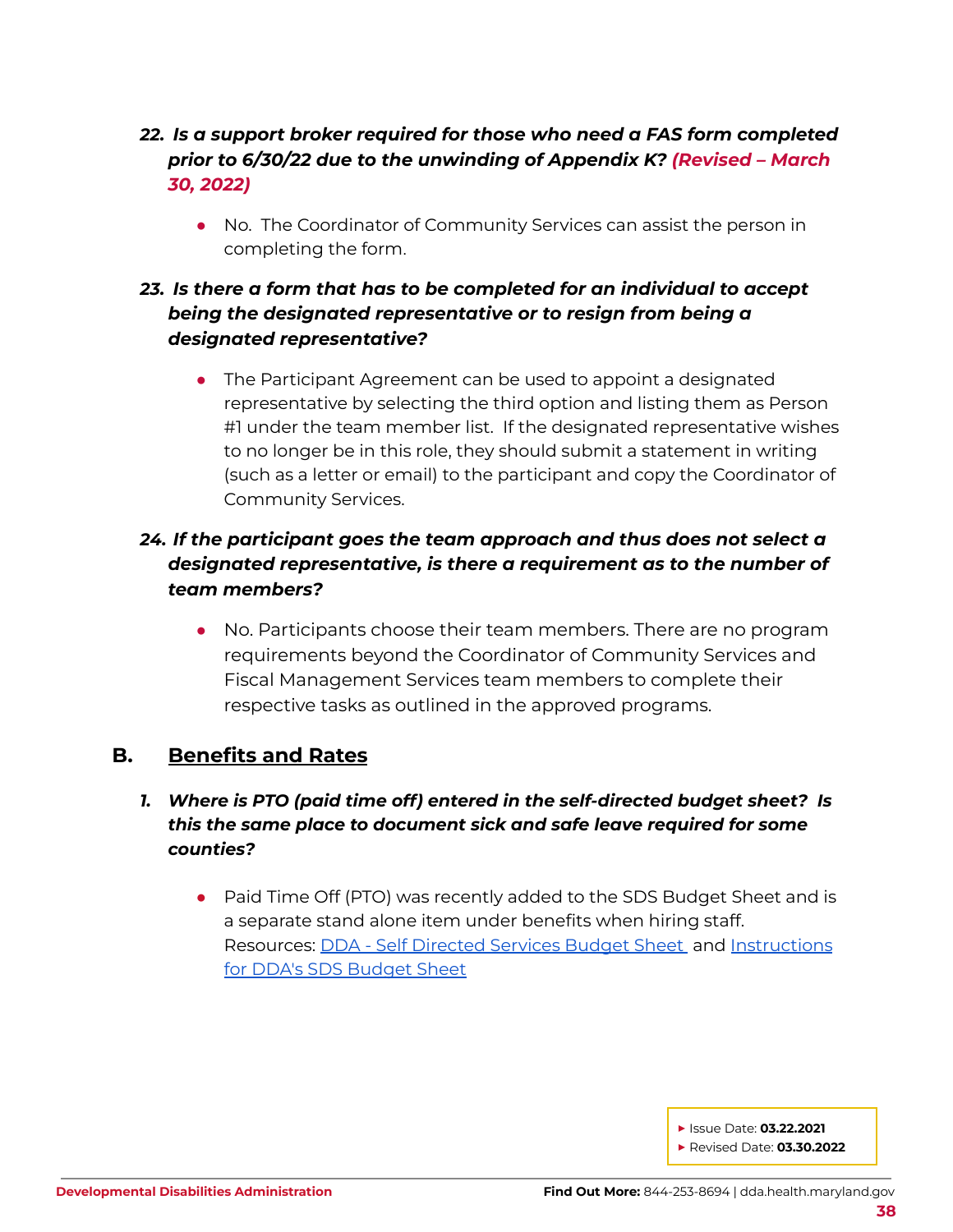22. ***Is a support broker required for those who need a FAS form completed prior to 6/30/22 due to the unwinding of Appendix K? (Revised – March 30, 2022)***

    - No. The Coordinator of Community Services can assist the person in completing the form.

23. ***Is there a form that has to be completed for an individual to accept being the designated representative or to resign from being a designated representative?***

    - The Participant Agreement can be used to appoint a designated representative by selecting the third option and listing them as Person #1 under the team member list. If the designated representative wishes to no longer be in this role, they should submit a statement in writing (such as a letter or email) to the participant and copy the Coordinator of Community Services.

24. ***If the participant goes the team approach and thus does not select a designated representative, is there a requirement as to the number of team members?***

    - No. Participants choose their team members. There are no program requirements beyond the Coordinator of Community Services and Fiscal Management Services team members to complete their respective tasks as outlined in the approved programs.

## B. Benefits and Rates

1. ***Where is PTO (paid time off) entered in the self-directed budget sheet? Is this the same place to document sick and safe leave required for some counties?***

    - Paid Time Off (PTO) was recently added to the SDS Budget Sheet and is a separate stand alone item under benefits when hiring staff. Resources: DDA - Self Directed Services Budget Sheet and Instructions for DDA's SDS Budget Sheet

- Issue Date: **03.22.2021**
- Revised Date: **03.30.2022**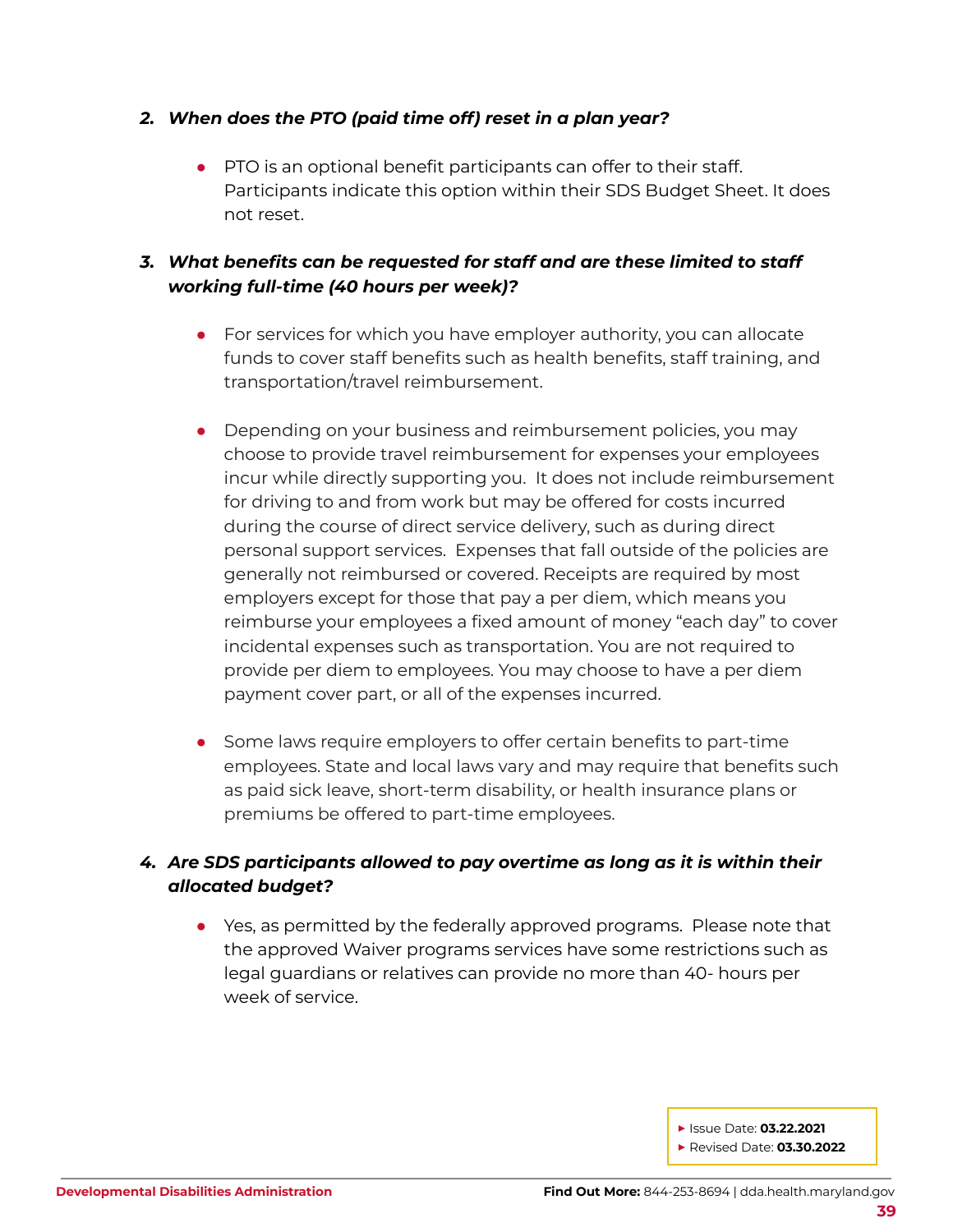2. ***When does the PTO (paid time off) reset in a plan year?***

    - PTO is an optional benefit participants can offer to their staff. Participants indicate this option within their SDS Budget Sheet. It does not reset.

3. ***What benefits can be requested for staff and are these limited to staff working full-time (40 hours per week)?***

    - For services for which you have employer authority, you can allocate funds to cover staff benefits such as health benefits, staff training, and transportation/travel reimbursement.

    - Depending on your business and reimbursement policies, you may choose to provide travel reimbursement for expenses your employees incur while directly supporting you. It does not include reimbursement for driving to and from work but may be offered for costs incurred during the course of direct service delivery, such as during direct personal support services. Expenses that fall outside of the policies are generally not reimbursed or covered. Receipts are required by most employers except for those that pay a per diem, which means you reimburse your employees a fixed amount of money "each day" to cover incidental expenses such as transportation. You are not required to provide per diem to employees. You may choose to have a per diem payment cover part, or all of the expenses incurred.

    - Some laws require employers to offer certain benefits to part-time employees. State and local laws vary and may require that benefits such as paid sick leave, short-term disability, or health insurance plans or premiums be offered to part-time employees.

4. ***Are SDS participants allowed to pay overtime as long as it is within their allocated budget?***

    - Yes, as permitted by the federally approved programs. Please note that the approved Waiver programs services have some restrictions such as legal guardians or relatives can provide no more than 40- hours per week of service.

- Issue Date: **03.22.2021**
- Revised Date: **03.30.2022**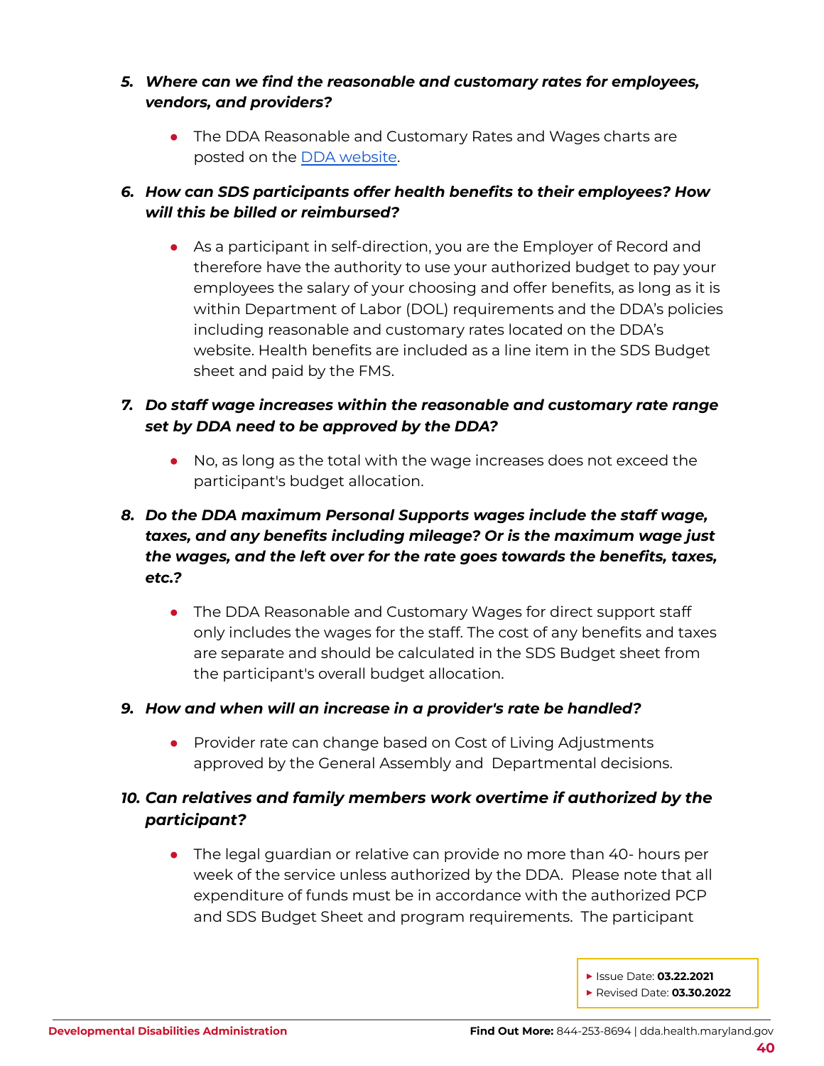5. ***Where can we find the reasonable and customary rates for employees, vendors, and providers?***

    - The DDA Reasonable and Customary Rates and Wages charts are posted on the [DDA website](#).

6. ***How can SDS participants offer health benefits to their employees? How will this be billed or reimbursed?***

    - As a participant in self-direction, you are the Employer of Record and therefore have the authority to use your authorized budget to pay your employees the salary of your choosing and offer benefits, as long as it is within Department of Labor (DOL) requirements and the DDA's policies including reasonable and customary rates located on the DDA's website. Health benefits are included as a line item in the SDS Budget sheet and paid by the FMS.

7. ***Do staff wage increases within the reasonable and customary rate range set by DDA need to be approved by the DDA?***

    - No, as long as the total with the wage increases does not exceed the participant's budget allocation.

8. ***Do the DDA maximum Personal Supports wages include the staff wage, taxes, and any benefits including mileage? Or is the maximum wage just the wages, and the left over for the rate goes towards the benefits, taxes, etc.?***

    - The DDA Reasonable and Customary Wages for direct support staff only includes the wages for the staff. The cost of any benefits and taxes are separate and should be calculated in the SDS Budget sheet from the participant's overall budget allocation.

9. ***How and when will an increase in a provider's rate be handled?***

    - Provider rate can change based on Cost of Living Adjustments approved by the General Assembly and Departmental decisions.

10. ***Can relatives and family members work overtime if authorized by the participant?***

    - The legal guardian or relative can provide no more than 40- hours per week of the service unless authorized by the DDA. Please note that all expenditure of funds must be in accordance with the authorized PCP and SDS Budget Sheet and program requirements. The participant

▸ Issue Date: **03.22.2021**
▸ Revised Date: **03.30.2022**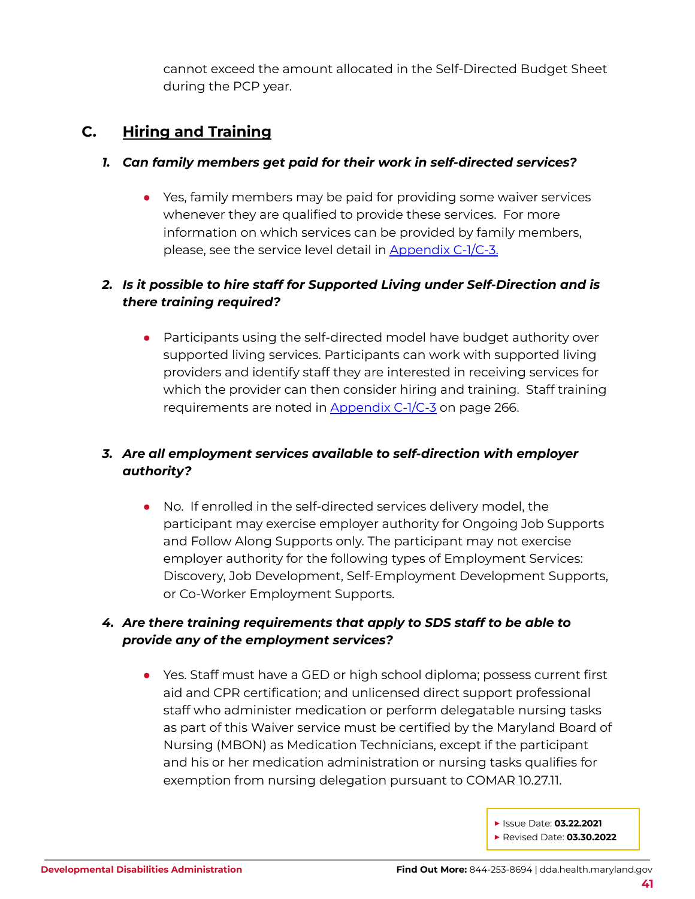cannot exceed the amount allocated in the Self-Directed Budget Sheet during the PCP year.

## C. Hiring and Training

### 1. *Can family members get paid for their work in self-directed services?*

- Yes, family members may be paid for providing some waiver services whenever they are qualified to provide these services. For more information on which services can be provided by family members, please, see the service level detail in Appendix C-1/C-3.

### 2. *Is it possible to hire staff for Supported Living under Self-Direction and is there training required?*

- Participants using the self-directed model have budget authority over supported living services. Participants can work with supported living providers and identify staff they are interested in receiving services for which the provider can then consider hiring and training. Staff training requirements are noted in Appendix C-1/C-3 on page 266.

### 3. *Are all employment services available to self-direction with employer authority?*

- No. If enrolled in the self-directed services delivery model, the participant may exercise employer authority for Ongoing Job Supports and Follow Along Supports only. The participant may not exercise employer authority for the following types of Employment Services: Discovery, Job Development, Self-Employment Development Supports, or Co-Worker Employment Supports.

### 4. *Are there training requirements that apply to SDS staff to be able to provide any of the employment services?*

- Yes. Staff must have a GED or high school diploma; possess current first aid and CPR certification; and unlicensed direct support professional staff who administer medication or perform delegatable nursing tasks as part of this Waiver service must be certified by the Maryland Board of Nursing (MBON) as Medication Technicians, except if the participant and his or her medication administration or nursing tasks qualifies for exemption from nursing delegation pursuant to COMAR 10.27.11.

- Issue Date: **03.22.2021**
- Revised Date: **03.30.2022**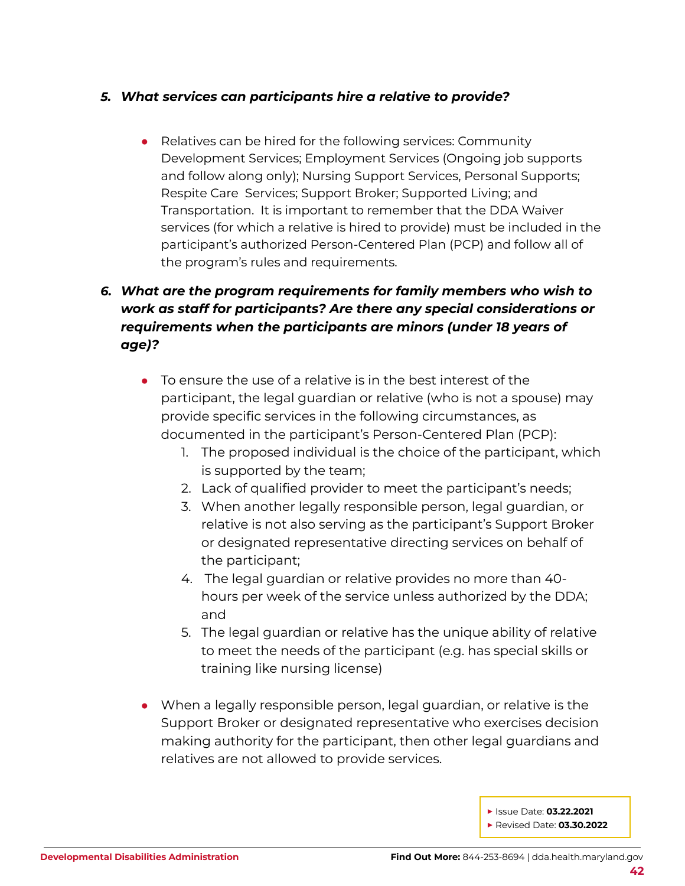5. ***What services can participants hire a relative to provide?***

- Relatives can be hired for the following services: Community Development Services; Employment Services (Ongoing job supports and follow along only); Nursing Support Services, Personal Supports; Respite Care Services; Support Broker; Supported Living; and Transportation. It is important to remember that the DDA Waiver services (for which a relative is hired to provide) must be included in the participant's authorized Person-Centered Plan (PCP) and follow all of the program's rules and requirements.

6. ***What are the program requirements for family members who wish to work as staff for participants? Are there any special considerations or requirements when the participants are minors (under 18 years of age)?***

- To ensure the use of a relative is in the best interest of the participant, the legal guardian or relative (who is not a spouse) may provide specific services in the following circumstances, as documented in the participant's Person-Centered Plan (PCP):
    1. The proposed individual is the choice of the participant, which is supported by the team;
    2. Lack of qualified provider to meet the participant's needs;
    3. When another legally responsible person, legal guardian, or relative is not also serving as the participant's Support Broker or designated representative directing services on behalf of the participant;
    4. The legal guardian or relative provides no more than 40-hours per week of the service unless authorized by the DDA; and
    5. The legal guardian or relative has the unique ability of relative to meet the needs of the participant (e.g. has special skills or training like nursing license)

- When a legally responsible person, legal guardian, or relative is the Support Broker or designated representative who exercises decision making authority for the participant, then other legal guardians and relatives are not allowed to provide services.

- Issue Date: **03.22.2021**
- Revised Date: **03.30.2022**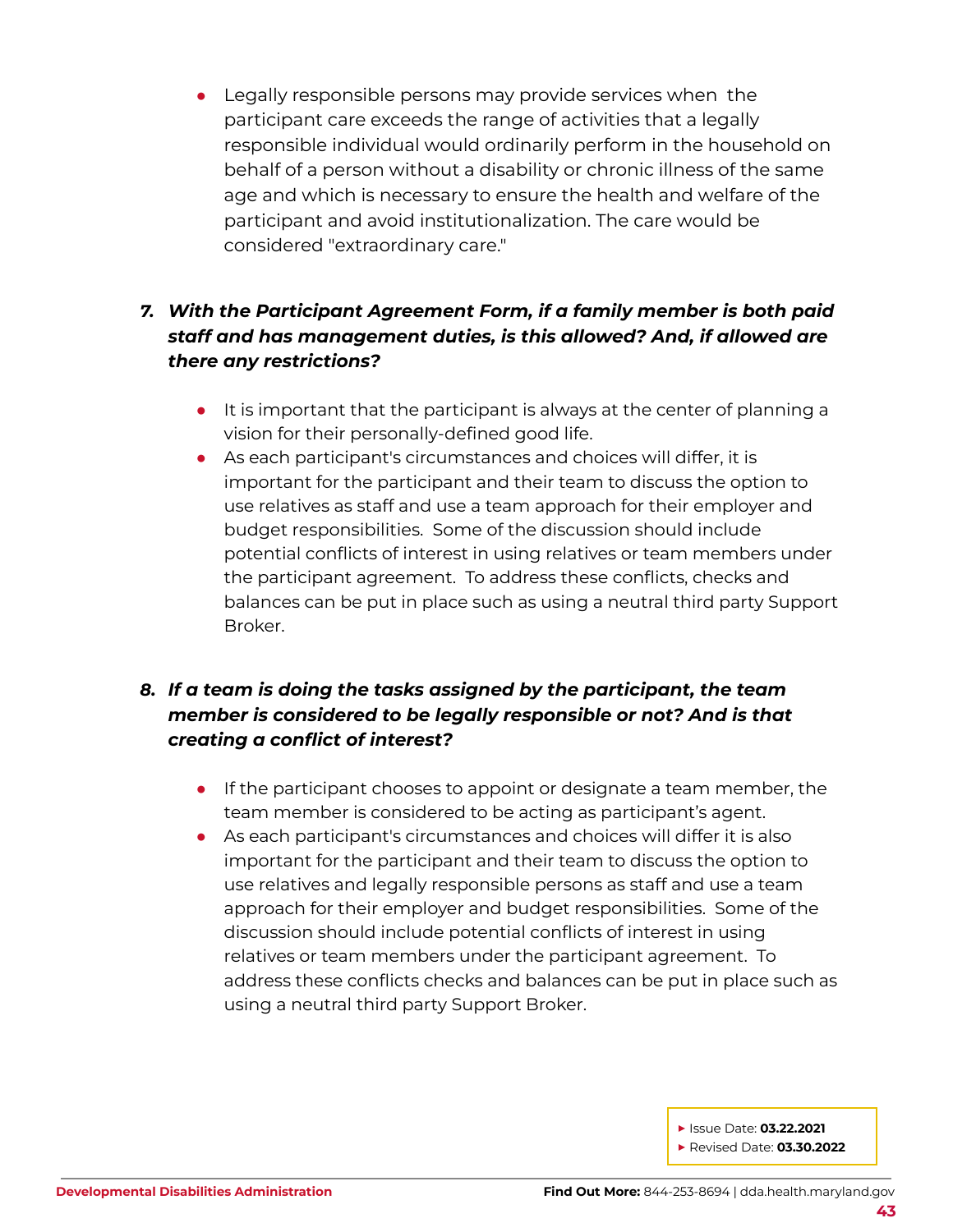- Legally responsible persons may provide services when the participant care exceeds the range of activities that a legally responsible individual would ordinarily perform in the household on behalf of a person without a disability or chronic illness of the same age and which is necessary to ensure the health and welfare of the participant and avoid institutionalization. The care would be considered "extraordinary care."

7. ***With the Participant Agreement Form, if a family member is both paid staff and has management duties, is this allowed? And, if allowed are there any restrictions?***

   - It is important that the participant is always at the center of planning a vision for their personally-defined good life.
   - As each participant's circumstances and choices will differ, it is important for the participant and their team to discuss the option to use relatives as staff and use a team approach for their employer and budget responsibilities. Some of the discussion should include potential conflicts of interest in using relatives or team members under the participant agreement. To address these conflicts, checks and balances can be put in place such as using a neutral third party Support Broker.

8. ***If a team is doing the tasks assigned by the participant, the team member is considered to be legally responsible or not? And is that creating a conflict of interest?***

   - If the participant chooses to appoint or designate a team member, the team member is considered to be acting as participant's agent.
   - As each participant's circumstances and choices will differ it is also important for the participant and their team to discuss the option to use relatives and legally responsible persons as staff and use a team approach for their employer and budget responsibilities. Some of the discussion should include potential conflicts of interest in using relatives or team members under the participant agreement. To address these conflicts checks and balances can be put in place such as using a neutral third party Support Broker.

- Issue Date: **03.22.2021**
- Revised Date: **03.30.2022**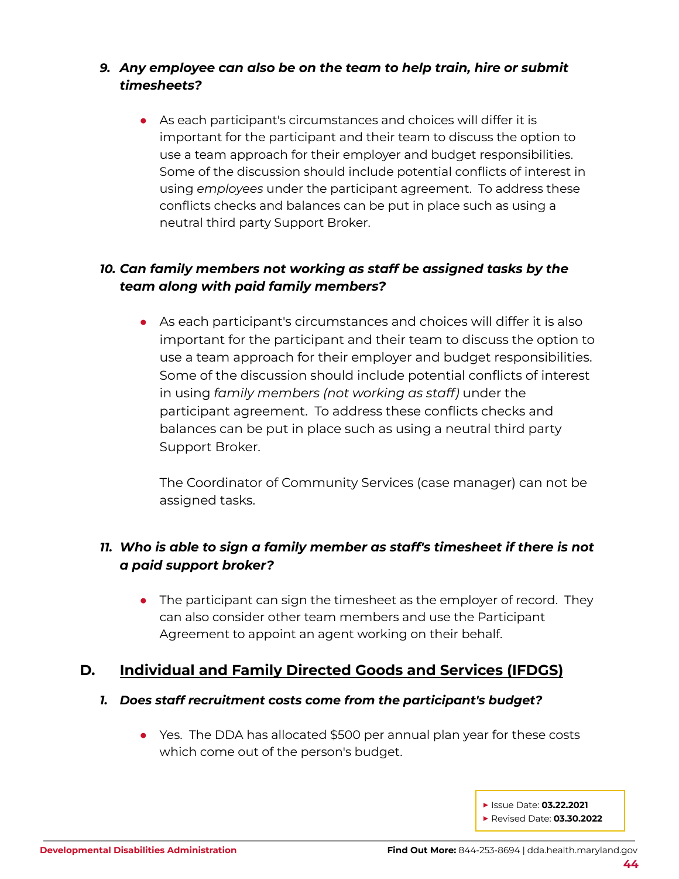***9. Any employee can also be on the team to help train, hire or submit timesheets?***

- As each participant's circumstances and choices will differ it is important for the participant and their team to discuss the option to use a team approach for their employer and budget responsibilities. Some of the discussion should include potential conflicts of interest in using *employees* under the participant agreement. To address these conflicts checks and balances can be put in place such as using a neutral third party Support Broker.

***10. Can family members not working as staff be assigned tasks by the team along with paid family members?***

- As each participant's circumstances and choices will differ it is also important for the participant and their team to discuss the option to use a team approach for their employer and budget responsibilities. Some of the discussion should include potential conflicts of interest in using *family members (not working as staff)* under the participant agreement. To address these conflicts checks and balances can be put in place such as using a neutral third party Support Broker.

  The Coordinator of Community Services (case manager) can not be assigned tasks.

***11. Who is able to sign a family member as staff's timesheet if there is not a paid support broker?***

- The participant can sign the timesheet as the employer of record. They can also consider other team members and use the Participant Agreement to appoint an agent working on their behalf.

## D. Individual and Family Directed Goods and Services (IFDGS)

***1. Does staff recruitment costs come from the participant's budget?***

- Yes. The DDA has allocated $500 per annual plan year for these costs which come out of the person's budget.

- Issue Date: **03.22.2021**
- Revised Date: **03.30.2022**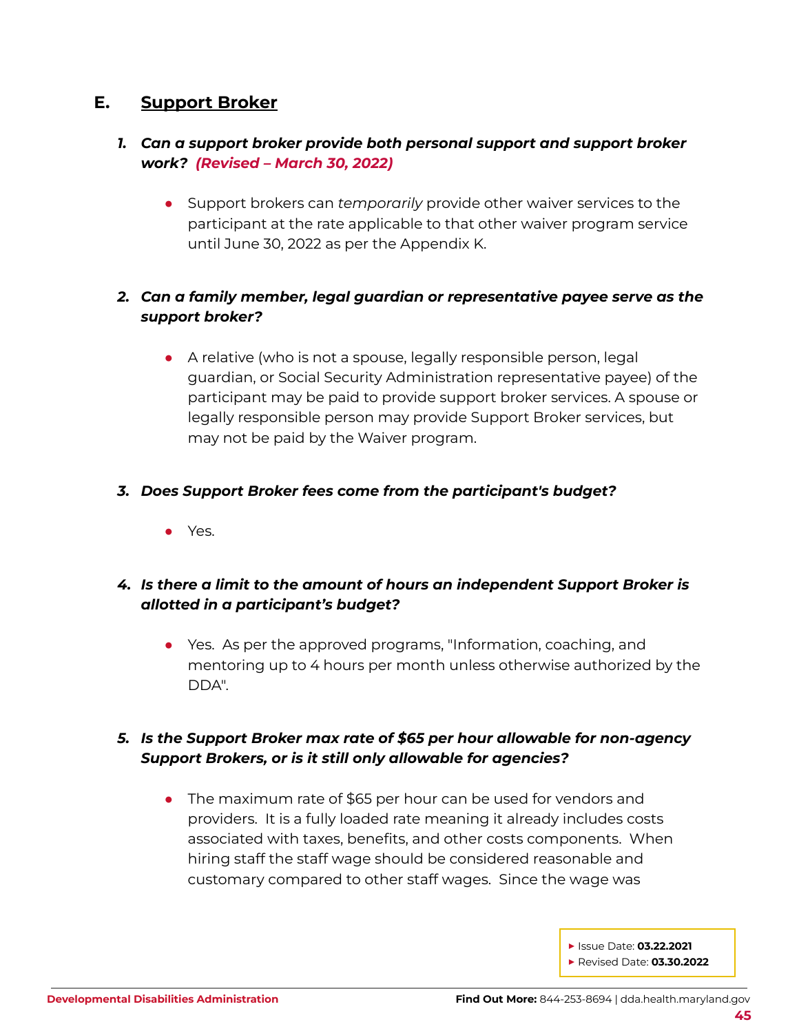## E. Support Broker

1. ***Can a support broker provide both personal support and support broker work? (Revised – March 30, 2022)***

   - Support brokers can *temporarily* provide other waiver services to the participant at the rate applicable to that other waiver program service until June 30, 2022 as per the Appendix K.

2. ***Can a family member, legal guardian or representative payee serve as the support broker?***

   - A relative (who is not a spouse, legally responsible person, legal guardian, or Social Security Administration representative payee) of the participant may be paid to provide support broker services. A spouse or legally responsible person may provide Support Broker services, but may not be paid by the Waiver program.

3. ***Does Support Broker fees come from the participant's budget?***

   - Yes.

4. ***Is there a limit to the amount of hours an independent Support Broker is allotted in a participant's budget?***

   - Yes. As per the approved programs, "Information, coaching, and mentoring up to 4 hours per month unless otherwise authorized by the DDA".

5. ***Is the Support Broker max rate of $65 per hour allowable for non-agency Support Brokers, or is it still only allowable for agencies?***

   - The maximum rate of $65 per hour can be used for vendors and providers. It is a fully loaded rate meaning it already includes costs associated with taxes, benefits, and other costs components. When hiring staff the staff wage should be considered reasonable and customary compared to other staff wages. Since the wage was

- Issue Date: **03.22.2021**
- Revised Date: **03.30.2022**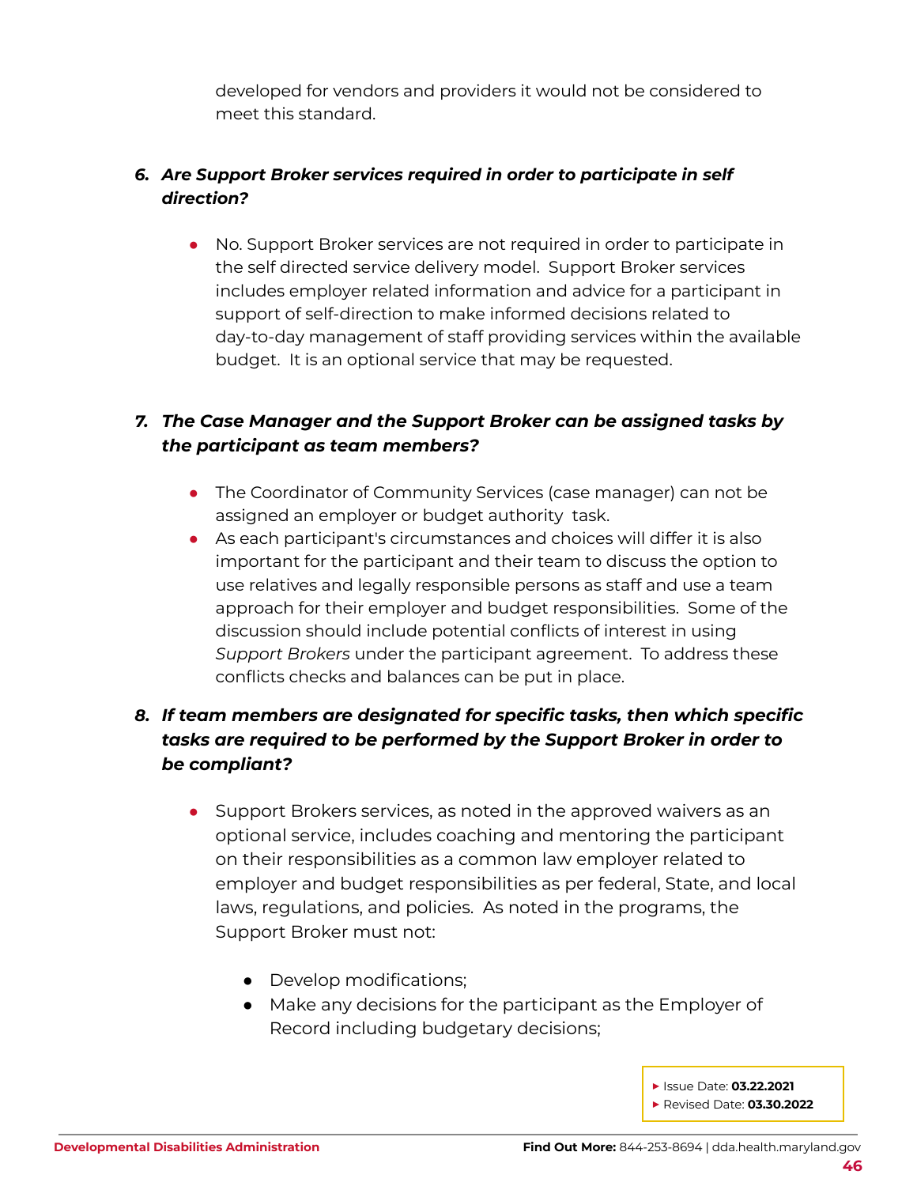developed for vendors and providers it would not be considered to meet this standard.

6. ***Are Support Broker services required in order to participate in self direction?***

   - No. Support Broker services are not required in order to participate in the self directed service delivery model. Support Broker services includes employer related information and advice for a participant in support of self-direction to make informed decisions related to day-to-day management of staff providing services within the available budget. It is an optional service that may be requested.

7. ***The Case Manager and the Support Broker can be assigned tasks by the participant as team members?***

   - The Coordinator of Community Services (case manager) can not be assigned an employer or budget authority task.
   - As each participant's circumstances and choices will differ it is also important for the participant and their team to discuss the option to use relatives and legally responsible persons as staff and use a team approach for their employer and budget responsibilities. Some of the discussion should include potential conflicts of interest in using *Support Brokers* under the participant agreement. To address these conflicts checks and balances can be put in place.

8. ***If team members are designated for specific tasks, then which specific tasks are required to be performed by the Support Broker in order to be compliant?***

   - Support Brokers services, as noted in the approved waivers as an optional service, includes coaching and mentoring the participant on their responsibilities as a common law employer related to employer and budget responsibilities as per federal, State, and local laws, regulations, and policies. As noted in the programs, the Support Broker must not:
     - Develop modifications;
     - Make any decisions for the participant as the Employer of Record including budgetary decisions;

▸ Issue Date: **03.22.2021**
▸ Revised Date: **03.30.2022**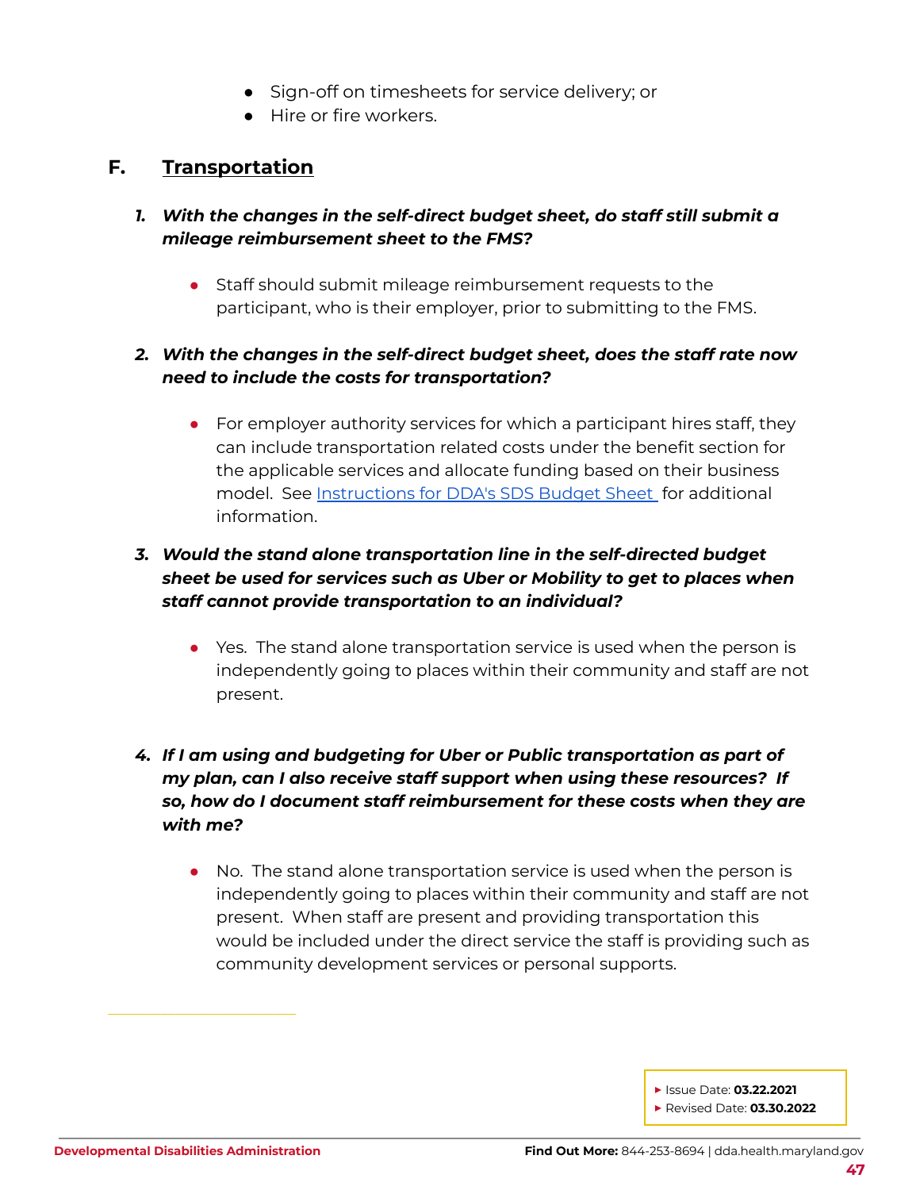- Sign-off on timesheets for service delivery; or
- Hire or fire workers.

## F. Transportation

1. ***With the changes in the self-direct budget sheet, do staff still submit a mileage reimbursement sheet to the FMS?***

   - Staff should submit mileage reimbursement requests to the participant, who is their employer, prior to submitting to the FMS.

2. ***With the changes in the self-direct budget sheet, does the staff rate now need to include the costs for transportation?***

   - For employer authority services for which a participant hires staff, they can include transportation related costs under the benefit section for the applicable services and allocate funding based on their business model. See Instructions for DDA's SDS Budget Sheet for additional information.

3. ***Would the stand alone transportation line in the self-directed budget sheet be used for services such as Uber or Mobility to get to places when staff cannot provide transportation to an individual?***

   - Yes. The stand alone transportation service is used when the person is independently going to places within their community and staff are not present.

4. ***If I am using and budgeting for Uber or Public transportation as part of my plan, can I also receive staff support when using these resources? If so, how do I document staff reimbursement for these costs when they are with me?***

   - No. The stand alone transportation service is used when the person is independently going to places within their community and staff are not present. When staff are present and providing transportation this would be included under the direct service the staff is providing such as community development services or personal supports.

- Issue Date: **03.22.2021**
- Revised Date: **03.30.2022**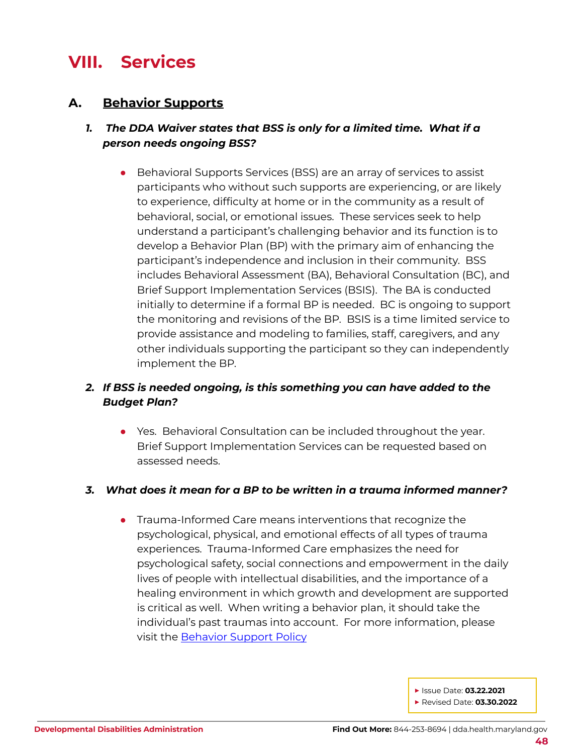# VIII. Services

## A. Behavior Supports

### *1. The DDA Waiver states that BSS is only for a limited time. What if a person needs ongoing BSS?*

- Behavioral Supports Services (BSS) are an array of services to assist participants who without such supports are experiencing, or are likely to experience, difficulty at home or in the community as a result of behavioral, social, or emotional issues. These services seek to help understand a participant's challenging behavior and its function is to develop a Behavior Plan (BP) with the primary aim of enhancing the participant's independence and inclusion in their community. BSS includes Behavioral Assessment (BA), Behavioral Consultation (BC), and Brief Support Implementation Services (BSIS). The BA is conducted initially to determine if a formal BP is needed. BC is ongoing to support the monitoring and revisions of the BP. BSIS is a time limited service to provide assistance and modeling to families, staff, caregivers, and any other individuals supporting the participant so they can independently implement the BP.

### *2. If BSS is needed ongoing, is this something you can have added to the Budget Plan?*

- Yes. Behavioral Consultation can be included throughout the year. Brief Support Implementation Services can be requested based on assessed needs.

### *3. What does it mean for a BP to be written in a trauma informed manner?*

- Trauma-Informed Care means interventions that recognize the psychological, physical, and emotional effects of all types of trauma experiences. Trauma-Informed Care emphasizes the need for psychological safety, social connections and empowerment in the daily lives of people with intellectual disabilities, and the importance of a healing environment in which growth and development are supported is critical as well. When writing a behavior plan, it should take the individual's past traumas into account. For more information, please visit the Behavior Support Policy

- Issue Date: **03.22.2021**
- Revised Date: **03.30.2022**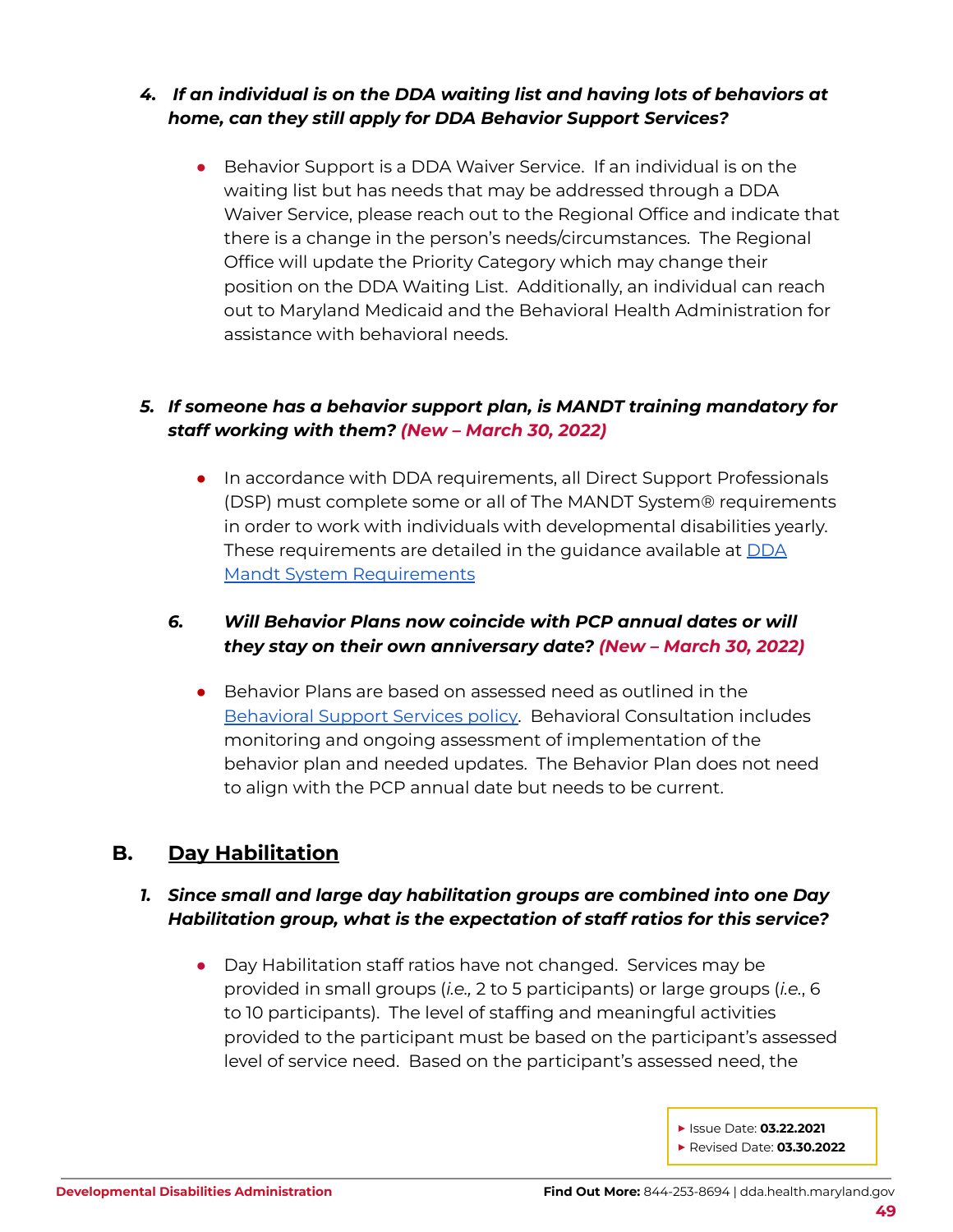4. ***If an individual is on the DDA waiting list and having lots of behaviors at home, can they still apply for DDA Behavior Support Services?***

   - Behavior Support is a DDA Waiver Service. If an individual is on the waiting list but has needs that may be addressed through a DDA Waiver Service, please reach out to the Regional Office and indicate that there is a change in the person's needs/circumstances. The Regional Office will update the Priority Category which may change their position on the DDA Waiting List. Additionally, an individual can reach out to Maryland Medicaid and the Behavioral Health Administration for assistance with behavioral needs.

5. ***If someone has a behavior support plan, is MANDT training mandatory for staff working with them? (New – March 30, 2022)***

   - In accordance with DDA requirements, all Direct Support Professionals (DSP) must complete some or all of The MANDT System® requirements in order to work with individuals with developmental disabilities yearly. These requirements are detailed in the guidance available at DDA Mandt System Requirements

6. ***Will Behavior Plans now coincide with PCP annual dates or will they stay on their own anniversary date? (New – March 30, 2022)***

   - Behavior Plans are based on assessed need as outlined in the Behavioral Support Services policy. Behavioral Consultation includes monitoring and ongoing assessment of implementation of the behavior plan and needed updates. The Behavior Plan does not need to align with the PCP annual date but needs to be current.

## B. Day Habilitation

1. ***Since small and large day habilitation groups are combined into one Day Habilitation group, what is the expectation of staff ratios for this service?***

   - Day Habilitation staff ratios have not changed. Services may be provided in small groups (*i.e.,* 2 to 5 participants) or large groups (*i.e.*, 6 to 10 participants). The level of staffing and meaningful activities provided to the participant must be based on the participant's assessed level of service need. Based on the participant's assessed need, the

- Issue Date: **03.22.2021**
- Revised Date: **03.30.2022**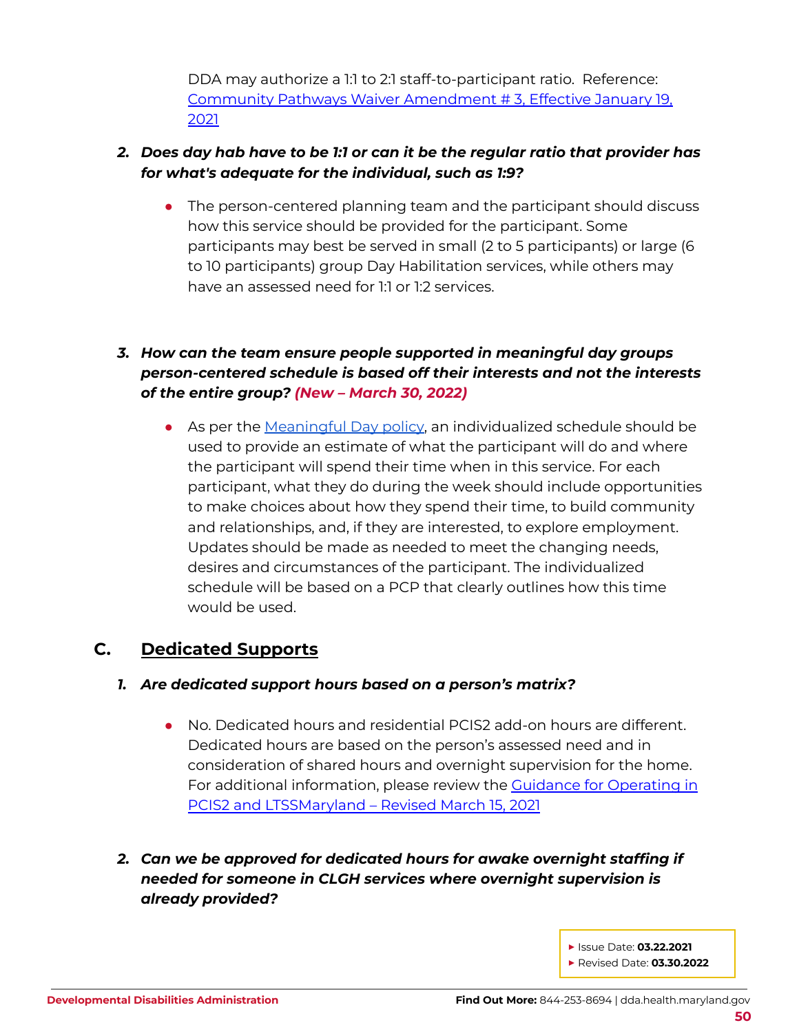DDA may authorize a 1:1 to 2:1 staff-to-participant ratio. Reference: [Community Pathways Waiver Amendment # 3, Effective January 19, 2021]

2. ***Does day hab have to be 1:1 or can it be the regular ratio that provider has for what's adequate for the individual, such as 1:9?***

   - The person-centered planning team and the participant should discuss how this service should be provided for the participant. Some participants may best be served in small (2 to 5 participants) or large (6 to 10 participants) group Day Habilitation services, while others may have an assessed need for 1:1 or 1:2 services.

3. ***How can the team ensure people supported in meaningful day groups person-centered schedule is based off their interests and not the interests of the entire group? (New – March 30, 2022)***

   - As per the Meaningful Day policy, an individualized schedule should be used to provide an estimate of what the participant will do and where the participant will spend their time when in this service. For each participant, what they do during the week should include opportunities to make choices about how they spend their time, to build community and relationships, and, if they are interested, to explore employment. Updates should be made as needed to meet the changing needs, desires and circumstances of the participant. The individualized schedule will be based on a PCP that clearly outlines how this time would be used.

## C. Dedicated Supports

1. ***Are dedicated support hours based on a person's matrix?***

   - No. Dedicated hours and residential PCIS2 add-on hours are different. Dedicated hours are based on the person's assessed need and in consideration of shared hours and overnight supervision for the home. For additional information, please review the Guidance for Operating in PCIS2 and LTSSMaryland – Revised March 15, 2021

2. ***Can we be approved for dedicated hours for awake overnight staffing if needed for someone in CLGH services where overnight supervision is already provided?***

- Issue Date: **03.22.2021**
- Revised Date: **03.30.2022**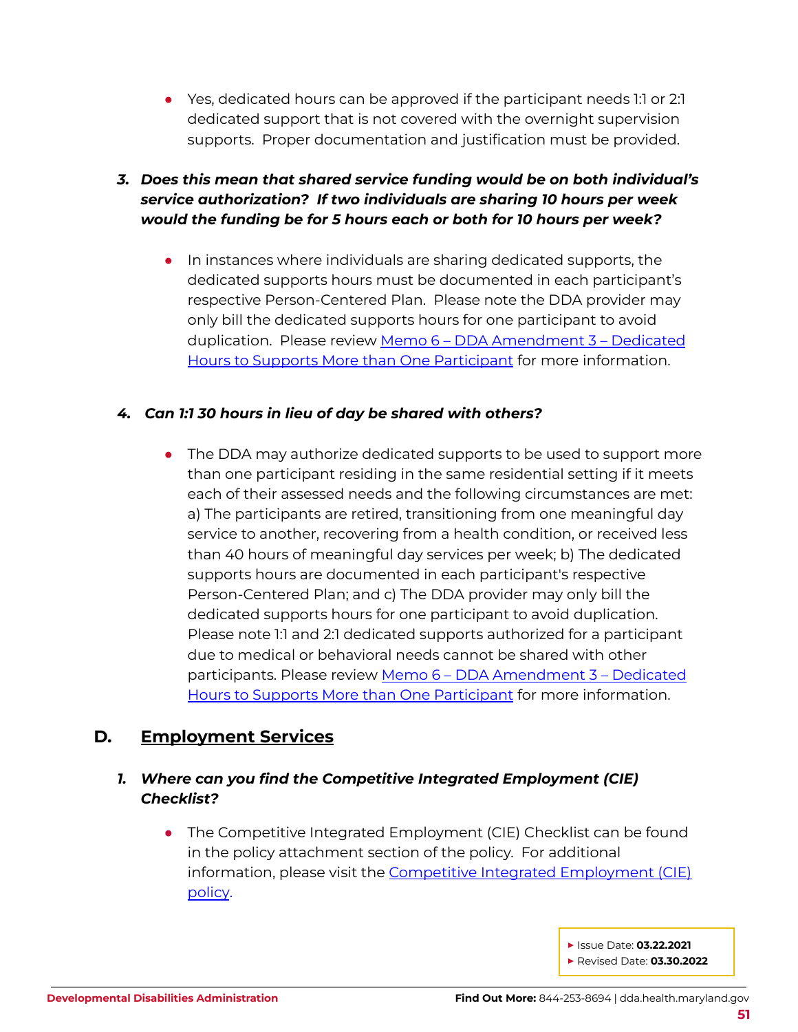- Yes, dedicated hours can be approved if the participant needs 1:1 or 2:1 dedicated support that is not covered with the overnight supervision supports. Proper documentation and justification must be provided.

***3. Does this mean that shared service funding would be on both individual's service authorization? If two individuals are sharing 10 hours per week would the funding be for 5 hours each or both for 10 hours per week?***

- In instances where individuals are sharing dedicated supports, the dedicated supports hours must be documented in each participant's respective Person-Centered Plan. Please note the DDA provider may only bill the dedicated supports hours for one participant to avoid duplication. Please review Memo 6 – DDA Amendment 3 – Dedicated Hours to Supports More than One Participant for more information.

***4. Can 1:1 30 hours in lieu of day be shared with others?***

- The DDA may authorize dedicated supports to be used to support more than one participant residing in the same residential setting if it meets each of their assessed needs and the following circumstances are met: a) The participants are retired, transitioning from one meaningful day service to another, recovering from a health condition, or received less than 40 hours of meaningful day services per week; b) The dedicated supports hours are documented in each participant's respective Person-Centered Plan; and c) The DDA provider may only bill the dedicated supports hours for one participant to avoid duplication. Please note 1:1 and 2:1 dedicated supports authorized for a participant due to medical or behavioral needs cannot be shared with other participants. Please review Memo 6 – DDA Amendment 3 – Dedicated Hours to Supports More than One Participant for more information.

## D. Employment Services

***1. Where can you find the Competitive Integrated Employment (CIE) Checklist?***

- The Competitive Integrated Employment (CIE) Checklist can be found in the policy attachment section of the policy. For additional information, please visit the Competitive Integrated Employment (CIE) policy.

▸ Issue Date: **03.22.2021**
▸ Revised Date: **03.30.2022**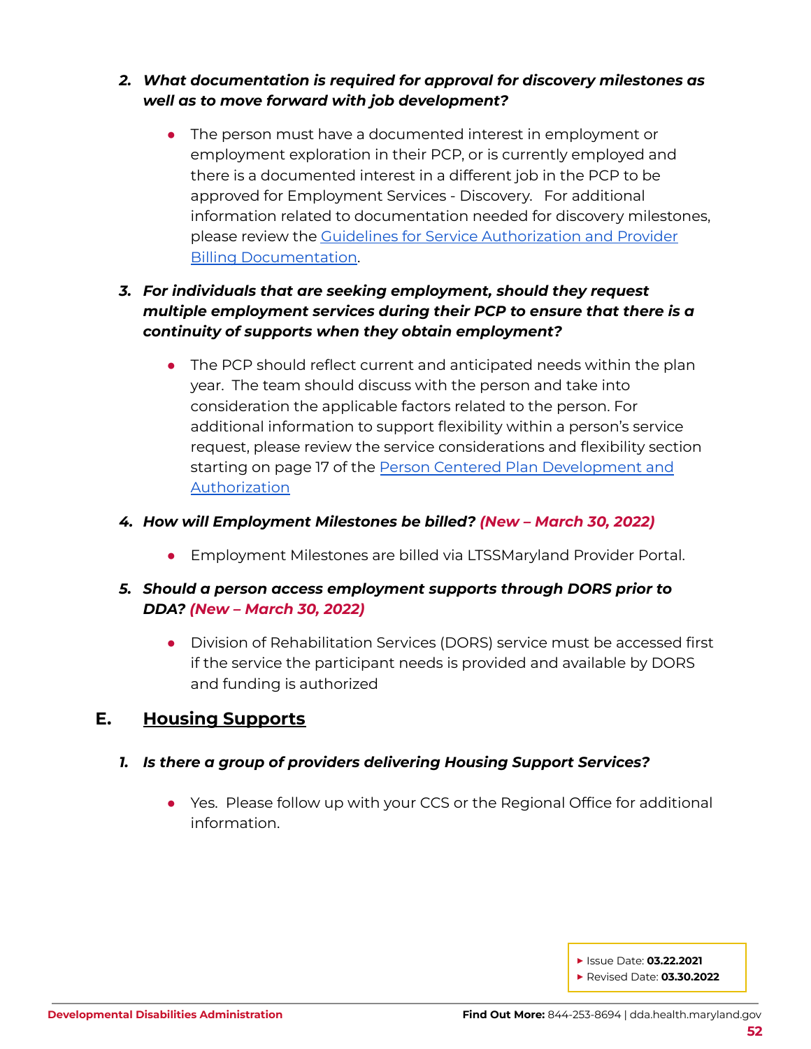2. ***What documentation is required for approval for discovery milestones as well as to move forward with job development?***

    - The person must have a documented interest in employment or employment exploration in their PCP, or is currently employed and there is a documented interest in a different job in the PCP to be approved for Employment Services - Discovery. For additional information related to documentation needed for discovery milestones, please review the Guidelines for Service Authorization and Provider Billing Documentation.

3. ***For individuals that are seeking employment, should they request multiple employment services during their PCP to ensure that there is a continuity of supports when they obtain employment?***

    - The PCP should reflect current and anticipated needs within the plan year. The team should discuss with the person and take into consideration the applicable factors related to the person. For additional information to support flexibility within a person's service request, please review the service considerations and flexibility section starting on page 17 of the Person Centered Plan Development and Authorization

4. ***How will Employment Milestones be billed? (New – March 30, 2022)***

    - Employment Milestones are billed via LTSSMaryland Provider Portal.

5. ***Should a person access employment supports through DORS prior to DDA? (New – March 30, 2022)***

    - Division of Rehabilitation Services (DORS) service must be accessed first if the service the participant needs is provided and available by DORS and funding is authorized

## E. Housing Supports

1. ***Is there a group of providers delivering Housing Support Services?***

    - Yes. Please follow up with your CCS or the Regional Office for additional information.

- Issue Date: **03.22.2021**
- Revised Date: **03.30.2022**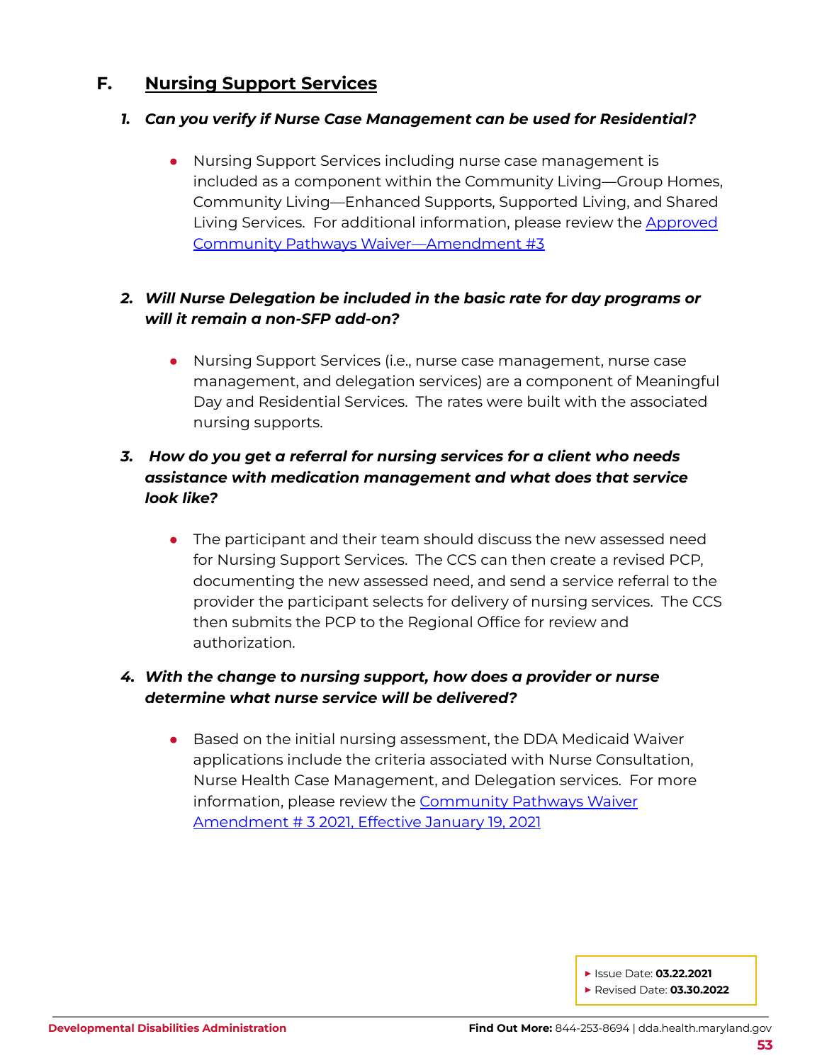## F. Nursing Support Services

1. ***Can you verify if Nurse Case Management can be used for Residential?***

   - Nursing Support Services including nurse case management is included as a component within the Community Living—Group Homes, Community Living—Enhanced Supports, Supported Living, and Shared Living Services. For additional information, please review the [Approved Community Pathways Waiver—Amendment #3]

2. ***Will Nurse Delegation be included in the basic rate for day programs or will it remain a non-SFP add-on?***

   - Nursing Support Services (i.e., nurse case management, nurse case management, and delegation services) are a component of Meaningful Day and Residential Services. The rates were built with the associated nursing supports.

3. ***How do you get a referral for nursing services for a client who needs assistance with medication management and what does that service look like?***

   - The participant and their team should discuss the new assessed need for Nursing Support Services. The CCS can then create a revised PCP, documenting the new assessed need, and send a service referral to the provider the participant selects for delivery of nursing services. The CCS then submits the PCP to the Regional Office for review and authorization.

4. ***With the change to nursing support, how does a provider or nurse determine what nurse service will be delivered?***

   - Based on the initial nursing assessment, the DDA Medicaid Waiver applications include the criteria associated with Nurse Consultation, Nurse Health Case Management, and Delegation services. For more information, please review the [Community Pathways Waiver Amendment # 3 2021, Effective January 19, 2021]

- Issue Date: **03.22.2021**
- Revised Date: **03.30.2022**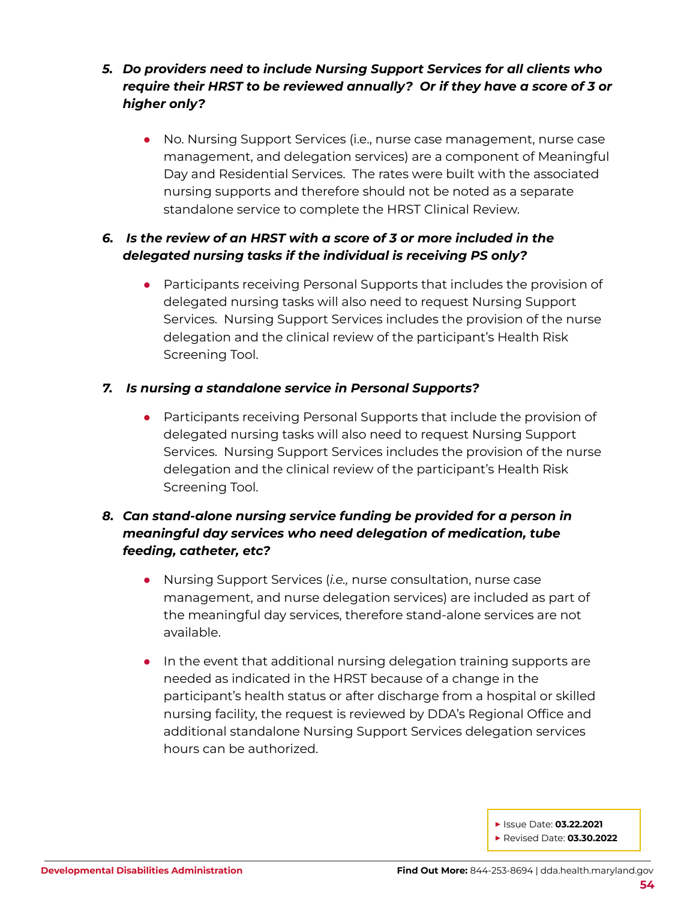5. ***Do providers need to include Nursing Support Services for all clients who require their HRST to be reviewed annually? Or if they have a score of 3 or higher only?***

   - No. Nursing Support Services (i.e., nurse case management, nurse case management, and delegation services) are a component of Meaningful Day and Residential Services. The rates were built with the associated nursing supports and therefore should not be noted as a separate standalone service to complete the HRST Clinical Review.

6. ***Is the review of an HRST with a score of 3 or more included in the delegated nursing tasks if the individual is receiving PS only?***

   - Participants receiving Personal Supports that includes the provision of delegated nursing tasks will also need to request Nursing Support Services. Nursing Support Services includes the provision of the nurse delegation and the clinical review of the participant's Health Risk Screening Tool.

7. ***Is nursing a standalone service in Personal Supports?***

   - Participants receiving Personal Supports that include the provision of delegated nursing tasks will also need to request Nursing Support Services. Nursing Support Services includes the provision of the nurse delegation and the clinical review of the participant's Health Risk Screening Tool.

8. ***Can stand-alone nursing service funding be provided for a person in meaningful day services who need delegation of medication, tube feeding, catheter, etc?***

   - Nursing Support Services (*i.e.,* nurse consultation, nurse case management, and nurse delegation services) are included as part of the meaningful day services, therefore stand-alone services are not available.
   - In the event that additional nursing delegation training supports are needed as indicated in the HRST because of a change in the participant's health status or after discharge from a hospital or skilled nursing facility, the request is reviewed by DDA's Regional Office and additional standalone Nursing Support Services delegation services hours can be authorized.

- Issue Date: **03.22.2021**
- Revised Date: **03.30.2022**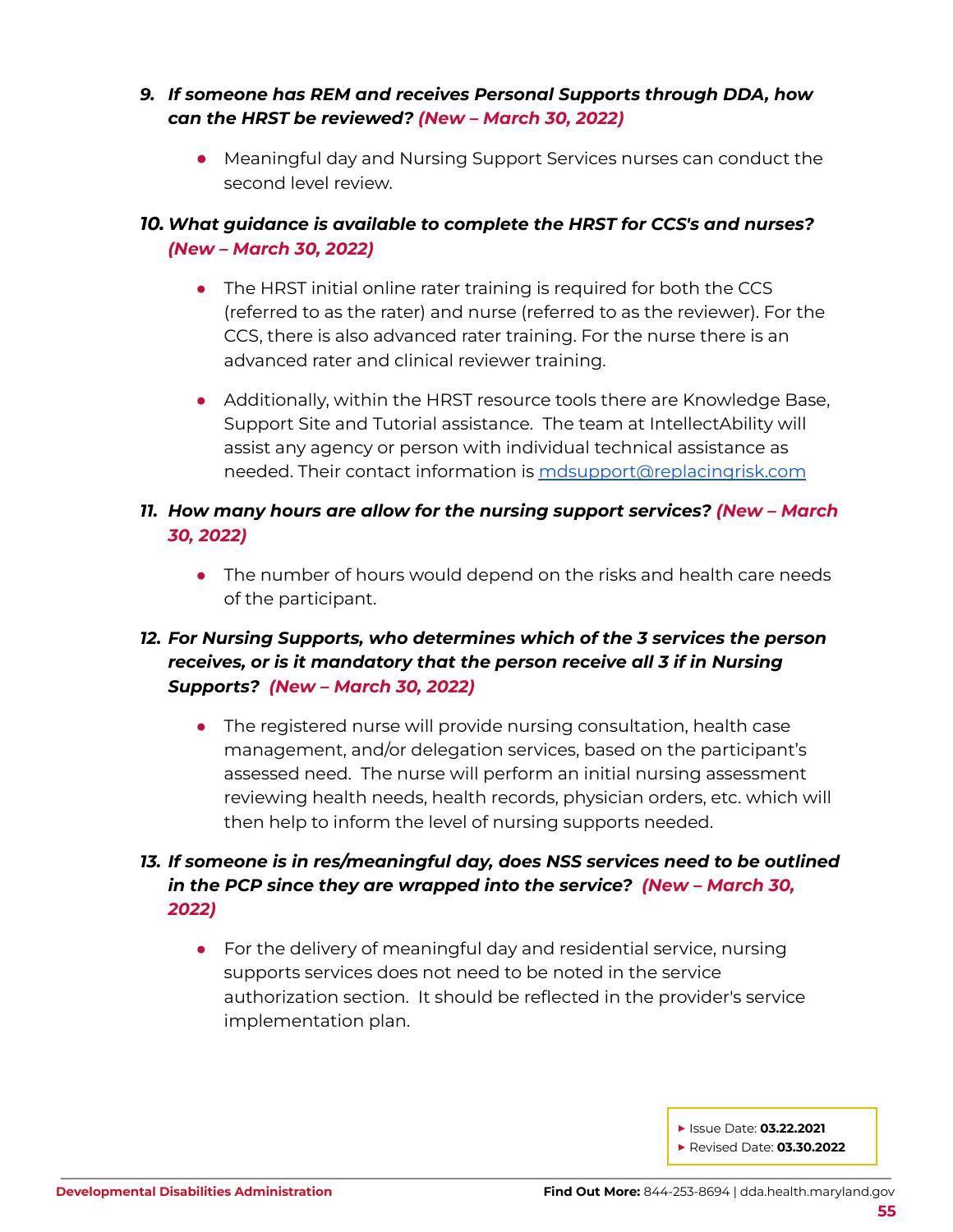9. ***If someone has REM and receives Personal Supports through DDA, how can the HRST be reviewed? (New – March 30, 2022)***

   - Meaningful day and Nursing Support Services nurses can conduct the second level review.

10. ***What guidance is available to complete the HRST for CCS's and nurses? (New – March 30, 2022)***

    - The HRST initial online rater training is required for both the CCS (referred to as the rater) and nurse (referred to as the reviewer). For the CCS, there is also advanced rater training. For the nurse there is an advanced rater and clinical reviewer training.
    - Additionally, within the HRST resource tools there are Knowledge Base, Support Site and Tutorial assistance. The team at IntellectAbility will assist any agency or person with individual technical assistance as needed. Their contact information is mdsupport@replacingrisk.com

11. ***How many hours are allow for the nursing support services? (New – March 30, 2022)***

    - The number of hours would depend on the risks and health care needs of the participant.

12. ***For Nursing Supports, who determines which of the 3 services the person receives, or is it mandatory that the person receive all 3 if in Nursing Supports? (New – March 30, 2022)***

    - The registered nurse will provide nursing consultation, health case management, and/or delegation services, based on the participant's assessed need. The nurse will perform an initial nursing assessment reviewing health needs, health records, physician orders, etc. which will then help to inform the level of nursing supports needed.

13. ***If someone is in res/meaningful day, does NSS services need to be outlined in the PCP since they are wrapped into the service? (New – March 30, 2022)***

    - For the delivery of meaningful day and residential service, nursing supports services does not need to be noted in the service authorization section. It should be reflected in the provider's service implementation plan.

- Issue Date: **03.22.2021**
- Revised Date: **03.30.2022**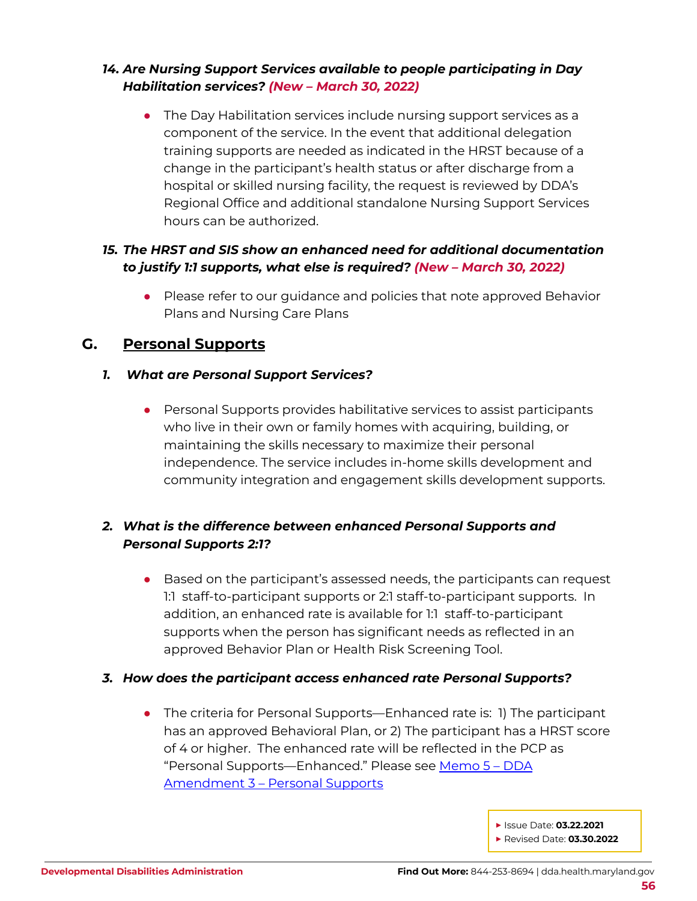***14. Are Nursing Support Services available to people participating in Day Habilitation services? (New – March 30, 2022)***

- The Day Habilitation services include nursing support services as a component of the service. In the event that additional delegation training supports are needed as indicated in the HRST because of a change in the participant's health status or after discharge from a hospital or skilled nursing facility, the request is reviewed by DDA's Regional Office and additional standalone Nursing Support Services hours can be authorized.

***15. The HRST and SIS show an enhanced need for additional documentation to justify 1:1 supports, what else is required? (New – March 30, 2022)***

- Please refer to our guidance and policies that note approved Behavior Plans and Nursing Care Plans

## G. Personal Supports

***1. What are Personal Support Services?***

- Personal Supports provides habilitative services to assist participants who live in their own or family homes with acquiring, building, or maintaining the skills necessary to maximize their personal independence. The service includes in-home skills development and community integration and engagement skills development supports.

***2. What is the difference between enhanced Personal Supports and Personal Supports 2:1?***

- Based on the participant's assessed needs, the participants can request 1:1 staff-to-participant supports or 2:1 staff-to-participant supports. In addition, an enhanced rate is available for 1:1 staff-to-participant supports when the person has significant needs as reflected in an approved Behavior Plan or Health Risk Screening Tool.

***3. How does the participant access enhanced rate Personal Supports?***

- The criteria for Personal Supports—Enhanced rate is: 1) The participant has an approved Behavioral Plan, or 2) The participant has a HRST score of 4 or higher. The enhanced rate will be reflected in the PCP as "Personal Supports—Enhanced." Please see Memo 5 – DDA Amendment 3 – Personal Supports

▸ Issue Date: **03.22.2021**
▸ Revised Date: **03.30.2022**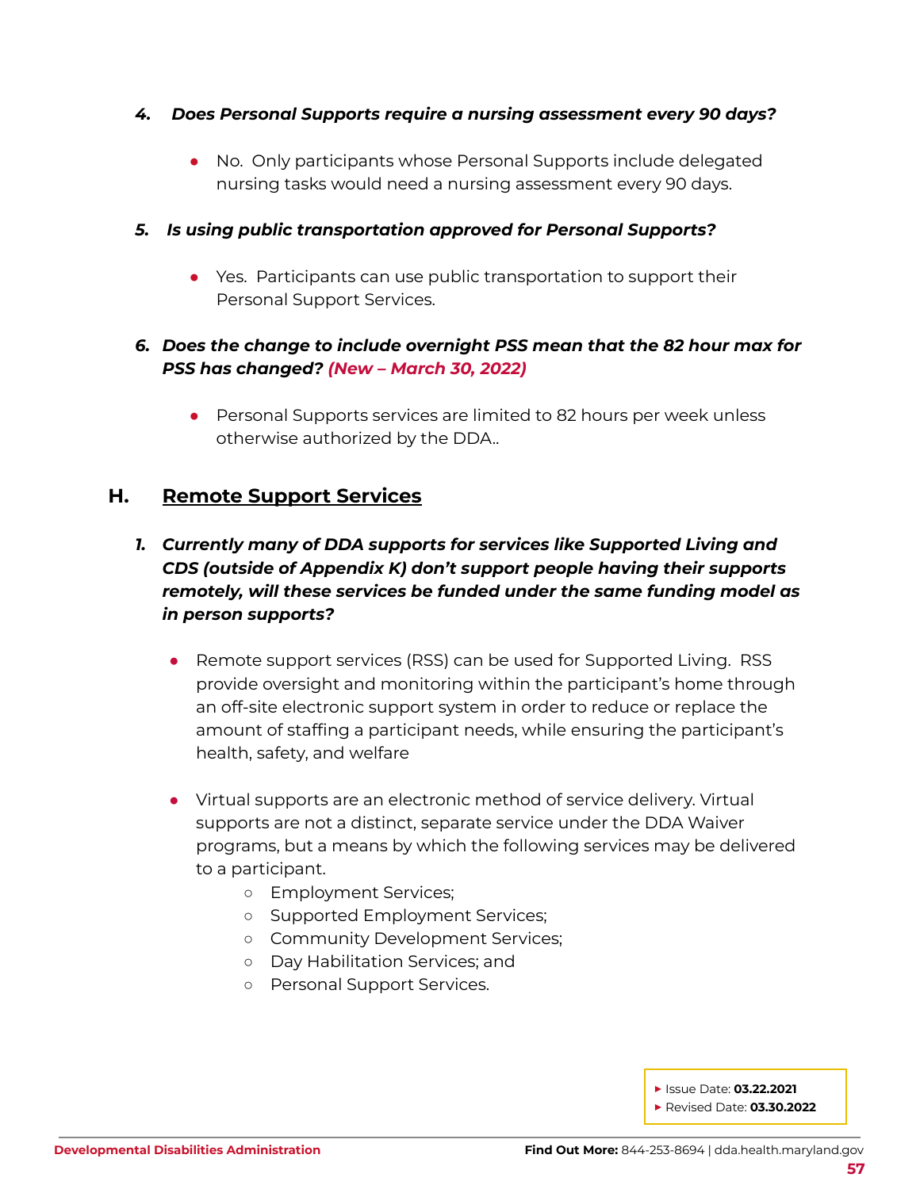4. ***Does Personal Supports require a nursing assessment every 90 days?***

    - No. Only participants whose Personal Supports include delegated nursing tasks would need a nursing assessment every 90 days.

5. ***Is using public transportation approved for Personal Supports?***

    - Yes. Participants can use public transportation to support their Personal Support Services.

6. ***Does the change to include overnight PSS mean that the 82 hour max for PSS has changed? (New – March 30, 2022)***

    - Personal Supports services are limited to 82 hours per week unless otherwise authorized by the DDA..

## H. Remote Support Services

1. ***Currently many of DDA supports for services like Supported Living and CDS (outside of Appendix K) don't support people having their supports remotely, will these services be funded under the same funding model as in person supports?***

    - Remote support services (RSS) can be used for Supported Living. RSS provide oversight and monitoring within the participant's home through an off-site electronic support system in order to reduce or replace the amount of staffing a participant needs, while ensuring the participant's health, safety, and welfare

    - Virtual supports are an electronic method of service delivery. Virtual supports are not a distinct, separate service under the DDA Waiver programs, but a means by which the following services may be delivered to a participant.
        - Employment Services;
        - Supported Employment Services;
        - Community Development Services;
        - Day Habilitation Services; and
        - Personal Support Services.

- Issue Date: **03.22.2021**
- Revised Date: **03.30.2022**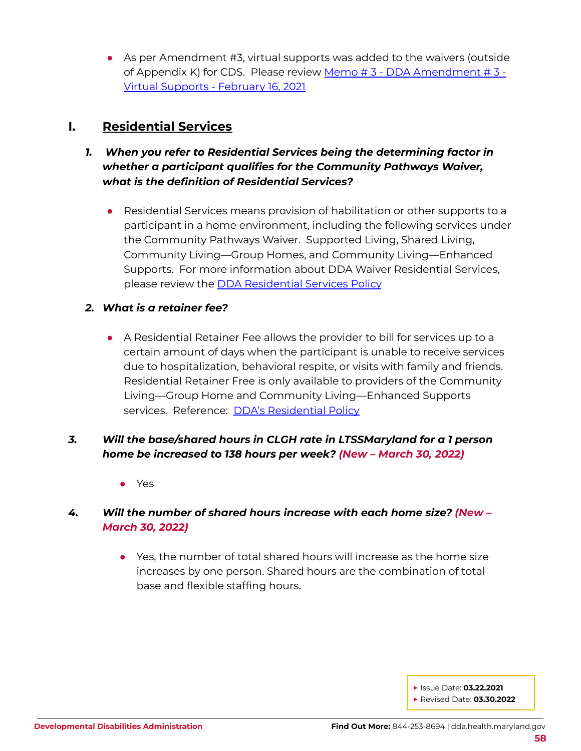- As per Amendment #3, virtual supports was added to the waivers (outside of Appendix K) for CDS. Please review Memo # 3 - DDA Amendment # 3 - Virtual Supports - February 16, 2021

## I. Residential Services

***1. When you refer to Residential Services being the determining factor in whether a participant qualifies for the Community Pathways Waiver, what is the definition of Residential Services?***

- Residential Services means provision of habilitation or other supports to a participant in a home environment, including the following services under the Community Pathways Waiver. Supported Living, Shared Living, Community Living—Group Homes, and Community Living—Enhanced Supports. For more information about DDA Waiver Residential Services, please review the DDA Residential Services Policy

***2. What is a retainer fee?***

- A Residential Retainer Fee allows the provider to bill for services up to a certain amount of days when the participant is unable to receive services due to hospitalization, behavioral respite, or visits with family and friends. Residential Retainer Free is only available to providers of the Community Living—Group Home and Community Living—Enhanced Supports services. Reference: DDA's Residential Policy

***3. Will the base/shared hours in CLGH rate in LTSSMaryland for a 1 person home be increased to 138 hours per week? (New – March 30, 2022)***

- Yes

***4. Will the number of shared hours increase with each home size? (New – March 30, 2022)***

- Yes, the number of total shared hours will increase as the home size increases by one person. Shared hours are the combination of total base and flexible staffing hours.

- Issue Date: **03.22.2021**
- Revised Date: **03.30.2022**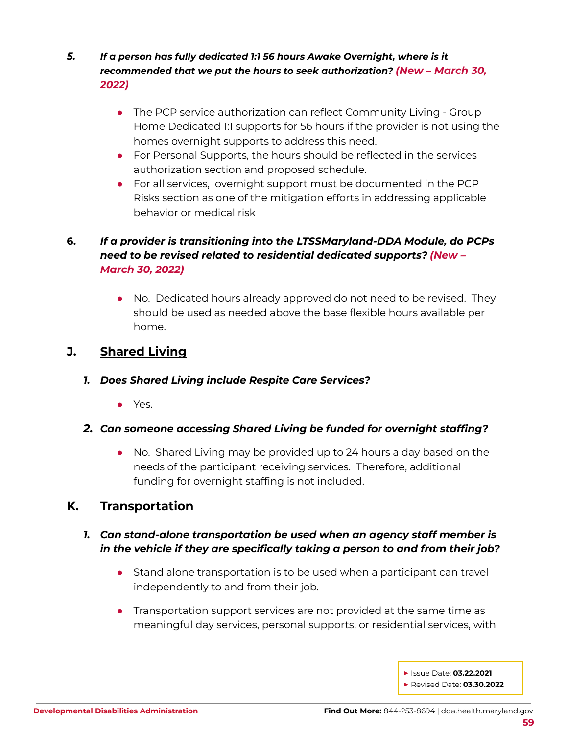5. ***If a person has fully dedicated 1:1 56 hours Awake Overnight, where is it recommended that we put the hours to seek authorization? (New – March 30, 2022)***

    - The PCP service authorization can reflect Community Living - Group Home Dedicated 1:1 supports for 56 hours if the provider is not using the homes overnight supports to address this need.
    - For Personal Supports, the hours should be reflected in the services authorization section and proposed schedule.
    - For all services, overnight support must be documented in the PCP Risks section as one of the mitigation efforts in addressing applicable behavior or medical risk

6. ***If a provider is transitioning into the LTSSMaryland-DDA Module, do PCPs need to be revised related to residential dedicated supports? (New – March 30, 2022)***

    - No. Dedicated hours already approved do not need to be revised. They should be used as needed above the base flexible hours available per home.

## J. Shared Living

1. ***Does Shared Living include Respite Care Services?***

    - Yes.

2. ***Can someone accessing Shared Living be funded for overnight staffing?***

    - No. Shared Living may be provided up to 24 hours a day based on the needs of the participant receiving services. Therefore, additional funding for overnight staffing is not included.

## K. Transportation

1. ***Can stand-alone transportation be used when an agency staff member is in the vehicle if they are specifically taking a person to and from their job?***

    - Stand alone transportation is to be used when a participant can travel independently to and from their job.

    - Transportation support services are not provided at the same time as meaningful day services, personal supports, or residential services, with

- Issue Date: **03.22.2021**
- Revised Date: **03.30.2022**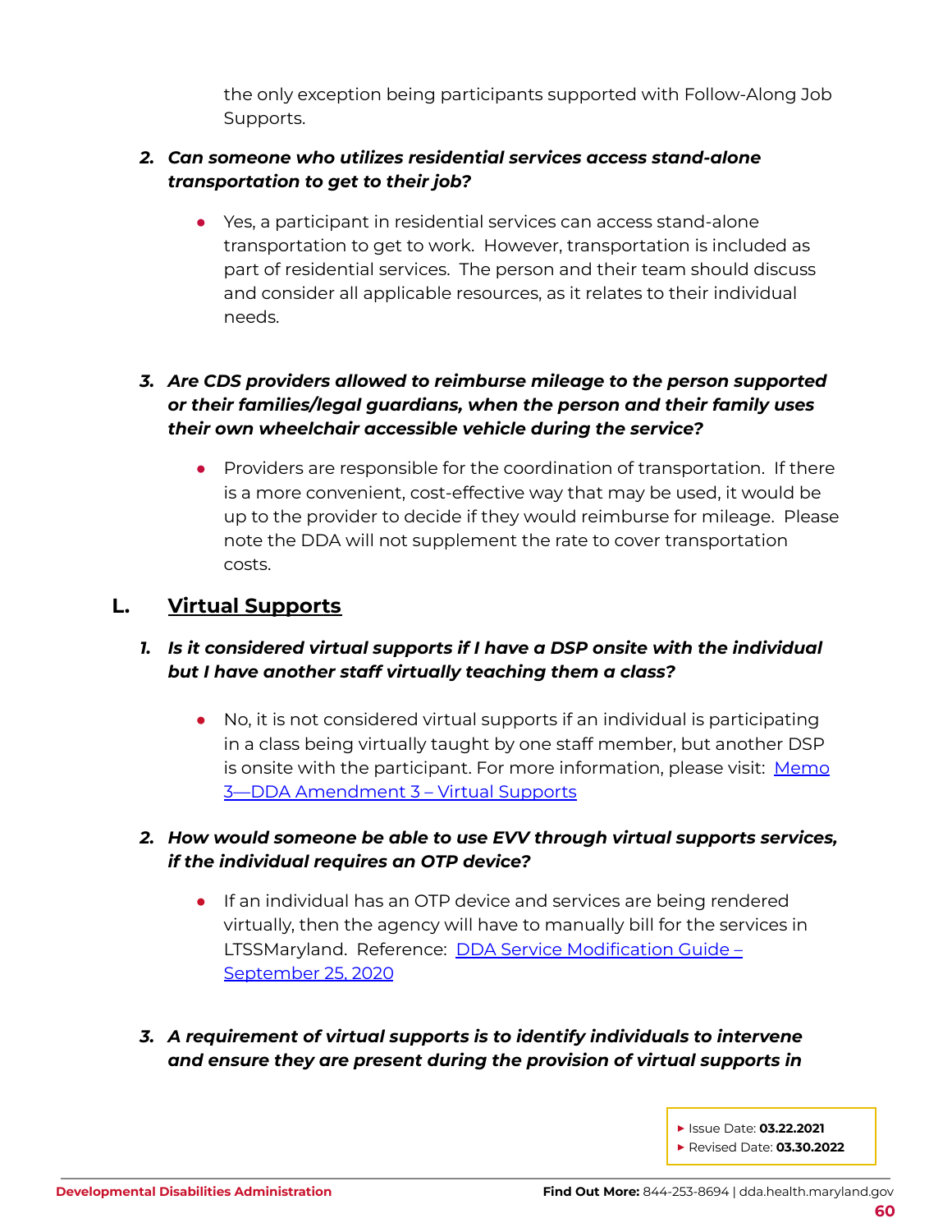the only exception being participants supported with Follow-Along Job Supports.

2. ***Can someone who utilizes residential services access stand-alone transportation to get to their job?***

   - Yes, a participant in residential services can access stand-alone transportation to get to work. However, transportation is included as part of residential services. The person and their team should discuss and consider all applicable resources, as it relates to their individual needs.

3. ***Are CDS providers allowed to reimburse mileage to the person supported or their families/legal guardians, when the person and their family uses their own wheelchair accessible vehicle during the service?***

   - Providers are responsible for the coordination of transportation. If there is a more convenient, cost-effective way that may be used, it would be up to the provider to decide if they would reimburse for mileage. Please note the DDA will not supplement the rate to cover transportation costs.

## L. Virtual Supports

1. ***Is it considered virtual supports if I have a DSP onsite with the individual but I have another staff virtually teaching them a class?***

   - No, it is not considered virtual supports if an individual is participating in a class being virtually taught by one staff member, but another DSP is onsite with the participant. For more information, please visit: Memo 3—DDA Amendment 3 – Virtual Supports

2. ***How would someone be able to use EVV through virtual supports services, if the individual requires an OTP device?***

   - If an individual has an OTP device and services are being rendered virtually, then the agency will have to manually bill for the services in LTSSMaryland. Reference: DDA Service Modification Guide – September 25, 2020

3. ***A requirement of virtual supports is to identify individuals to intervene and ensure they are present during the provision of virtual supports in***

- Issue Date: **03.22.2021**
- Revised Date: **03.30.2022**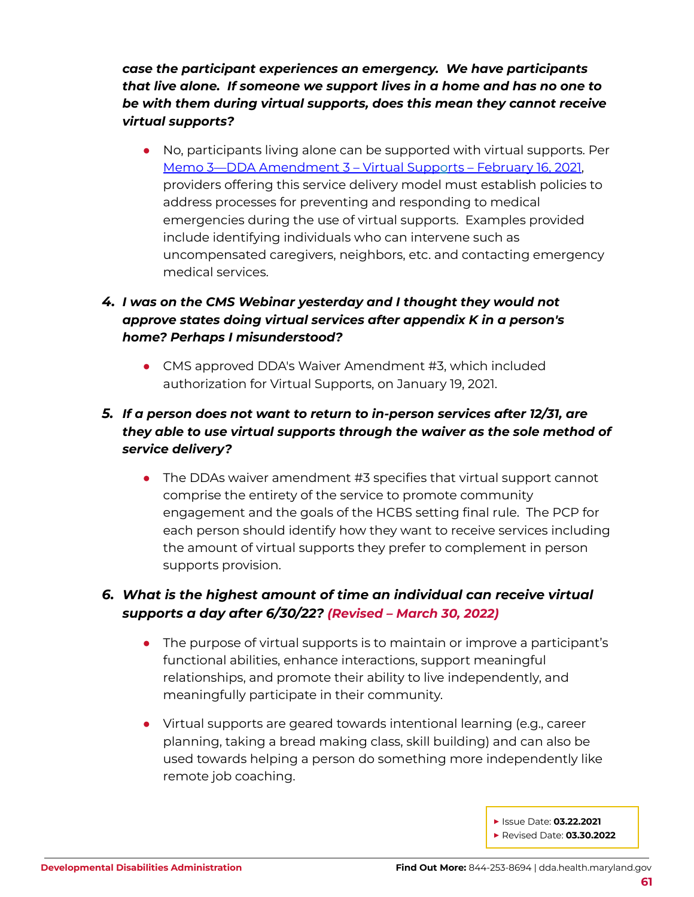***case the participant experiences an emergency. We have participants that live alone. If someone we support lives in a home and has no one to be with them during virtual supports, does this mean they cannot receive virtual supports?***

- No, participants living alone can be supported with virtual supports. Per Memo 3—DDA Amendment 3 – Virtual Supports – February 16, 2021, providers offering this service delivery model must establish policies to address processes for preventing and responding to medical emergencies during the use of virtual supports. Examples provided include identifying individuals who can intervene such as uncompensated caregivers, neighbors, etc. and contacting emergency medical services.

4. ***I was on the CMS Webinar yesterday and I thought they would not approve states doing virtual services after appendix K in a person's home? Perhaps I misunderstood?***
   - CMS approved DDA's Waiver Amendment #3, which included authorization for Virtual Supports, on January 19, 2021.

5. ***If a person does not want to return to in-person services after 12/31, are they able to use virtual supports through the waiver as the sole method of service delivery?***
   - The DDAs waiver amendment #3 specifies that virtual support cannot comprise the entirety of the service to promote community engagement and the goals of the HCBS setting final rule. The PCP for each person should identify how they want to receive services including the amount of virtual supports they prefer to complement in person supports provision.

6. ***What is the highest amount of time an individual can receive virtual supports a day after 6/30/22? (Revised – March 30, 2022)***
   - The purpose of virtual supports is to maintain or improve a participant's functional abilities, enhance interactions, support meaningful relationships, and promote their ability to live independently, and meaningfully participate in their community.
   - Virtual supports are geared towards intentional learning (e.g., career planning, taking a bread making class, skill building) and can also be used towards helping a person do something more independently like remote job coaching.

- Issue Date: **03.22.2021**
- Revised Date: **03.30.2022**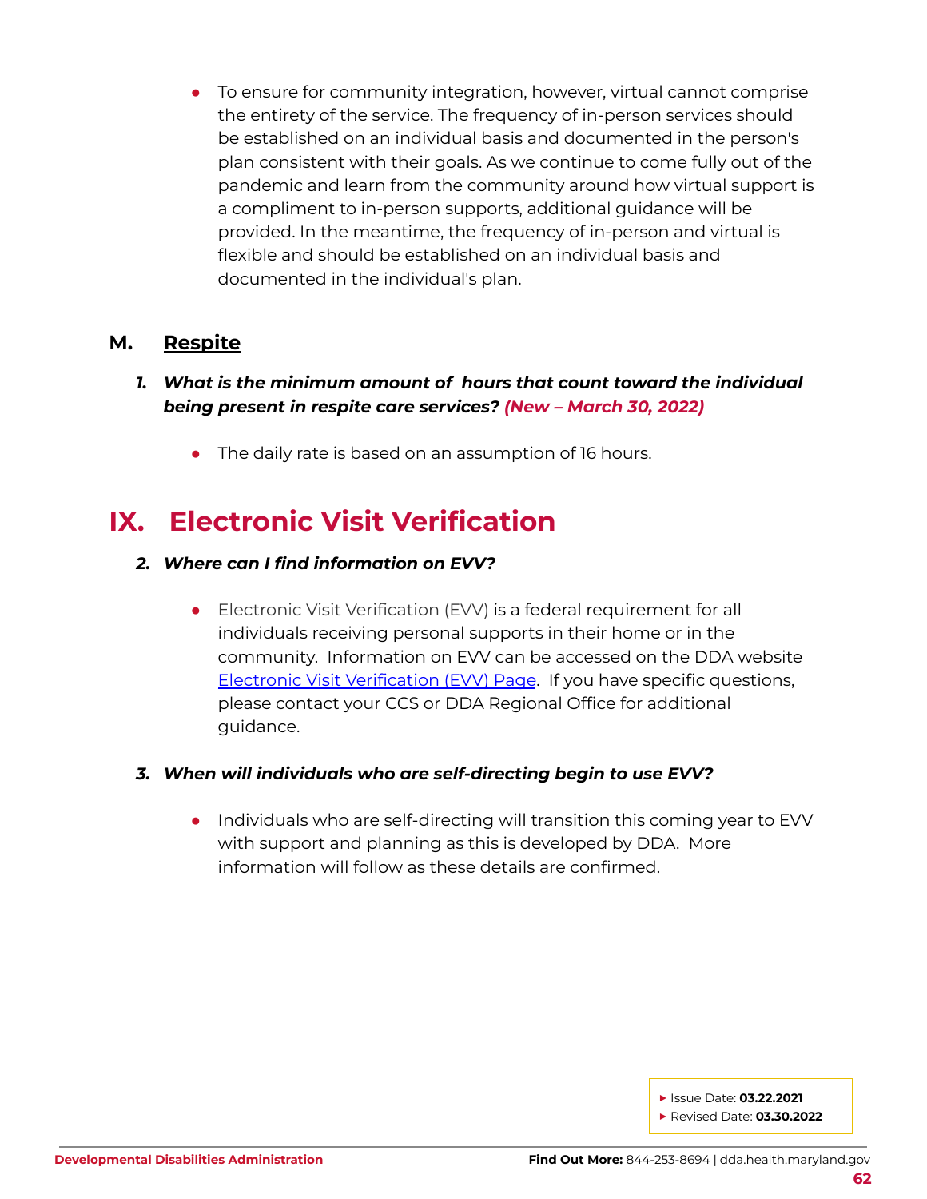- To ensure for community integration, however, virtual cannot comprise the entirety of the service. The frequency of in-person services should be established on an individual basis and documented in the person's plan consistent with their goals. As we continue to come fully out of the pandemic and learn from the community around how virtual support is a compliment to in-person supports, additional guidance will be provided. In the meantime, the frequency of in-person and virtual is flexible and should be established on an individual basis and documented in the individual's plan.

### M. Respite

1. ***What is the minimum amount of hours that count toward the individual being present in respite care services? (New – March 30, 2022)***

   - The daily rate is based on an assumption of 16 hours.

## IX. Electronic Visit Verification

2. ***Where can I find information on EVV?***

   - Electronic Visit Verification (EVV) is a federal requirement for all individuals receiving personal supports in their home or in the community. Information on EVV can be accessed on the DDA website Electronic Visit Verification (EVV) Page. If you have specific questions, please contact your CCS or DDA Regional Office for additional guidance.

3. ***When will individuals who are self-directing begin to use EVV?***

   - Individuals who are self-directing will transition this coming year to EVV with support and planning as this is developed by DDA. More information will follow as these details are confirmed.

- Issue Date: **03.22.2021**
- Revised Date: **03.30.2022**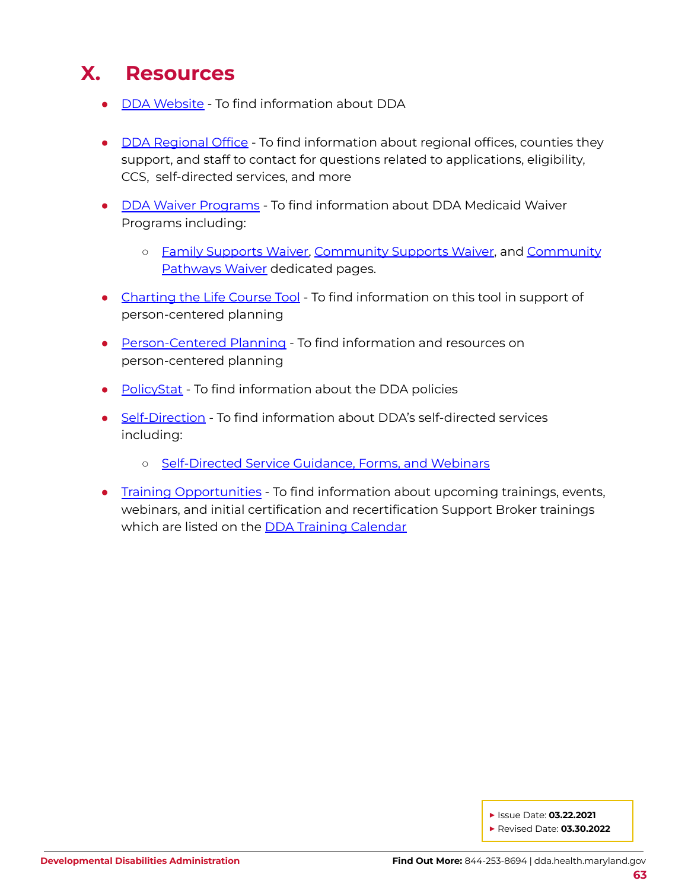# X. Resources

- DDA Website - To find information about DDA
- DDA Regional Office - To find information about regional offices, counties they support, and staff to contact for questions related to applications, eligibility, CCS, self-directed services, and more
- DDA Waiver Programs - To find information about DDA Medicaid Waiver Programs including:
  - Family Supports Waiver, Community Supports Waiver, and Community Pathways Waiver dedicated pages.
- Charting the Life Course Tool - To find information on this tool in support of person-centered planning
- Person-Centered Planning - To find information and resources on person-centered planning
- PolicyStat - To find information about the DDA policies
- Self-Direction - To find information about DDA's self-directed services including:
  - Self-Directed Service Guidance, Forms, and Webinars
- Training Opportunities - To find information about upcoming trainings, events, webinars, and initial certification and recertification Support Broker trainings which are listed on the DDA Training Calendar

- Issue Date: **03.22.2021**
- Revised Date: **03.30.2022**